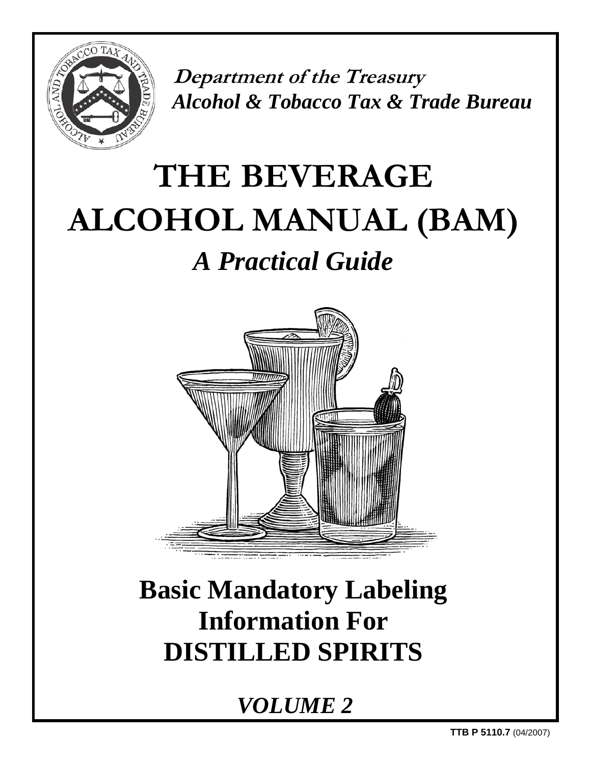**Department of the Treasury**
***Alcohol & Tobacco Tax & Trade Bureau***

# THE BEVERAGE ALCOHOL MANUAL (BAM)

## *A Practical Guide*

## Basic Mandatory Labeling Information For DISTILLED SPIRITS

## *VOLUME 2*

**TTB P 5110.7** (04/2007)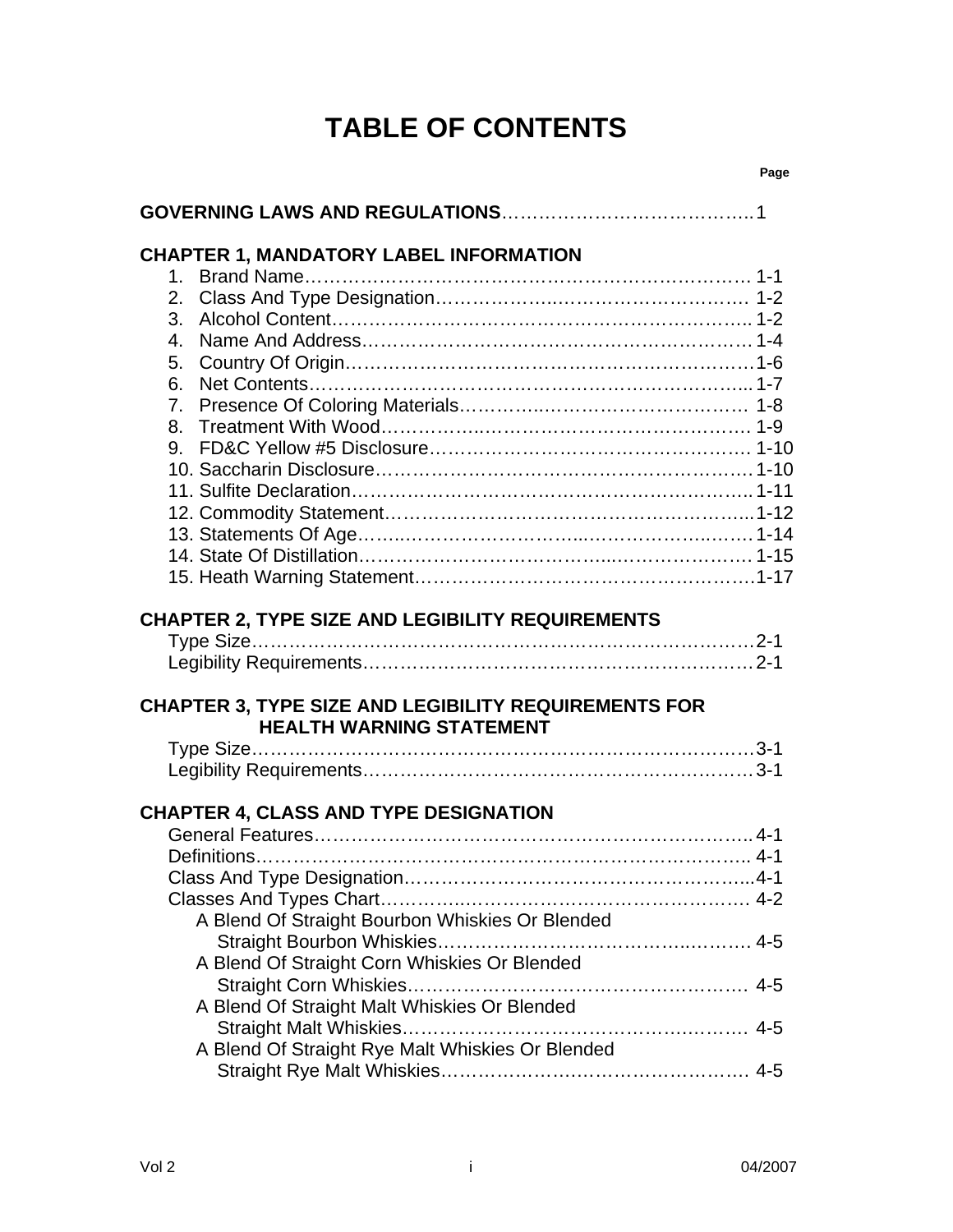# TABLE OF CONTENTS

| | Page |
|---|---|
| **GOVERNING LAWS AND REGULATIONS** | 1 |
| **CHAPTER 1, MANDATORY LABEL INFORMATION** | |
| 1. Brand Name | 1-1 |
| 2. Class And Type Designation | 1-2 |
| 3. Alcohol Content | 1-2 |
| 4. Name And Address | 1-4 |
| 5. Country Of Origin | 1-6 |
| 6. Net Contents | 1-7 |
| 7. Presence Of Coloring Materials | 1-8 |
| 8. Treatment With Wood | 1-9 |
| 9. FD&C Yellow #5 Disclosure | 1-10 |
| 10. Saccharin Disclosure | 1-10 |
| 11. Sulfite Declaration | 1-11 |
| 12. Commodity Statement | 1-12 |
| 13. Statements Of Age | 1-14 |
| 14. State Of Distillation | 1-15 |
| 15. Heath Warning Statement | 1-17 |
| **CHAPTER 2, TYPE SIZE AND LEGIBILITY REQUIREMENTS** | |
| Type Size | 2-1 |
| Legibility Requirements | 2-1 |
| **CHAPTER 3, TYPE SIZE AND LEGIBILITY REQUIREMENTS FOR HEALTH WARNING STATEMENT** | |
| Type Size | 3-1 |
| Legibility Requirements | 3-1 |
| **CHAPTER 4, CLASS AND TYPE DESIGNATION** | |
| General Features | 4-1 |
| Definitions | 4-1 |
| Class And Type Designation | 4-1 |
| Classes And Types Chart | 4-2 |
| A Blend Of Straight Bourbon Whiskies Or Blended Straight Bourbon Whiskies | 4-5 |
| A Blend Of Straight Corn Whiskies Or Blended Straight Corn Whiskies | 4-5 |
| A Blend Of Straight Malt Whiskies Or Blended Straight Malt Whiskies | 4-5 |
| A Blend Of Straight Rye Malt Whiskies Or Blended Straight Rye Malt Whiskies | 4-5 |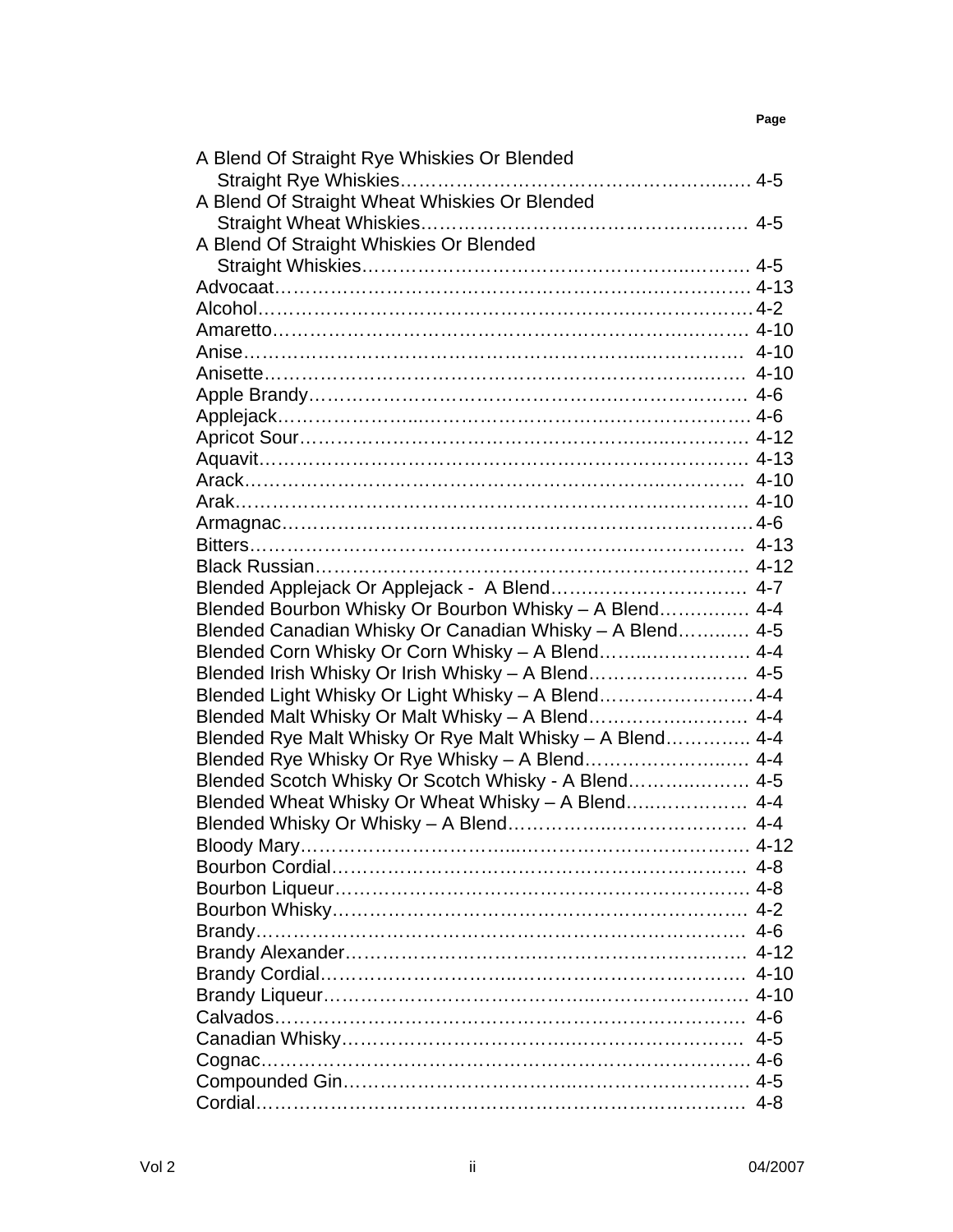| | Page |
|---|---|
| A Blend Of Straight Rye Whiskies Or Blended Straight Rye Whiskies | 4-5 |
| A Blend Of Straight Wheat Whiskies Or Blended Straight Wheat Whiskies | 4-5 |
| A Blend Of Straight Whiskies Or Blended Straight Whiskies | 4-5 |
| Advocaat | 4-13 |
| Alcohol | 4-2 |
| Amaretto | 4-10 |
| Anise | 4-10 |
| Anisette | 4-10 |
| Apple Brandy | 4-6 |
| Applejack | 4-6 |
| Apricot Sour | 4-12 |
| Aquavit | 4-13 |
| Arack | 4-10 |
| Arak | 4-10 |
| Armagnac | 4-6 |
| Bitters | 4-13 |
| Black Russian | 4-12 |
| Blended Applejack Or Applejack - A Blend | 4-7 |
| Blended Bourbon Whisky Or Bourbon Whisky – A Blend | 4-4 |
| Blended Canadian Whisky Or Canadian Whisky – A Blend | 4-5 |
| Blended Corn Whisky Or Corn Whisky – A Blend | 4-4 |
| Blended Irish Whisky Or Irish Whisky – A Blend | 4-5 |
| Blended Light Whisky Or Light Whisky – A Blend | 4-4 |
| Blended Malt Whisky Or Malt Whisky – A Blend | 4-4 |
| Blended Rye Malt Whisky Or Rye Malt Whisky – A Blend | 4-4 |
| Blended Rye Whisky Or Rye Whisky – A Blend | 4-4 |
| Blended Scotch Whisky Or Scotch Whisky - A Blend | 4-5 |
| Blended Wheat Whisky Or Wheat Whisky – A Blend | 4-4 |
| Blended Whisky Or Whisky – A Blend | 4-4 |
| Bloody Mary | 4-12 |
| Bourbon Cordial | 4-8 |
| Bourbon Liqueur | 4-8 |
| Bourbon Whisky | 4-2 |
| Brandy | 4-6 |
| Brandy Alexander | 4-12 |
| Brandy Cordial | 4-10 |
| Brandy Liqueur | 4-10 |
| Calvados | 4-6 |
| Canadian Whisky | 4-5 |
| Cognac | 4-6 |
| Compounded Gin | 4-5 |
| Cordial | 4-8 |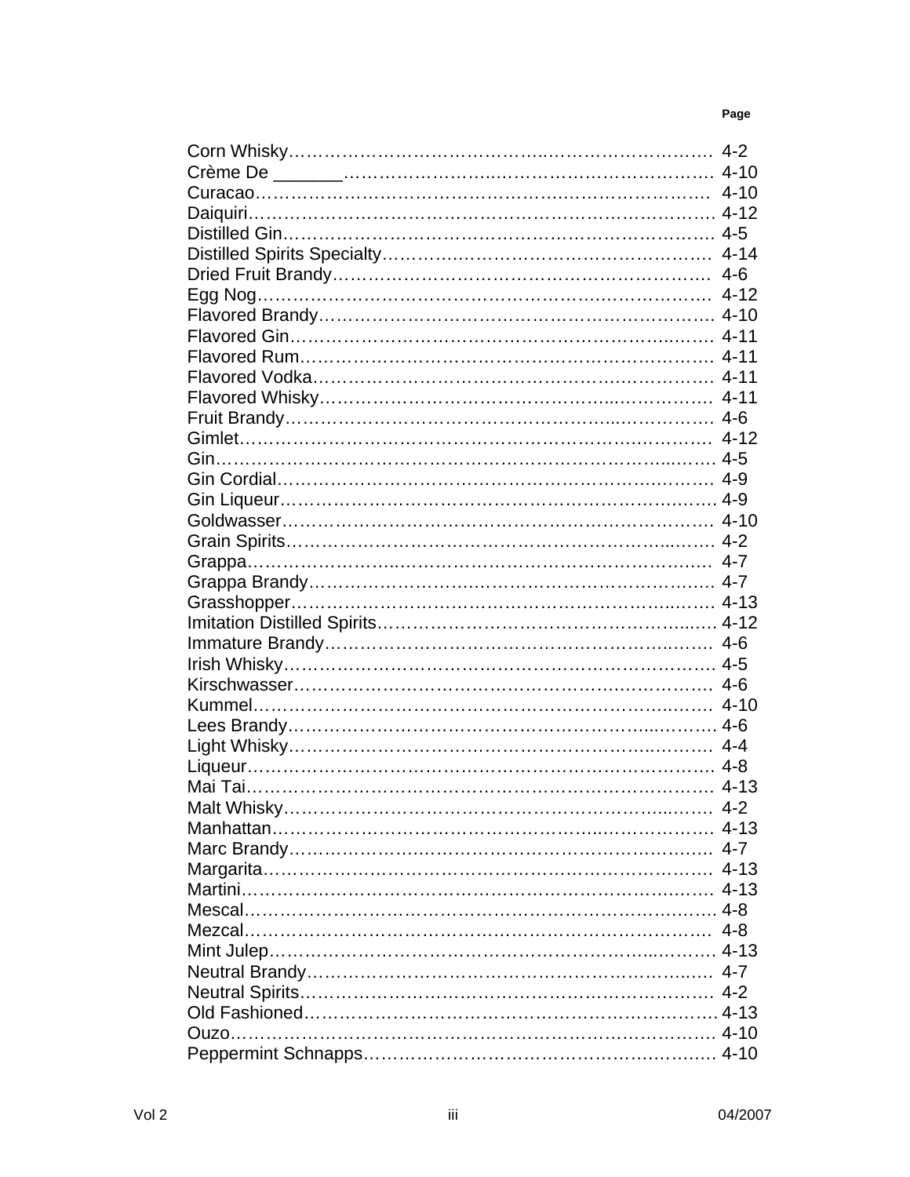| | Page |
|---|---|
| Corn Whisky | 4-2 |
| Crème De _______ | 4-10 |
| Curacao | 4-10 |
| Daiquiri | 4-12 |
| Distilled Gin | 4-5 |
| Distilled Spirits Specialty | 4-14 |
| Dried Fruit Brandy | 4-6 |
| Egg Nog | 4-12 |
| Flavored Brandy | 4-10 |
| Flavored Gin | 4-11 |
| Flavored Rum | 4-11 |
| Flavored Vodka | 4-11 |
| Flavored Whisky | 4-11 |
| Fruit Brandy | 4-6 |
| Gimlet | 4-12 |
| Gin | 4-5 |
| Gin Cordial | 4-9 |
| Gin Liqueur | 4-9 |
| Goldwasser | 4-10 |
| Grain Spirits | 4-2 |
| Grappa | 4-7 |
| Grappa Brandy | 4-7 |
| Grasshopper | 4-13 |
| Imitation Distilled Spirits | 4-12 |
| Immature Brandy | 4-6 |
| Irish Whisky | 4-5 |
| Kirschwasser | 4-6 |
| Kummel | 4-10 |
| Lees Brandy | 4-6 |
| Light Whisky | 4-4 |
| Liqueur | 4-8 |
| Mai Tai | 4-13 |
| Malt Whisky | 4-2 |
| Manhattan | 4-13 |
| Marc Brandy | 4-7 |
| Margarita | 4-13 |
| Martini | 4-13 |
| Mescal | 4-8 |
| Mezcal | 4-8 |
| Mint Julep | 4-13 |
| Neutral Brandy | 4-7 |
| Neutral Spirits | 4-2 |
| Old Fashioned | 4-13 |
| Ouzo | 4-10 |
| Peppermint Schnapps | 4-10 |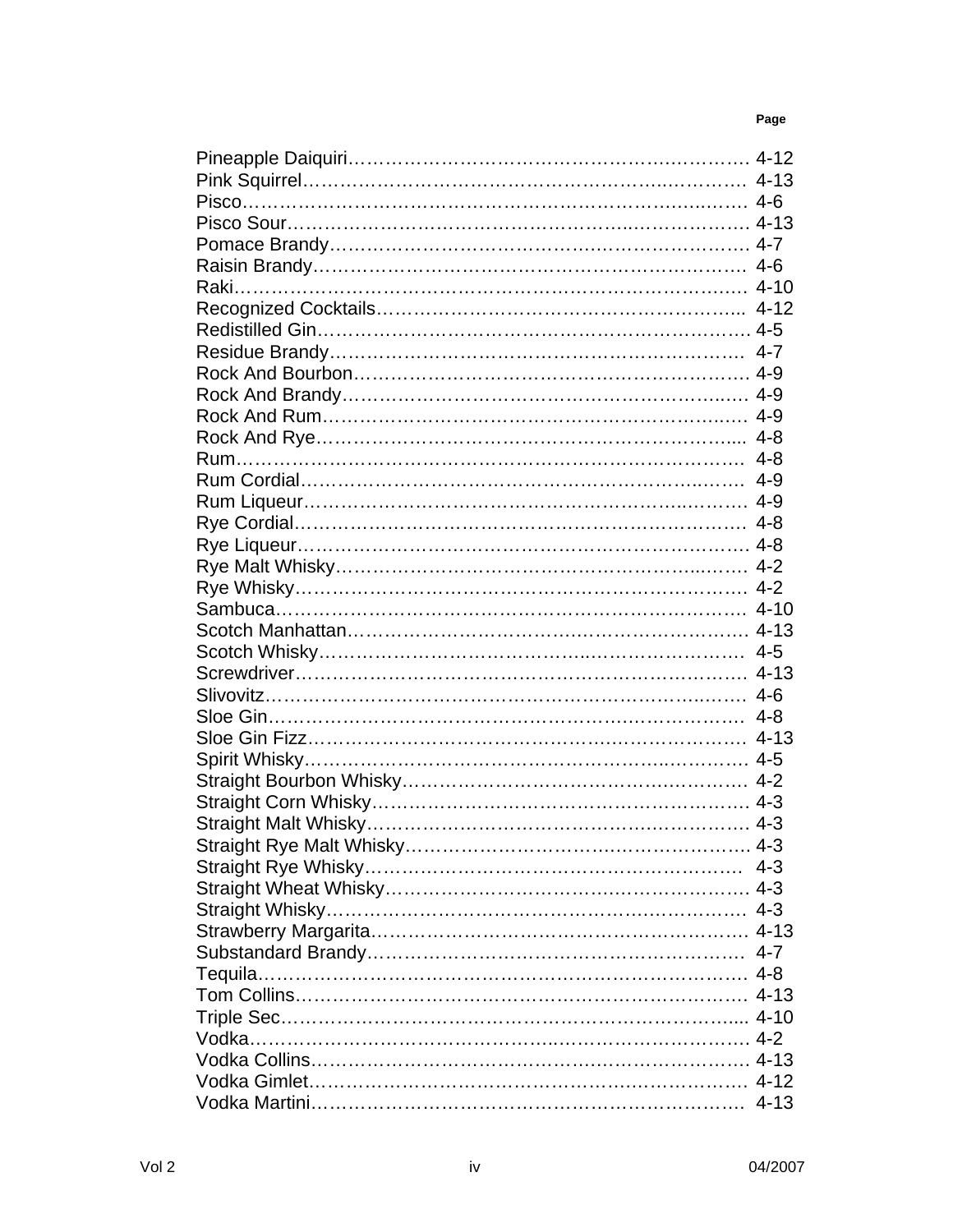| | Page |
|---|---|
| Pineapple Daiquiri | 4-12 |
| Pink Squirrel | 4-13 |
| Pisco | 4-6 |
| Pisco Sour | 4-13 |
| Pomace Brandy | 4-7 |
| Raisin Brandy | 4-6 |
| Raki | 4-10 |
| Recognized Cocktails | 4-12 |
| Redistilled Gin | 4-5 |
| Residue Brandy | 4-7 |
| Rock And Bourbon | 4-9 |
| Rock And Brandy | 4-9 |
| Rock And Rum | 4-9 |
| Rock And Rye | 4-8 |
| Rum | 4-8 |
| Rum Cordial | 4-9 |
| Rum Liqueur | 4-9 |
| Rye Cordial | 4-8 |
| Rye Liqueur | 4-8 |
| Rye Malt Whisky | 4-2 |
| Rye Whisky | 4-2 |
| Sambuca | 4-10 |
| Scotch Manhattan | 4-13 |
| Scotch Whisky | 4-5 |
| Screwdriver | 4-13 |
| Slivovitz | 4-6 |
| Sloe Gin | 4-8 |
| Sloe Gin Fizz | 4-13 |
| Spirit Whisky | 4-5 |
| Straight Bourbon Whisky | 4-2 |
| Straight Corn Whisky | 4-3 |
| Straight Malt Whisky | 4-3 |
| Straight Rye Malt Whisky | 4-3 |
| Straight Rye Whisky | 4-3 |
| Straight Wheat Whisky | 4-3 |
| Straight Whisky | 4-3 |
| Strawberry Margarita | 4-13 |
| Substandard Brandy | 4-7 |
| Tequila | 4-8 |
| Tom Collins | 4-13 |
| Triple Sec | 4-10 |
| Vodka | 4-2 |
| Vodka Collins | 4-13 |
| Vodka Gimlet | 4-12 |
| Vodka Martini | 4-13 |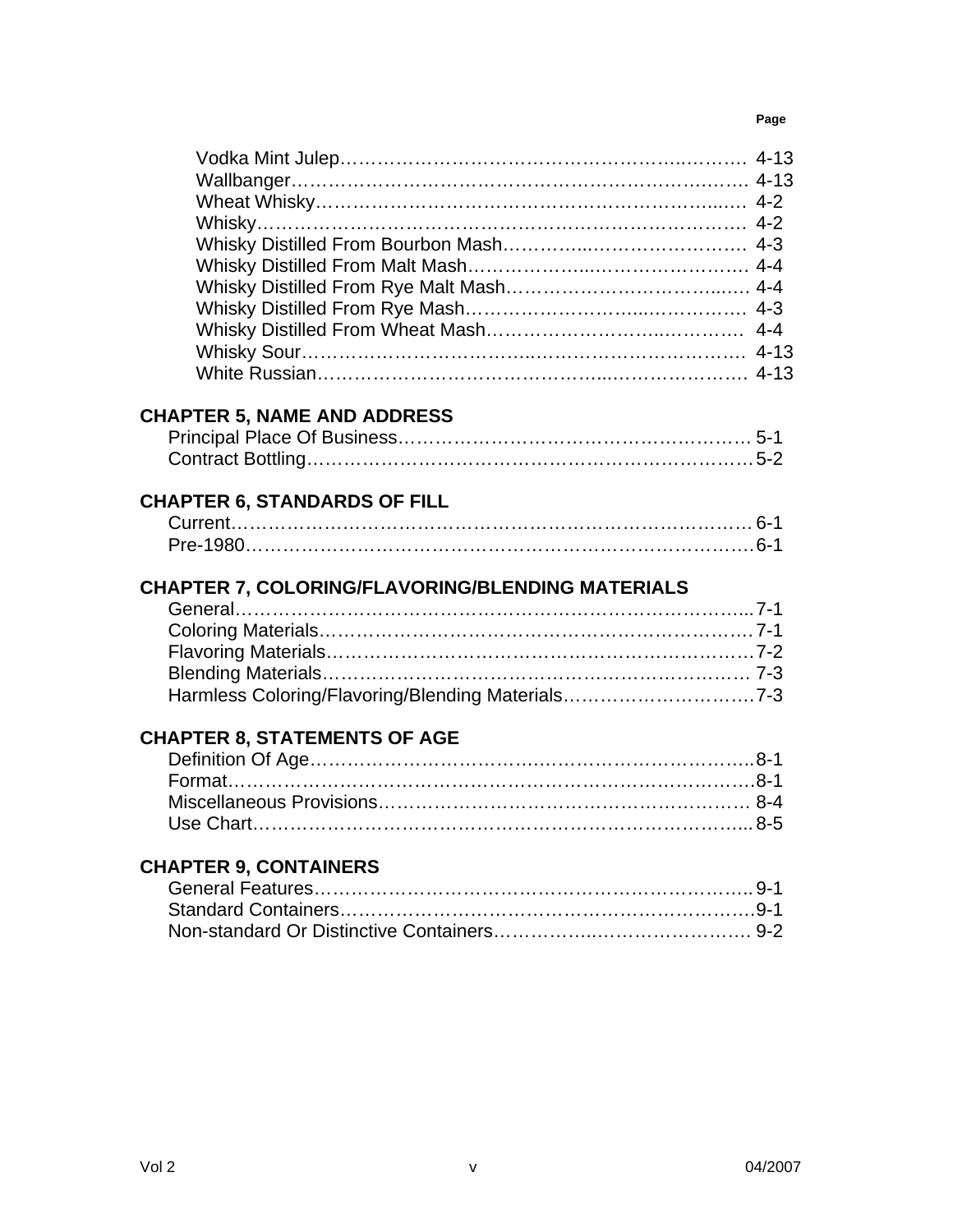| | Page |
|---|---|
| Vodka Mint Julep | 4-13 |
| Wallbanger | 4-13 |
| Wheat Whisky | 4-2 |
| Whisky | 4-2 |
| Whisky Distilled From Bourbon Mash | 4-3 |
| Whisky Distilled From Malt Mash | 4-4 |
| Whisky Distilled From Rye Malt Mash | 4-4 |
| Whisky Distilled From Rye Mash | 4-3 |
| Whisky Distilled From Wheat Mash | 4-4 |
| Whisky Sour | 4-13 |
| White Russian | 4-13 |

**CHAPTER 5, NAME AND ADDRESS**

| | |
|---|---|
| Principal Place Of Business | 5-1 |
| Contract Bottling | 5-2 |

**CHAPTER 6, STANDARDS OF FILL**

| | |
|---|---|
| Current | 6-1 |
| Pre-1980 | 6-1 |

**CHAPTER 7, COLORING/FLAVORING/BLENDING MATERIALS**

| | |
|---|---|
| General | 7-1 |
| Coloring Materials | 7-1 |
| Flavoring Materials | 7-2 |
| Blending Materials | 7-3 |
| Harmless Coloring/Flavoring/Blending Materials | 7-3 |

**CHAPTER 8, STATEMENTS OF AGE**

| | |
|---|---|
| Definition Of Age | 8-1 |
| Format | 8-1 |
| Miscellaneous Provisions | 8-4 |
| Use Chart | 8-5 |

**CHAPTER 9, CONTAINERS**

| | |
|---|---|
| General Features | 9-1 |
| Standard Containers | 9-1 |
| Non-standard Or Distinctive Containers | 9-2 |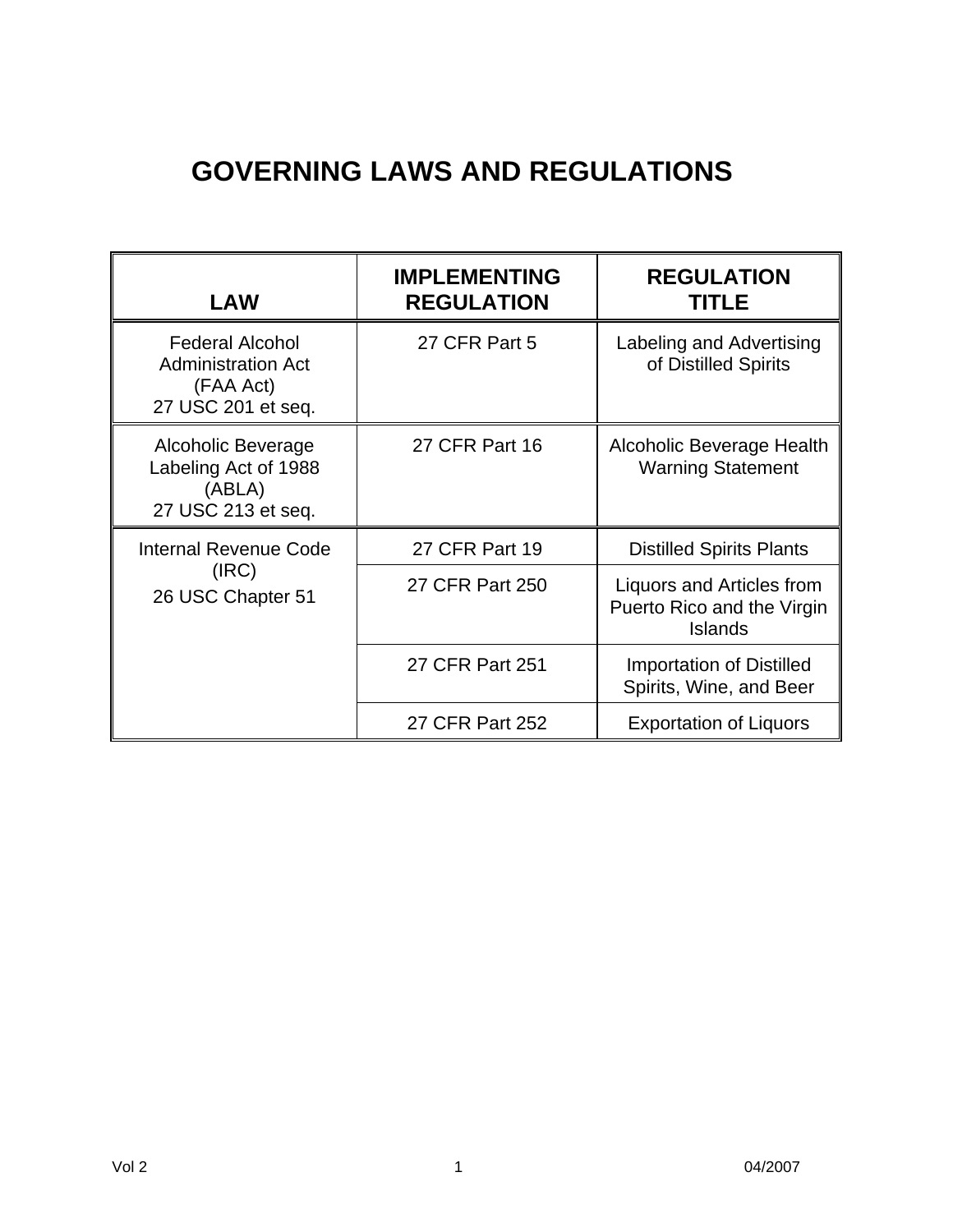# GOVERNING LAWS AND REGULATIONS

| LAW | IMPLEMENTING REGULATION | REGULATION TITLE |
|---|---|---|
| Federal Alcohol Administration Act (FAA Act) 27 USC 201 et seq. | 27 CFR Part 5 | Labeling and Advertising of Distilled Spirits |
| Alcoholic Beverage Labeling Act of 1988 (ABLA) 27 USC 213 et seq. | 27 CFR Part 16 | Alcoholic Beverage Health Warning Statement |
| Internal Revenue Code (IRC) 26 USC Chapter 51 | 27 CFR Part 19 | Distilled Spirits Plants |
| | 27 CFR Part 250 | Liquors and Articles from Puerto Rico and the Virgin Islands |
| | 27 CFR Part 251 | Importation of Distilled Spirits, Wine, and Beer |
| | 27 CFR Part 252 | Exportation of Liquors |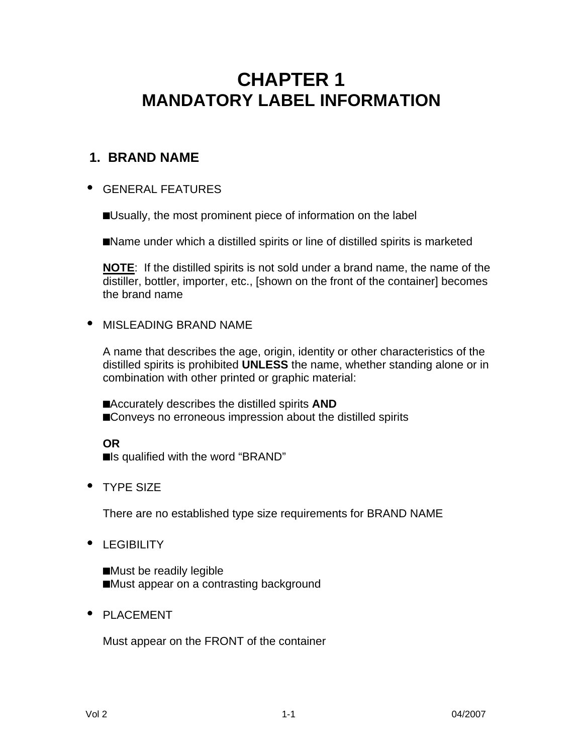# CHAPTER 1
# MANDATORY LABEL INFORMATION

## 1. BRAND NAME

- GENERAL FEATURES

  ■ Usually, the most prominent piece of information on the label

  ■ Name under which a distilled spirits or line of distilled spirits is marketed

  **NOTE**: If the distilled spirits is not sold under a brand name, the name of the distiller, bottler, importer, etc., [shown on the front of the container] becomes the brand name

- MISLEADING BRAND NAME

  A name that describes the age, origin, identity or other characteristics of the distilled spirits is prohibited **UNLESS** the name, whether standing alone or in combination with other printed or graphic material:

  ■ Accurately describes the distilled spirits **AND**
  ■ Conveys no erroneous impression about the distilled spirits

  **OR**
  ■ Is qualified with the word "BRAND"

- TYPE SIZE

  There are no established type size requirements for BRAND NAME

- LEGIBILITY

  ■ Must be readily legible
  ■ Must appear on a contrasting background

- PLACEMENT

  Must appear on the FRONT of the container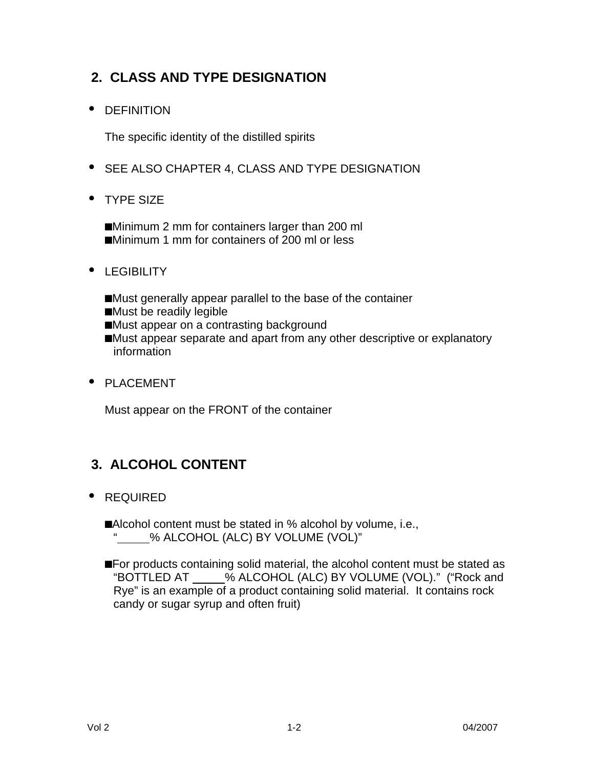## 2. CLASS AND TYPE DESIGNATION

- DEFINITION

  The specific identity of the distilled spirits

- SEE ALSO CHAPTER 4, CLASS AND TYPE DESIGNATION

- TYPE SIZE

  - Minimum 2 mm for containers larger than 200 ml
  - Minimum 1 mm for containers of 200 ml or less

- LEGIBILITY

  - Must generally appear parallel to the base of the container
  - Must be readily legible
  - Must appear on a contrasting background
  - Must appear separate and apart from any other descriptive or explanatory information

- PLACEMENT

  Must appear on the FRONT of the container

## 3. ALCOHOL CONTENT

- REQUIRED

  - Alcohol content must be stated in % alcohol by volume, i.e., "_____% ALCOHOL (ALC) BY VOLUME (VOL)"

  - For products containing solid material, the alcohol content must be stated as "BOTTLED AT _____% ALCOHOL (ALC) BY VOLUME (VOL)." ("Rock and Rye" is an example of a product containing solid material. It contains rock candy or sugar syrup and often fruit)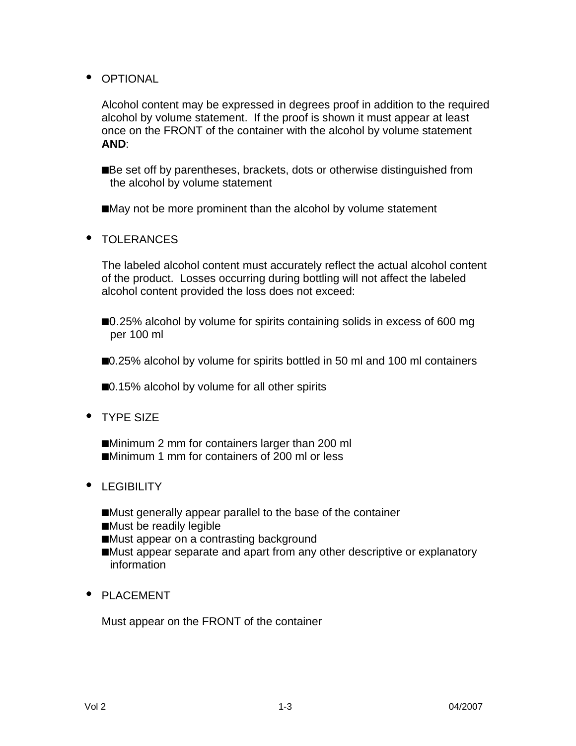- OPTIONAL

  Alcohol content may be expressed in degrees proof in addition to the required alcohol by volume statement. If the proof is shown it must appear at least once on the FRONT of the container with the alcohol by volume statement **AND**:

  - Be set off by parentheses, brackets, dots or otherwise distinguished from the alcohol by volume statement

  - May not be more prominent than the alcohol by volume statement

- TOLERANCES

  The labeled alcohol content must accurately reflect the actual alcohol content of the product. Losses occurring during bottling will not affect the labeled alcohol content provided the loss does not exceed:

  - 0.25% alcohol by volume for spirits containing solids in excess of 600 mg per 100 ml

  - 0.25% alcohol by volume for spirits bottled in 50 ml and 100 ml containers

  - 0.15% alcohol by volume for all other spirits

- TYPE SIZE

  - Minimum 2 mm for containers larger than 200 ml
  - Minimum 1 mm for containers of 200 ml or less

- LEGIBILITY

  - Must generally appear parallel to the base of the container
  - Must be readily legible
  - Must appear on a contrasting background
  - Must appear separate and apart from any other descriptive or explanatory information

- PLACEMENT

  Must appear on the FRONT of the container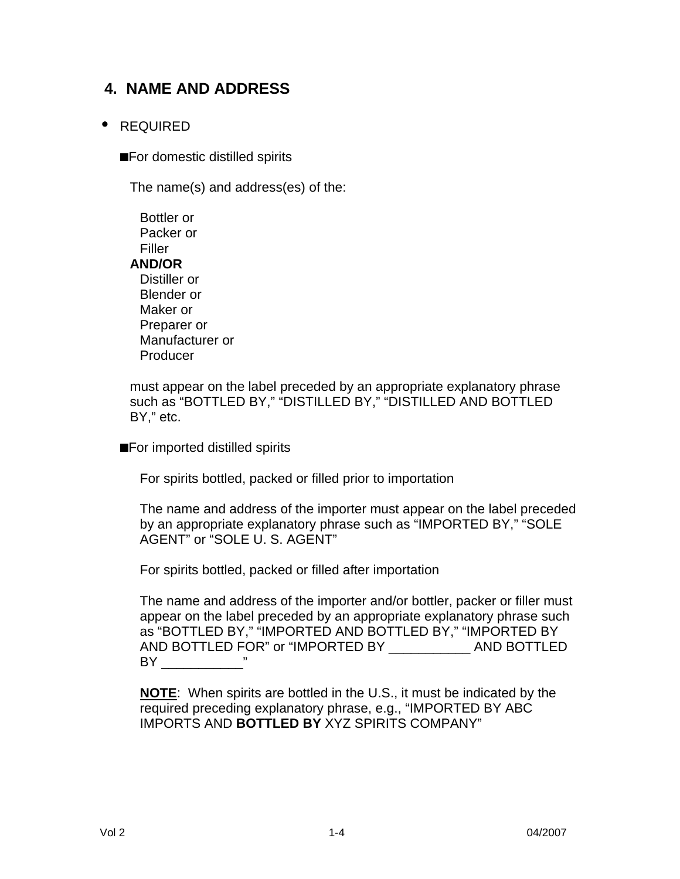## 4. NAME AND ADDRESS

- REQUIRED

  ■For domestic distilled spirits

  The name(s) and address(es) of the:

  Bottler or
  Packer or
  Filler
  **AND/OR**
  Distiller or
  Blender or
  Maker or
  Preparer or
  Manufacturer or
  Producer

  must appear on the label preceded by an appropriate explanatory phrase such as "BOTTLED BY," "DISTILLED BY," "DISTILLED AND BOTTLED BY," etc.

  ■For imported distilled spirits

  For spirits bottled, packed or filled prior to importation

  The name and address of the importer must appear on the label preceded by an appropriate explanatory phrase such as "IMPORTED BY," "SOLE AGENT" or "SOLE U. S. AGENT"

  For spirits bottled, packed or filled after importation

  The name and address of the importer and/or bottler, packer or filler must appear on the label preceded by an appropriate explanatory phrase such as "BOTTLED BY," "IMPORTED AND BOTTLED BY," "IMPORTED BY AND BOTTLED FOR" or "IMPORTED BY ___________ AND BOTTLED BY ___________"

  **NOTE**: When spirits are bottled in the U.S., it must be indicated by the required preceding explanatory phrase, e.g., "IMPORTED BY ABC IMPORTS AND **BOTTLED BY** XYZ SPIRITS COMPANY"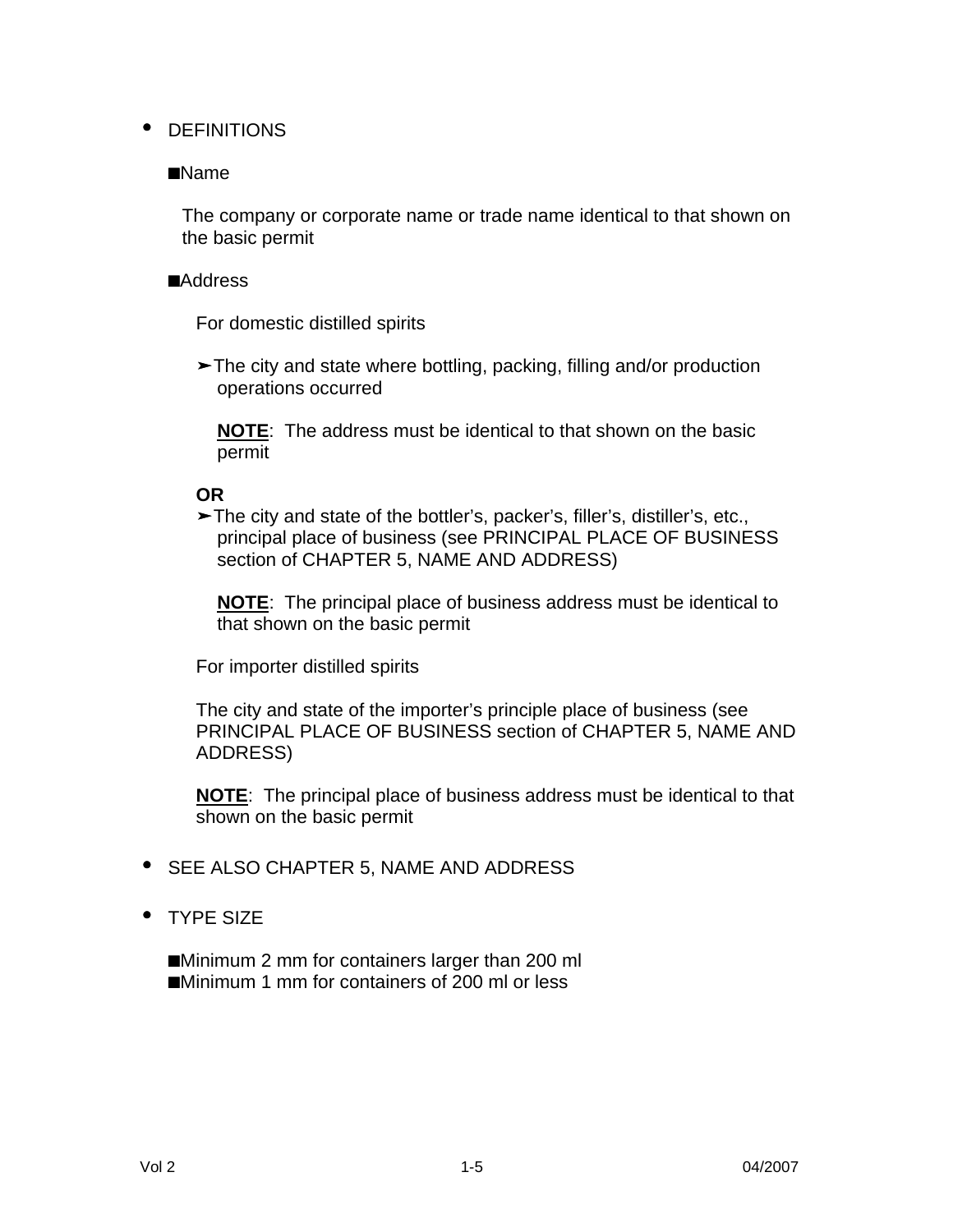- DEFINITIONS

  - Name

    The company or corporate name or trade name identical to that shown on the basic permit

  - Address

    For domestic distilled spirits

    - The city and state where bottling, packing, filling and/or production operations occurred

      **NOTE**: The address must be identical to that shown on the basic permit

    **OR**

    - The city and state of the bottler's, packer's, filler's, distiller's, etc., principal place of business (see PRINCIPAL PLACE OF BUSINESS section of CHAPTER 5, NAME AND ADDRESS)

      **NOTE**: The principal place of business address must be identical to that shown on the basic permit

    For importer distilled spirits

    The city and state of the importer's principle place of business (see PRINCIPAL PLACE OF BUSINESS section of CHAPTER 5, NAME AND ADDRESS)

    **NOTE**: The principal place of business address must be identical to that shown on the basic permit

- SEE ALSO CHAPTER 5, NAME AND ADDRESS

- TYPE SIZE

  - Minimum 2 mm for containers larger than 200 ml
  - Minimum 1 mm for containers of 200 ml or less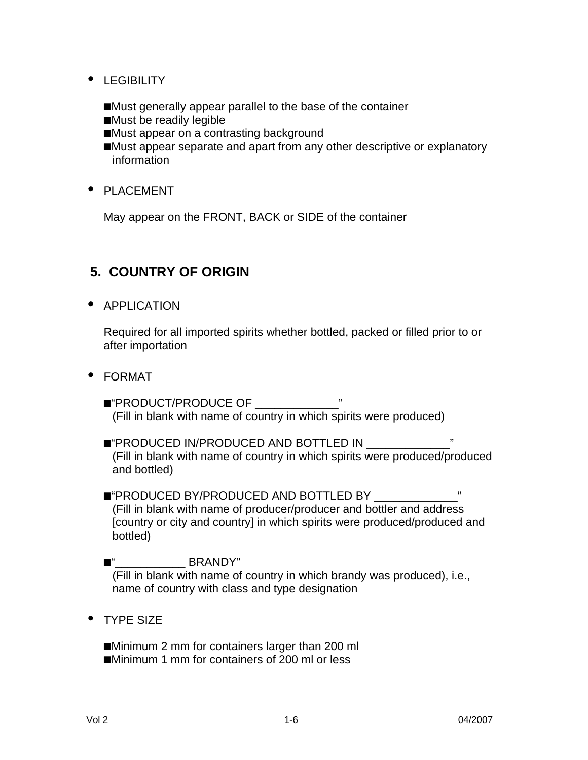- LEGIBILITY

  - Must generally appear parallel to the base of the container
  - Must be readily legible
  - Must appear on a contrasting background
  - Must appear separate and apart from any other descriptive or explanatory information

- PLACEMENT

  May appear on the FRONT, BACK or SIDE of the container

## 5. COUNTRY OF ORIGIN

- APPLICATION

  Required for all imported spirits whether bottled, packed or filled prior to or after importation

- FORMAT

  - "PRODUCT/PRODUCE OF _____________"
    (Fill in blank with name of country in which spirits were produced)

  - "PRODUCED IN/PRODUCED AND BOTTLED IN _____________"
    (Fill in blank with name of country in which spirits were produced/produced and bottled)

  - "PRODUCED BY/PRODUCED AND BOTTLED BY _____________"
    (Fill in blank with name of producer/producer and bottler and address [country or city and country] in which spirits were produced/produced and bottled)

  - "___________ BRANDY"
    (Fill in blank with name of country in which brandy was produced), i.e., name of country with class and type designation

- TYPE SIZE

  - Minimum 2 mm for containers larger than 200 ml
  - Minimum 1 mm for containers of 200 ml or less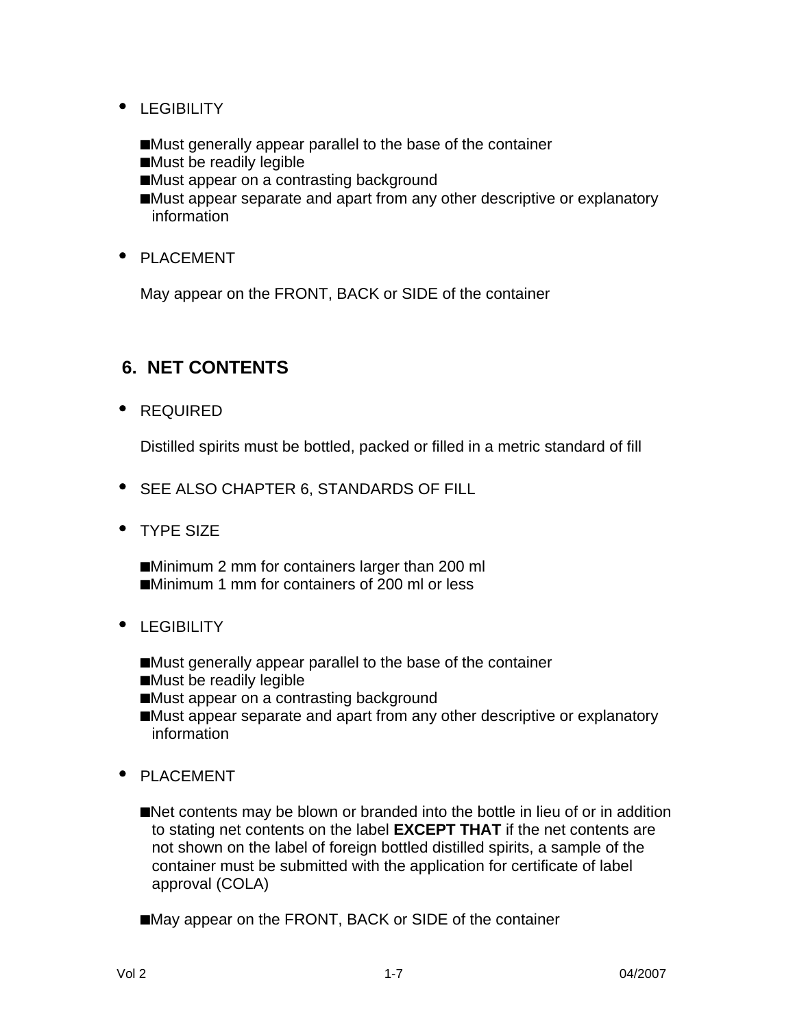- LEGIBILITY

  - Must generally appear parallel to the base of the container
  - Must be readily legible
  - Must appear on a contrasting background
  - Must appear separate and apart from any other descriptive or explanatory information

- PLACEMENT

  May appear on the FRONT, BACK or SIDE of the container

## 6. NET CONTENTS

- REQUIRED

  Distilled spirits must be bottled, packed or filled in a metric standard of fill

- SEE ALSO CHAPTER 6, STANDARDS OF FILL

- TYPE SIZE

  - Minimum 2 mm for containers larger than 200 ml
  - Minimum 1 mm for containers of 200 ml or less

- LEGIBILITY

  - Must generally appear parallel to the base of the container
  - Must be readily legible
  - Must appear on a contrasting background
  - Must appear separate and apart from any other descriptive or explanatory information

- PLACEMENT

  - Net contents may be blown or branded into the bottle in lieu of or in addition to stating net contents on the label **EXCEPT THAT** if the net contents are not shown on the label of foreign bottled distilled spirits, a sample of the container must be submitted with the application for certificate of label approval (COLA)

  - May appear on the FRONT, BACK or SIDE of the container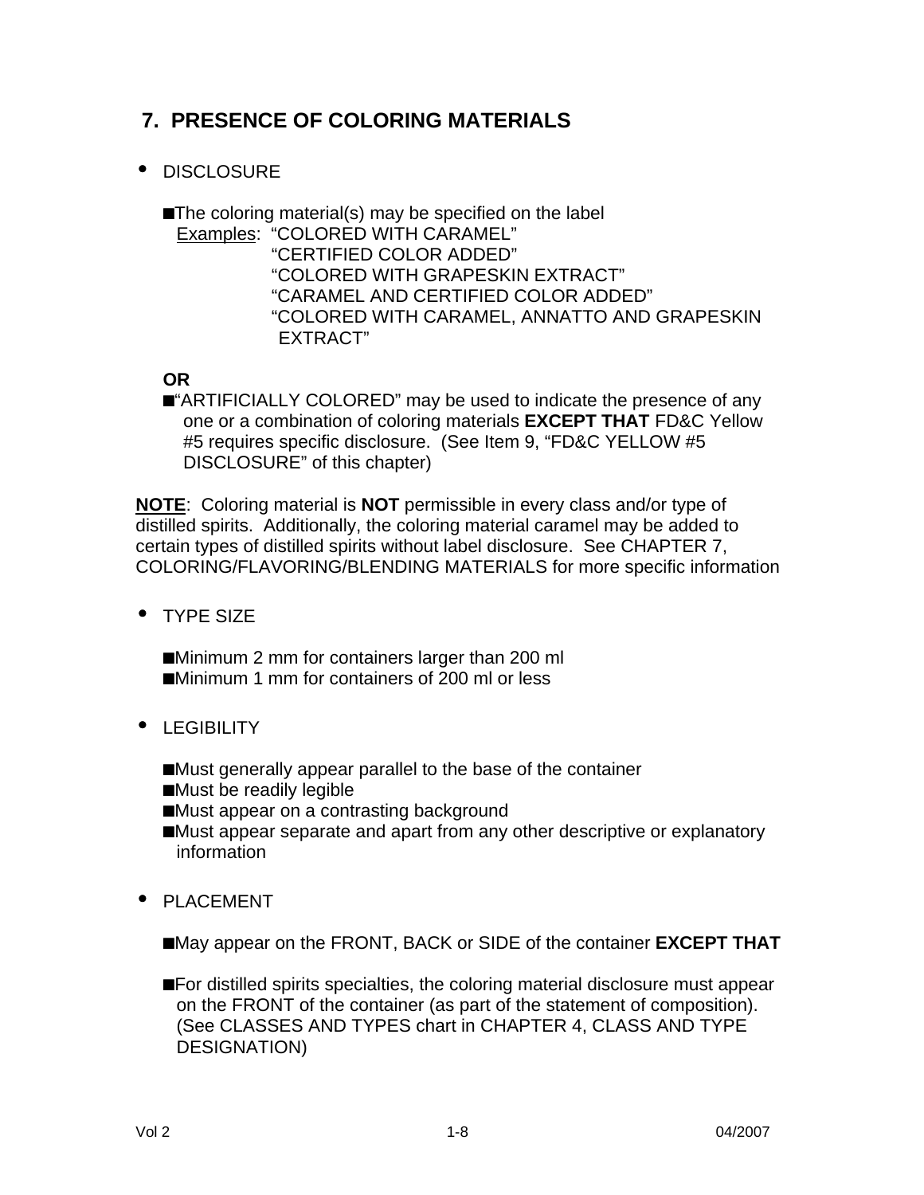## 7. PRESENCE OF COLORING MATERIALS

- DISCLOSURE

  - The coloring material(s) may be specified on the label

    Examples: "COLORED WITH CARAMEL"
    "CERTIFIED COLOR ADDED"
    "COLORED WITH GRAPESKIN EXTRACT"
    "CARAMEL AND CERTIFIED COLOR ADDED"
    "COLORED WITH CARAMEL, ANNATTO AND GRAPESKIN EXTRACT"

  **OR**

  - "ARTIFICIALLY COLORED" may be used to indicate the presence of any one or a combination of coloring materials **EXCEPT THAT** FD&C Yellow #5 requires specific disclosure. (See Item 9, "FD&C YELLOW #5 DISCLOSURE" of this chapter)

**NOTE**: Coloring material is **NOT** permissible in every class and/or type of distilled spirits. Additionally, the coloring material caramel may be added to certain types of distilled spirits without label disclosure. See CHAPTER 7, COLORING/FLAVORING/BLENDING MATERIALS for more specific information

- TYPE SIZE

  - Minimum 2 mm for containers larger than 200 ml
  - Minimum 1 mm for containers of 200 ml or less

- LEGIBILITY

  - Must generally appear parallel to the base of the container
  - Must be readily legible
  - Must appear on a contrasting background
  - Must appear separate and apart from any other descriptive or explanatory information

- PLACEMENT

  - May appear on the FRONT, BACK or SIDE of the container **EXCEPT THAT**

  - For distilled spirits specialties, the coloring material disclosure must appear on the FRONT of the container (as part of the statement of composition). (See CLASSES AND TYPES chart in CHAPTER 4, CLASS AND TYPE DESIGNATION)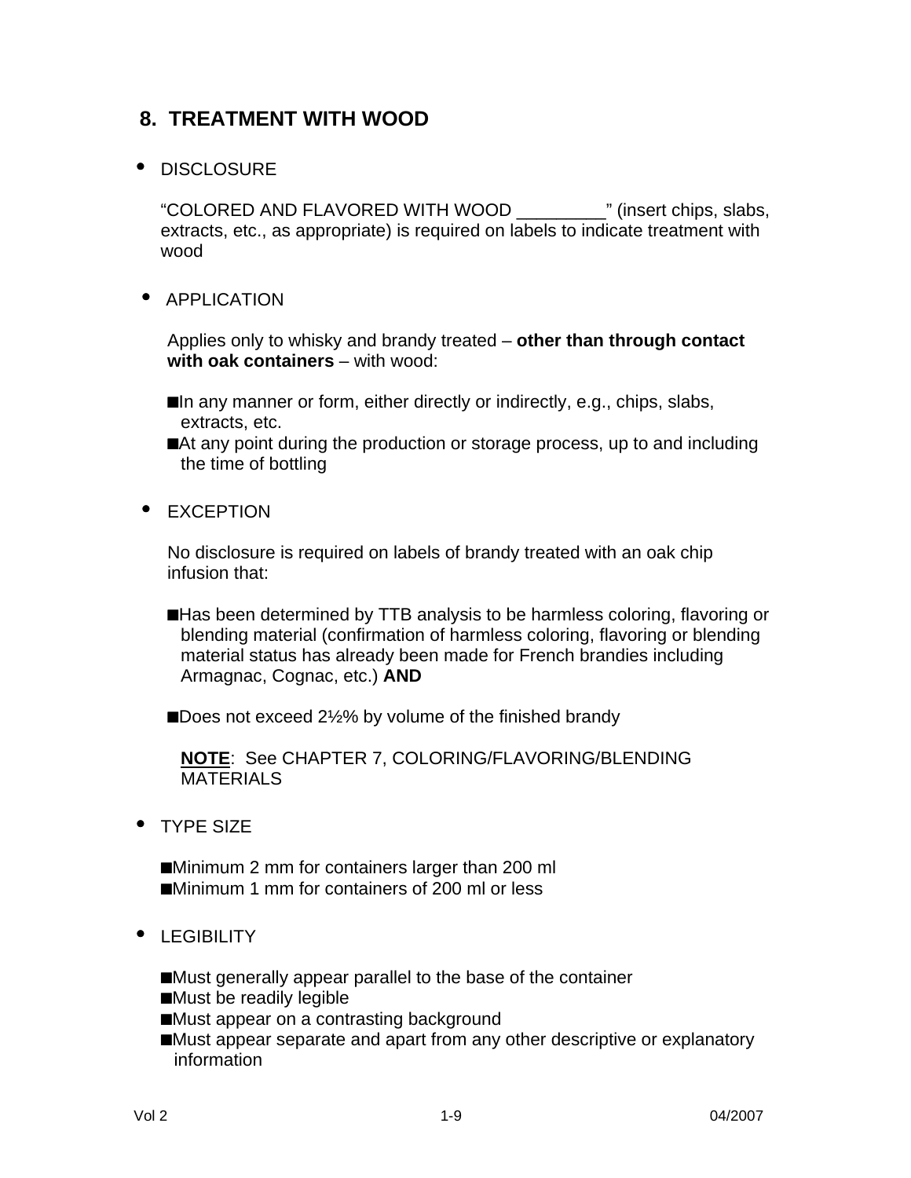## 8. TREATMENT WITH WOOD

- DISCLOSURE

  "COLORED AND FLAVORED WITH WOOD _________" (insert chips, slabs, extracts, etc., as appropriate) is required on labels to indicate treatment with wood

- APPLICATION

  Applies only to whisky and brandy treated – **other than through contact with oak containers** – with wood:

  - In any manner or form, either directly or indirectly, e.g., chips, slabs, extracts, etc.
  - At any point during the production or storage process, up to and including the time of bottling

- EXCEPTION

  No disclosure is required on labels of brandy treated with an oak chip infusion that:

  - Has been determined by TTB analysis to be harmless coloring, flavoring or blending material (confirmation of harmless coloring, flavoring or blending material status has already been made for French brandies including Armagnac, Cognac, etc.) **AND**

  - Does not exceed 2½% by volume of the finished brandy

    **NOTE**: See CHAPTER 7, COLORING/FLAVORING/BLENDING MATERIALS

- TYPE SIZE

  - Minimum 2 mm for containers larger than 200 ml
  - Minimum 1 mm for containers of 200 ml or less

- LEGIBILITY

  - Must generally appear parallel to the base of the container
  - Must be readily legible
  - Must appear on a contrasting background
  - Must appear separate and apart from any other descriptive or explanatory information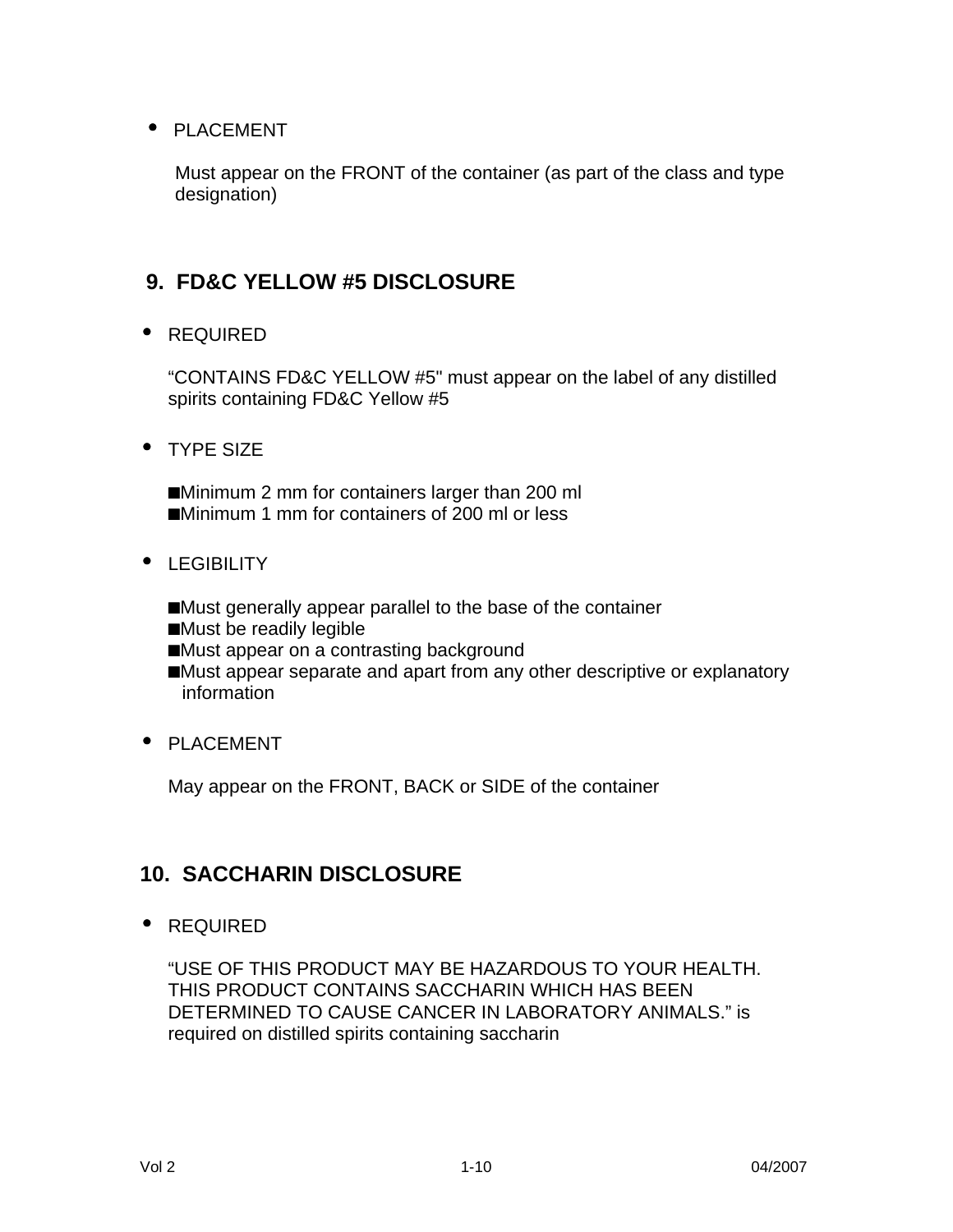- PLACEMENT

  Must appear on the FRONT of the container (as part of the class and type designation)

## 9. FD&C YELLOW #5 DISCLOSURE

- REQUIRED

  "CONTAINS FD&C YELLOW #5" must appear on the label of any distilled spirits containing FD&C Yellow #5

- TYPE SIZE

  ■ Minimum 2 mm for containers larger than 200 ml
  ■ Minimum 1 mm for containers of 200 ml or less

- LEGIBILITY

  ■ Must generally appear parallel to the base of the container
  ■ Must be readily legible
  ■ Must appear on a contrasting background
  ■ Must appear separate and apart from any other descriptive or explanatory information

- PLACEMENT

  May appear on the FRONT, BACK or SIDE of the container

## 10. SACCHARIN DISCLOSURE

- REQUIRED

  "USE OF THIS PRODUCT MAY BE HAZARDOUS TO YOUR HEALTH. THIS PRODUCT CONTAINS SACCHARIN WHICH HAS BEEN DETERMINED TO CAUSE CANCER IN LABORATORY ANIMALS." is required on distilled spirits containing saccharin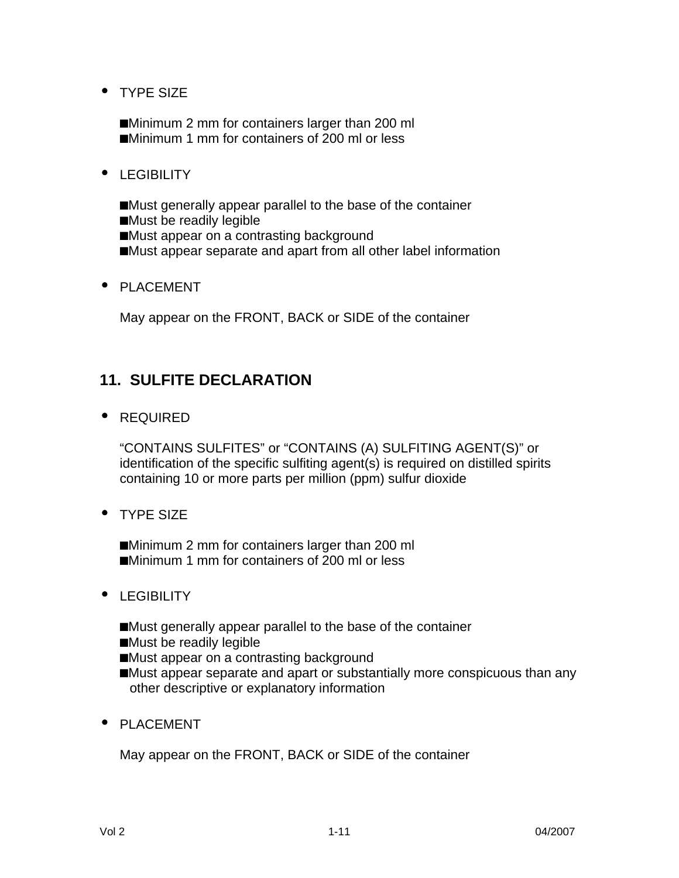- TYPE SIZE

  - Minimum 2 mm for containers larger than 200 ml
  - Minimum 1 mm for containers of 200 ml or less

- LEGIBILITY

  - Must generally appear parallel to the base of the container
  - Must be readily legible
  - Must appear on a contrasting background
  - Must appear separate and apart from all other label information

- PLACEMENT

  May appear on the FRONT, BACK or SIDE of the container

## 11. SULFITE DECLARATION

- REQUIRED

  "CONTAINS SULFITES" or "CONTAINS (A) SULFITING AGENT(S)" or identification of the specific sulfiting agent(s) is required on distilled spirits containing 10 or more parts per million (ppm) sulfur dioxide

- TYPE SIZE

  - Minimum 2 mm for containers larger than 200 ml
  - Minimum 1 mm for containers of 200 ml or less

- LEGIBILITY

  - Must generally appear parallel to the base of the container
  - Must be readily legible
  - Must appear on a contrasting background
  - Must appear separate and apart or substantially more conspicuous than any other descriptive or explanatory information

- PLACEMENT

  May appear on the FRONT, BACK or SIDE of the container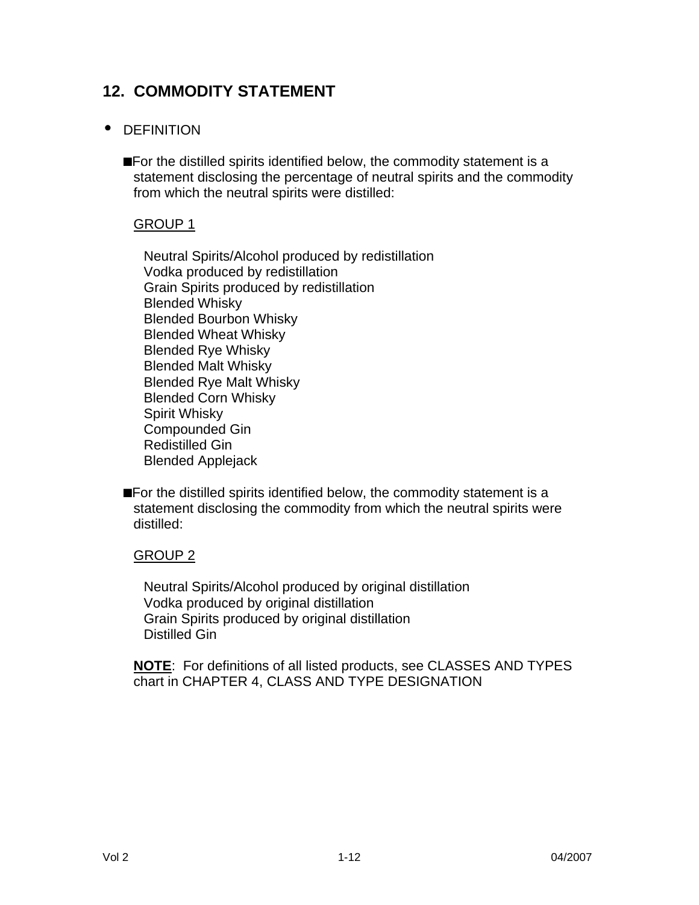## 12. COMMODITY STATEMENT

- DEFINITION

  - For the distilled spirits identified below, the commodity statement is a statement disclosing the percentage of neutral spirits and the commodity from which the neutral spirits were distilled:

    GROUP 1

    Neutral Spirits/Alcohol produced by redistillation
    Vodka produced by redistillation
    Grain Spirits produced by redistillation
    Blended Whisky
    Blended Bourbon Whisky
    Blended Wheat Whisky
    Blended Rye Whisky
    Blended Malt Whisky
    Blended Rye Malt Whisky
    Blended Corn Whisky
    Spirit Whisky
    Compounded Gin
    Redistilled Gin
    Blended Applejack

  - For the distilled spirits identified below, the commodity statement is a statement disclosing the commodity from which the neutral spirits were distilled:

    GROUP 2

    Neutral Spirits/Alcohol produced by original distillation
    Vodka produced by original distillation
    Grain Spirits produced by original distillation
    Distilled Gin

  **NOTE**: For definitions of all listed products, see CLASSES AND TYPES chart in CHAPTER 4, CLASS AND TYPE DESIGNATION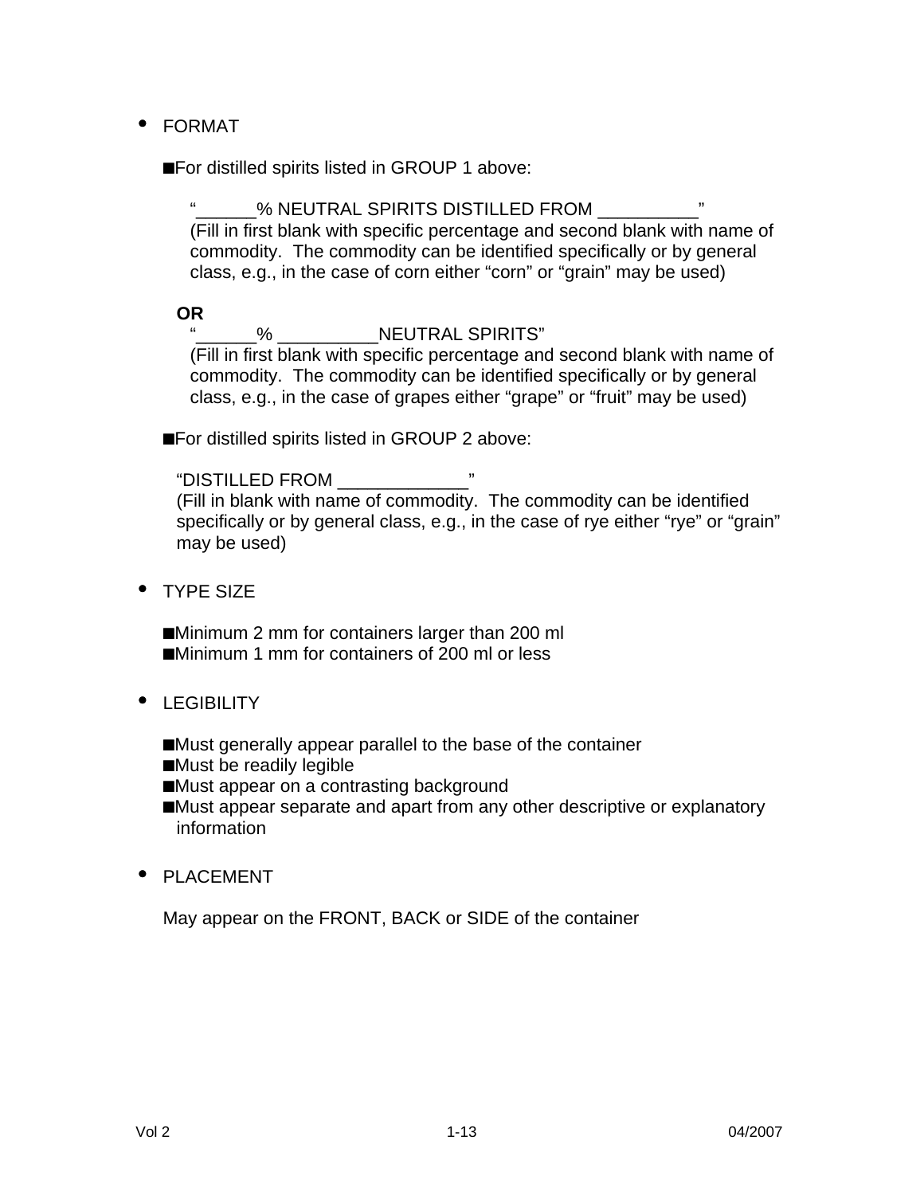- FORMAT

  ■ For distilled spirits listed in GROUP 1 above:

    "______% NEUTRAL SPIRITS DISTILLED FROM __________"
    (Fill in first blank with specific percentage and second blank with name of commodity. The commodity can be identified specifically or by general class, e.g., in the case of corn either "corn" or "grain" may be used)

    **OR**

    "______% __________NEUTRAL SPIRITS"
    (Fill in first blank with specific percentage and second blank with name of commodity. The commodity can be identified specifically or by general class, e.g., in the case of grapes either "grape" or "fruit" may be used)

  ■ For distilled spirits listed in GROUP 2 above:

    "DISTILLED FROM _____________"
    (Fill in blank with name of commodity. The commodity can be identified specifically or by general class, e.g., in the case of rye either "rye" or "grain" may be used)

- TYPE SIZE

  ■ Minimum 2 mm for containers larger than 200 ml
  ■ Minimum 1 mm for containers of 200 ml or less

- LEGIBILITY

  ■ Must generally appear parallel to the base of the container
  ■ Must be readily legible
  ■ Must appear on a contrasting background
  ■ Must appear separate and apart from any other descriptive or explanatory information

- PLACEMENT

  May appear on the FRONT, BACK or SIDE of the container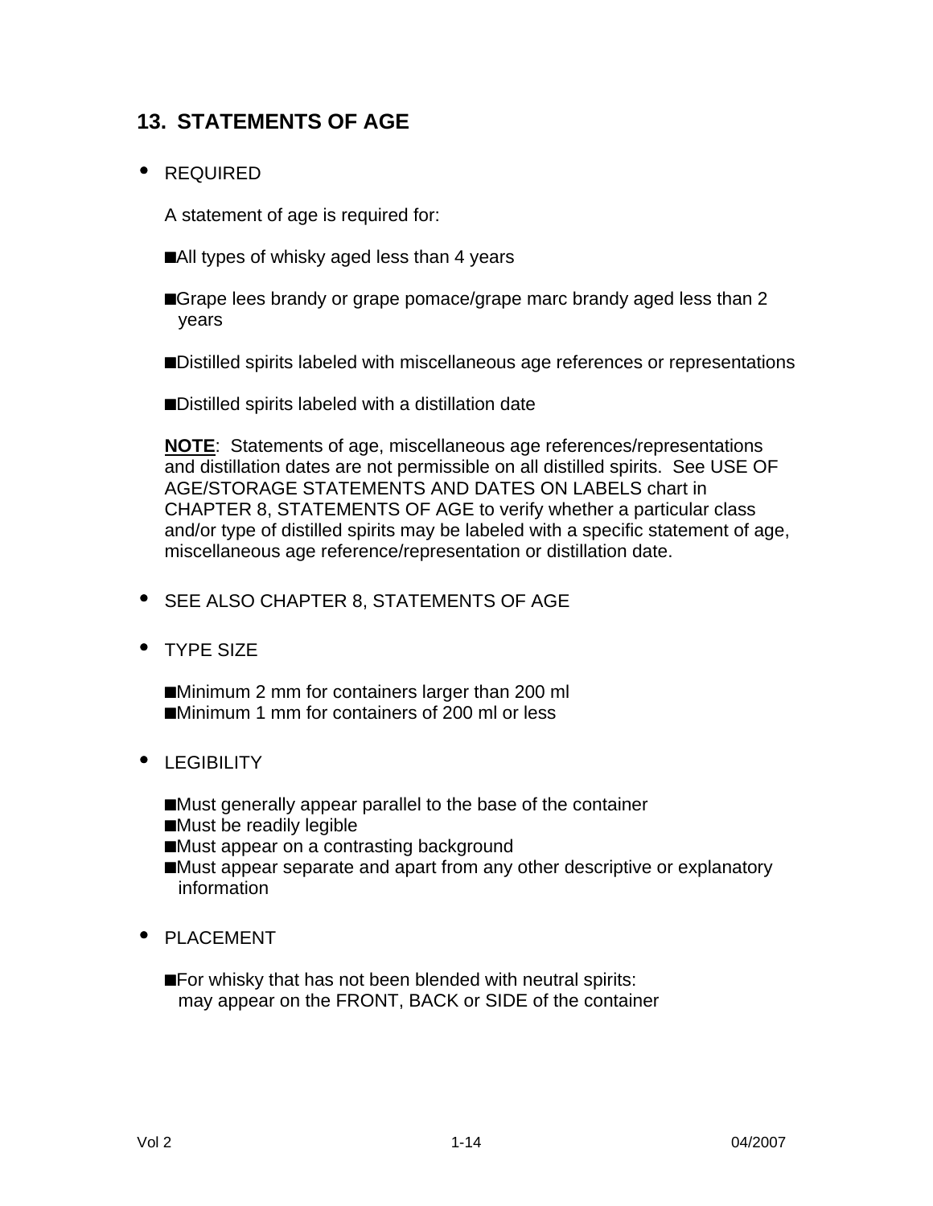## 13. STATEMENTS OF AGE

- REQUIRED

  A statement of age is required for:

  - All types of whisky aged less than 4 years
  - Grape lees brandy or grape pomace/grape marc brandy aged less than 2 years
  - Distilled spirits labeled with miscellaneous age references or representations
  - Distilled spirits labeled with a distillation date

  **NOTE**: Statements of age, miscellaneous age references/representations and distillation dates are not permissible on all distilled spirits. See USE OF AGE/STORAGE STATEMENTS AND DATES ON LABELS chart in CHAPTER 8, STATEMENTS OF AGE to verify whether a particular class and/or type of distilled spirits may be labeled with a specific statement of age, miscellaneous age reference/representation or distillation date.

- SEE ALSO CHAPTER 8, STATEMENTS OF AGE

- TYPE SIZE

  - Minimum 2 mm for containers larger than 200 ml
  - Minimum 1 mm for containers of 200 ml or less

- LEGIBILITY

  - Must generally appear parallel to the base of the container
  - Must be readily legible
  - Must appear on a contrasting background
  - Must appear separate and apart from any other descriptive or explanatory information

- PLACEMENT

  - For whisky that has not been blended with neutral spirits: may appear on the FRONT, BACK or SIDE of the container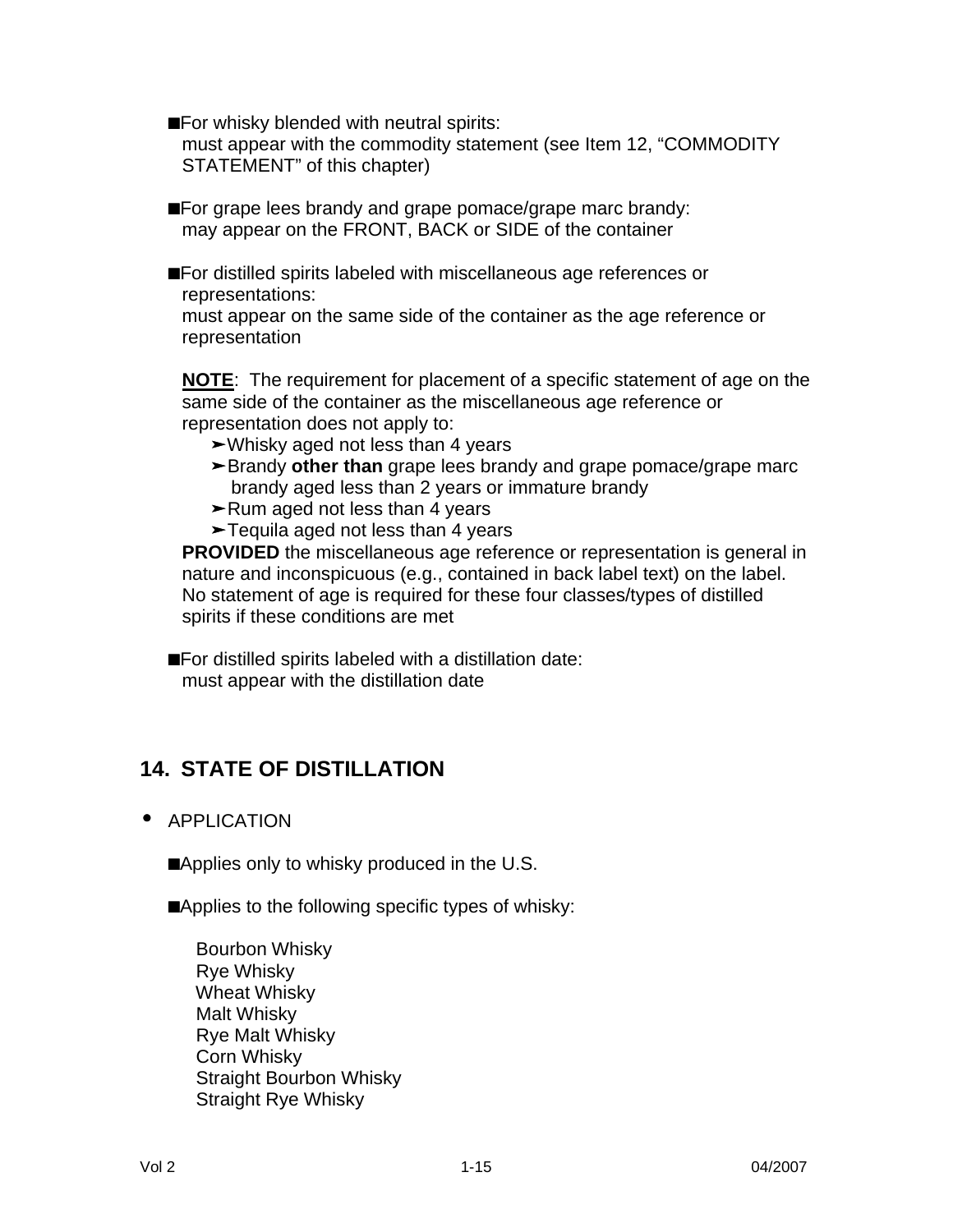- For whisky blended with neutral spirits:
  must appear with the commodity statement (see Item 12, "COMMODITY STATEMENT" of this chapter)

- For grape lees brandy and grape pomace/grape marc brandy:
  may appear on the FRONT, BACK or SIDE of the container

- For distilled spirits labeled with miscellaneous age references or representations:
  must appear on the same side of the container as the age reference or representation

  **NOTE**: The requirement for placement of a specific statement of age on the same side of the container as the miscellaneous age reference or representation does not apply to:
  - Whisky aged not less than 4 years
  - Brandy **other than** grape lees brandy and grape pomace/grape marc brandy aged less than 2 years or immature brandy
  - Rum aged not less than 4 years
  - Tequila aged not less than 4 years

  **PROVIDED** the miscellaneous age reference or representation is general in nature and inconspicuous (e.g., contained in back label text) on the label. No statement of age is required for these four classes/types of distilled spirits if these conditions are met

- For distilled spirits labeled with a distillation date:
  must appear with the distillation date

## 14. STATE OF DISTILLATION

- APPLICATION

  - Applies only to whisky produced in the U.S.

  - Applies to the following specific types of whisky:

    Bourbon Whisky
    Rye Whisky
    Wheat Whisky
    Malt Whisky
    Rye Malt Whisky
    Corn Whisky
    Straight Bourbon Whisky
    Straight Rye Whisky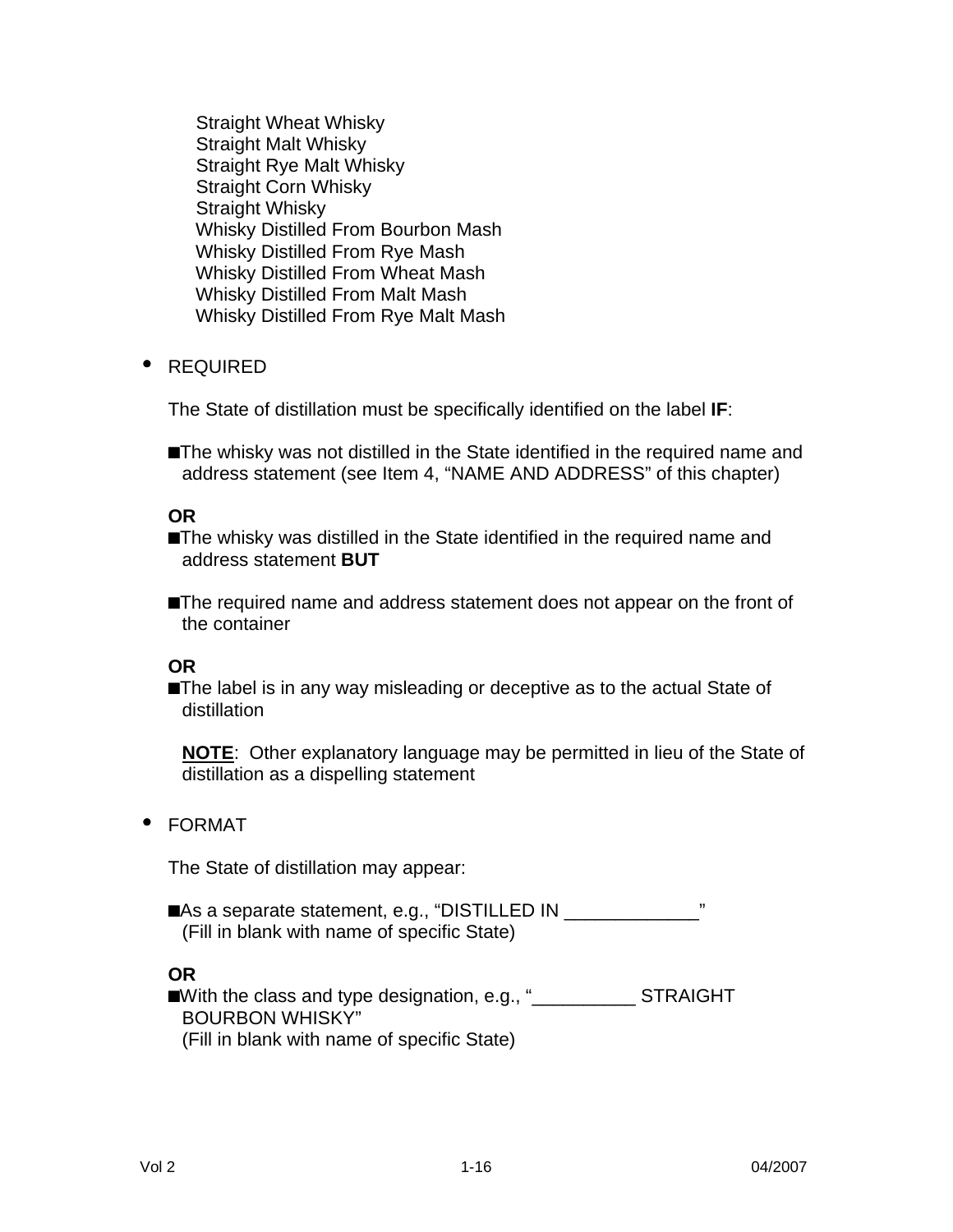Straight Wheat Whisky
Straight Malt Whisky
Straight Rye Malt Whisky
Straight Corn Whisky
Straight Whisky
Whisky Distilled From Bourbon Mash
Whisky Distilled From Rye Mash
Whisky Distilled From Wheat Mash
Whisky Distilled From Malt Mash
Whisky Distilled From Rye Malt Mash

- REQUIRED

  The State of distillation must be specifically identified on the label **IF**:

  - The whisky was not distilled in the State identified in the required name and address statement (see Item 4, "NAME AND ADDRESS" of this chapter)

  **OR**

  - The whisky was distilled in the State identified in the required name and address statement **BUT**

  - The required name and address statement does not appear on the front of the container

  **OR**

  - The label is in any way misleading or deceptive as to the actual State of distillation

    **<u>NOTE</u>**: Other explanatory language may be permitted in lieu of the State of distillation as a dispelling statement

- FORMAT

  The State of distillation may appear:

  - As a separate statement, e.g., "DISTILLED IN _____________" (Fill in blank with name of specific State)

  **OR**

  - With the class and type designation, e.g., "__________ STRAIGHT BOURBON WHISKY" (Fill in blank with name of specific State)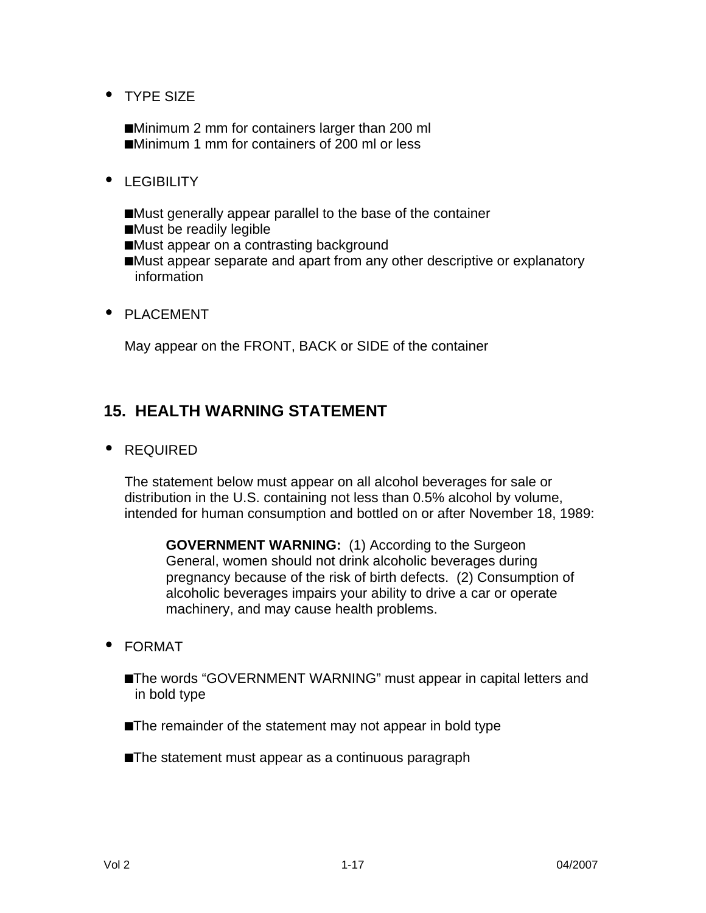- TYPE SIZE

  - Minimum 2 mm for containers larger than 200 ml
  - Minimum 1 mm for containers of 200 ml or less

- LEGIBILITY

  - Must generally appear parallel to the base of the container
  - Must be readily legible
  - Must appear on a contrasting background
  - Must appear separate and apart from any other descriptive or explanatory information

- PLACEMENT

  May appear on the FRONT, BACK or SIDE of the container

## 15. HEALTH WARNING STATEMENT

- REQUIRED

  The statement below must appear on all alcohol beverages for sale or distribution in the U.S. containing not less than 0.5% alcohol by volume, intended for human consumption and bottled on or after November 18, 1989:

  > **GOVERNMENT WARNING:** (1) According to the Surgeon General, women should not drink alcoholic beverages during pregnancy because of the risk of birth defects. (2) Consumption of alcoholic beverages impairs your ability to drive a car or operate machinery, and may cause health problems.

- FORMAT

  - The words "GOVERNMENT WARNING" must appear in capital letters and in bold type

  - The remainder of the statement may not appear in bold type

  - The statement must appear as a continuous paragraph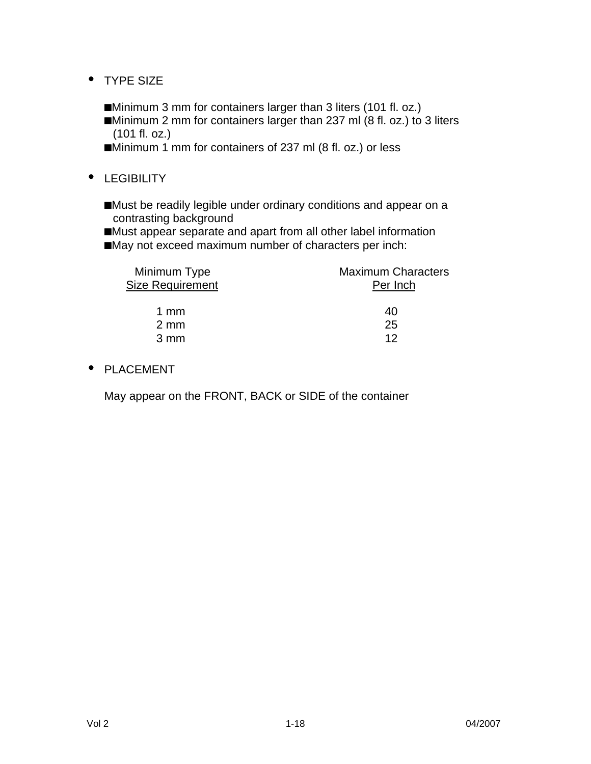- TYPE SIZE

  - Minimum 3 mm for containers larger than 3 liters (101 fl. oz.)
  - Minimum 2 mm for containers larger than 237 ml (8 fl. oz.) to 3 liters (101 fl. oz.)
  - Minimum 1 mm for containers of 237 ml (8 fl. oz.) or less

- LEGIBILITY

  - Must be readily legible under ordinary conditions and appear on a contrasting background
  - Must appear separate and apart from all other label information
  - May not exceed maximum number of characters per inch:

| Minimum Type Size Requirement | Maximum Characters Per Inch |
|---|---|
| 1 mm | 40 |
| 2 mm | 25 |
| 3 mm | 12 |

- PLACEMENT

  May appear on the FRONT, BACK or SIDE of the container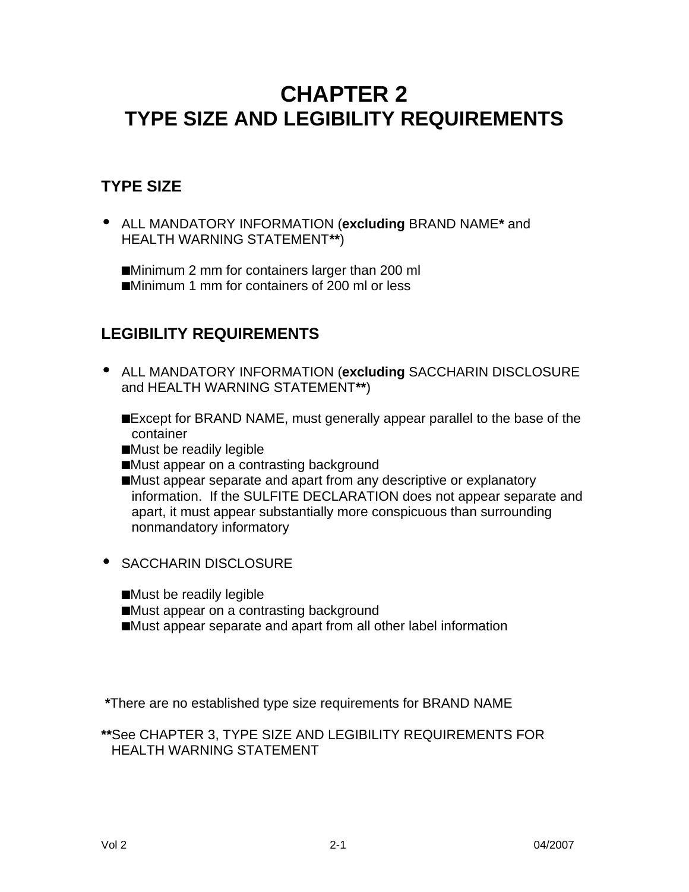# CHAPTER 2
# TYPE SIZE AND LEGIBILITY REQUIREMENTS

## TYPE SIZE

- ALL MANDATORY INFORMATION (**excluding** BRAND NAME* and HEALTH WARNING STATEMENT**)
  - Minimum 2 mm for containers larger than 200 ml
  - Minimum 1 mm for containers of 200 ml or less

## LEGIBILITY REQUIREMENTS

- ALL MANDATORY INFORMATION (**excluding** SACCHARIN DISCLOSURE and HEALTH WARNING STATEMENT**)
  - Except for BRAND NAME, must generally appear parallel to the base of the container
  - Must be readily legible
  - Must appear on a contrasting background
  - Must appear separate and apart from any descriptive or explanatory information. If the SULFITE DECLARATION does not appear separate and apart, it must appear substantially more conspicuous than surrounding nonmandatory informatory

- SACCHARIN DISCLOSURE
  - Must be readily legible
  - Must appear on a contrasting background
  - Must appear separate and apart from all other label information

*There are no established type size requirements for BRAND NAME

**See CHAPTER 3, TYPE SIZE AND LEGIBILITY REQUIREMENTS FOR HEALTH WARNING STATEMENT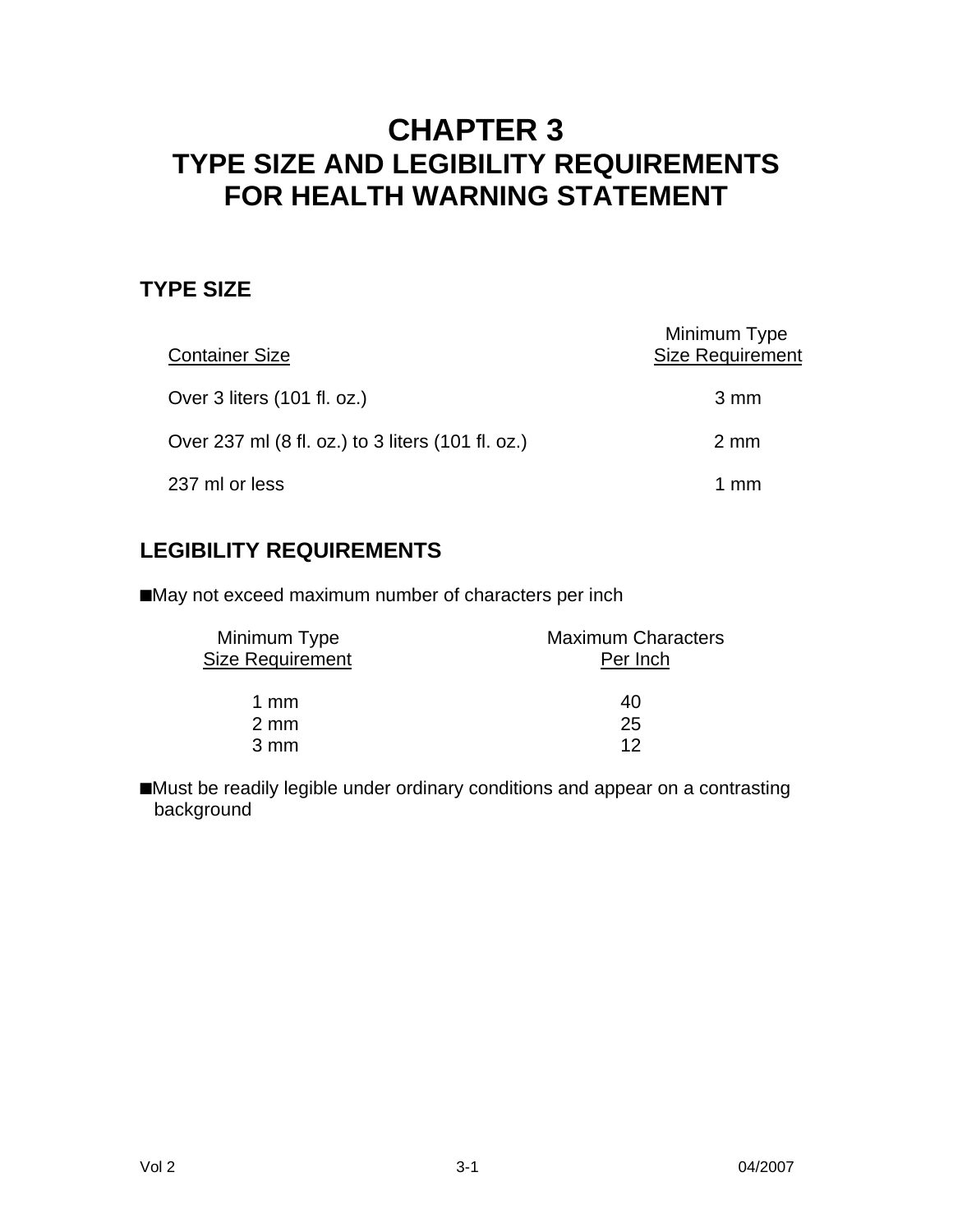# CHAPTER 3
# TYPE SIZE AND LEGIBILITY REQUIREMENTS FOR HEALTH WARNING STATEMENT

## TYPE SIZE

| Container Size | Minimum Type Size Requirement |
|---|---|
| Over 3 liters (101 fl. oz.) | 3 mm |
| Over 237 ml (8 fl. oz.) to 3 liters (101 fl. oz.) | 2 mm |
| 237 ml or less | 1 mm |

## LEGIBILITY REQUIREMENTS

■May not exceed maximum number of characters per inch

| Minimum Type Size Requirement | Maximum Characters Per Inch |
|---|---|
| 1 mm | 40 |
| 2 mm | 25 |
| 3 mm | 12 |

■Must be readily legible under ordinary conditions and appear on a contrasting background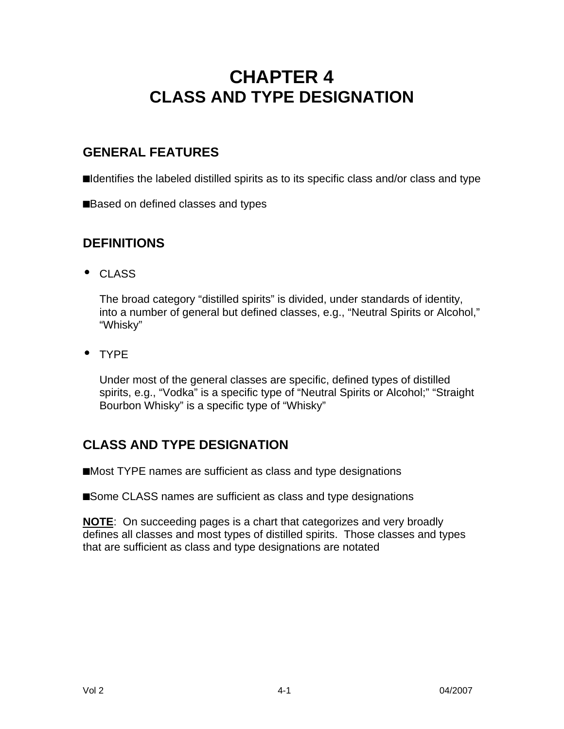# CHAPTER 4
# CLASS AND TYPE DESIGNATION

## GENERAL FEATURES

■Identifies the labeled distilled spirits as to its specific class and/or class and type

■Based on defined classes and types

## DEFINITIONS

- CLASS

  The broad category "distilled spirits" is divided, under standards of identity, into a number of general but defined classes, e.g., "Neutral Spirits or Alcohol," "Whisky"

- TYPE

  Under most of the general classes are specific, defined types of distilled spirits, e.g., "Vodka" is a specific type of "Neutral Spirits or Alcohol;" "Straight Bourbon Whisky" is a specific type of "Whisky"

## CLASS AND TYPE DESIGNATION

■Most TYPE names are sufficient as class and type designations

■Some CLASS names are sufficient as class and type designations

**<u>NOTE</u>**: On succeeding pages is a chart that categorizes and very broadly defines all classes and most types of distilled spirits. Those classes and types that are sufficient as class and type designations are notated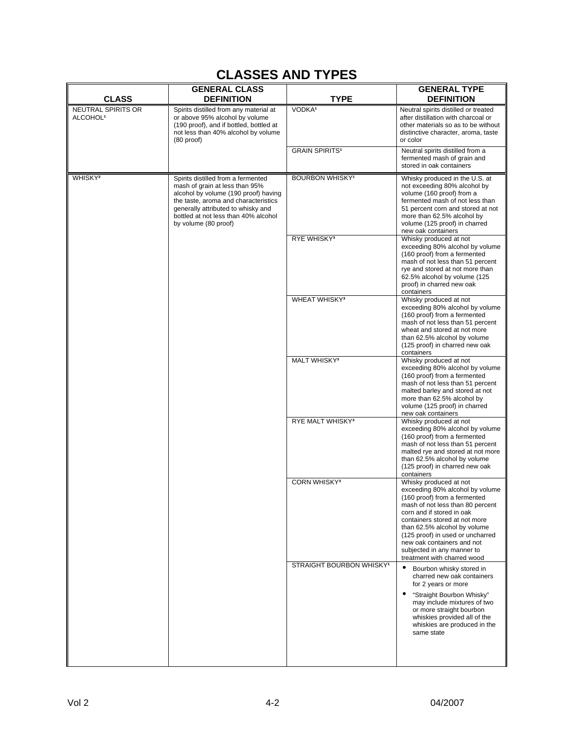# CLASSES AND TYPES

| CLASS | GENERAL CLASS DEFINITION | TYPE | GENERAL TYPE DEFINITION |
|---|---|---|---|
| NEUTRAL SPIRITS OR ALCOHOL[1] | Spirits distilled from any material at or above 95% alcohol by volume (190 proof), and if bottled, bottled at not less than 40% alcohol by volume (80 proof) | VODKA[1] | Neutral spirits distilled or treated after distillation with charcoal or other materials so as to be without distinctive character, aroma, taste or color |
| | | GRAIN SPIRITS[1] | Neutral spirits distilled from a fermented mash of grain and stored in oak containers |
| WHISKY[2] | Spirits distilled from a fermented mash of grain at less than 95% alcohol by volume (190 proof) having the taste, aroma and characteristics generally attributed to whisky and bottled at not less than 40% alcohol by volume (80 proof) | BOURBON WHISKY[1] | Whisky produced in the U.S. at not exceeding 80% alcohol by volume (160 proof) from a fermented mash of not less than 51 percent corn and stored at not more than 62.5% alcohol by volume (125 proof) in charred new oak containers |
| | | RYE WHISKY[3] | Whisky produced at not exceeding 80% alcohol by volume (160 proof) from a fermented mash of not less than 51 percent rye and stored at not more than 62.5% alcohol by volume (125 proof) in charred new oak containers |
| | | WHEAT WHISKY[3] | Whisky produced at not exceeding 80% alcohol by volume (160 proof) from a fermented mash of not less than 51 percent wheat and stored at not more than 62.5% alcohol by volume (125 proof) in charred new oak containers |
| | | MALT WHISKY[3] | Whisky produced at not exceeding 80% alcohol by volume (160 proof) from a fermented mash of not less than 51 percent malted barley and stored at not more than 62.5% alcohol by volume (125 proof) in charred new oak containers |
| | | RYE MALT WHISKY[3] | Whisky produced at not exceeding 80% alcohol by volume (160 proof) from a fermented mash of not less than 51 percent malted rye and stored at not more than 62.5% alcohol by volume (125 proof) in charred new oak containers |
| | | CORN WHISKY[3] | Whisky produced at not exceeding 80% alcohol by volume (160 proof) from a fermented mash of not less than 80 percent corn and if stored in oak containers stored at not more than 62.5% alcohol by volume (125 proof) in used or uncharred new oak containers and not subjected in any manner to treatment with charred wood |
| | | STRAIGHT BOURBON WHISKY[1] | • Bourbon whisky stored in charred new oak containers for 2 years or more<br>• "Straight Bourbon Whisky" may include mixtures of two or more straight bourbon whiskies provided all of the whiskies are produced in the same state |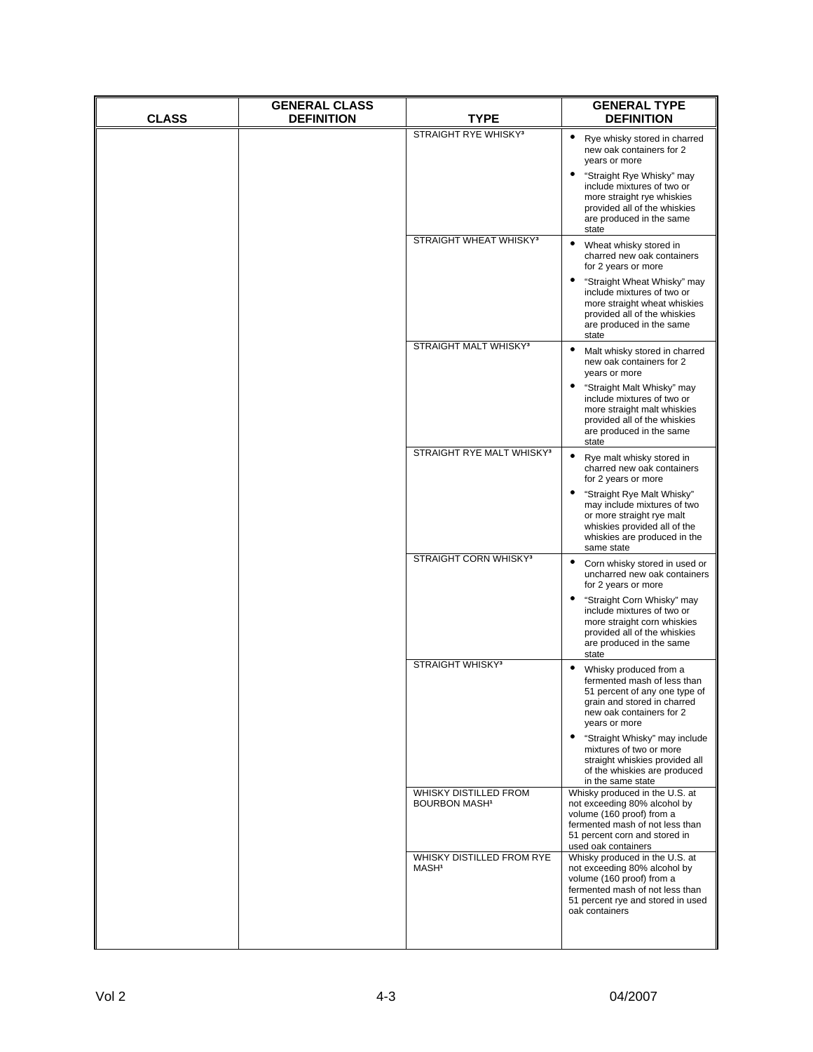| CLASS | GENERAL CLASS DEFINITION | TYPE | GENERAL TYPE DEFINITION |
|---|---|---|---|
| | | STRAIGHT RYE WHISKY[3] | • Rye whisky stored in charred new oak containers for 2 years or more<br>• "Straight Rye Whisky" may include mixtures of two or more straight rye whiskies provided all of the whiskies are produced in the same state |
| | | STRAIGHT WHEAT WHISKY[3] | • Wheat whisky stored in charred new oak containers for 2 years or more<br>• "Straight Wheat Whisky" may include mixtures of two or more straight wheat whiskies provided all of the whiskies are produced in the same state |
| | | STRAIGHT MALT WHISKY[3] | • Malt whisky stored in charred new oak containers for 2 years or more<br>• "Straight Malt Whisky" may include mixtures of two or more straight malt whiskies provided all of the whiskies are produced in the same state |
| | | STRAIGHT RYE MALT WHISKY[3] | • Rye malt whisky stored in charred new oak containers for 2 years or more<br>• "Straight Rye Malt Whisky" may include mixtures of two or more straight rye malt whiskies provided all of the whiskies are produced in the same state |
| | | STRAIGHT CORN WHISKY[3] | • Corn whisky stored in used or uncharred new oak containers for 2 years or more<br>• "Straight Corn Whisky" may include mixtures of two or more straight corn whiskies provided all of the whiskies are produced in the same state |
| | | STRAIGHT WHISKY[3] | • Whisky produced from a fermented mash of less than 51 percent of any one type of grain and stored in charred new oak containers for 2 years or more<br>• "Straight Whisky" may include mixtures of two or more straight whiskies provided all of the whiskies are produced in the same state |
| | | WHISKY DISTILLED FROM BOURBON MASH[1] | Whisky produced in the U.S. at not exceeding 80% alcohol by volume (160 proof) from a fermented mash of not less than 51 percent corn and stored in used oak containers |
| | | WHISKY DISTILLED FROM RYE MASH[1] | Whisky produced in the U.S. at not exceeding 80% alcohol by volume (160 proof) from a fermented mash of not less than 51 percent rye and stored in used oak containers |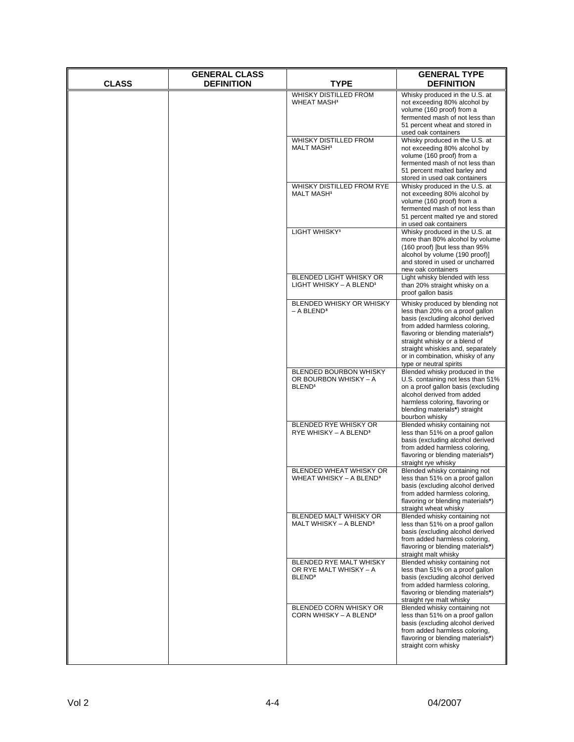| CLASS | GENERAL CLASS DEFINITION | TYPE | GENERAL TYPE DEFINITION |
|---|---|---|---|
| | | WHISKY DISTILLED FROM WHEAT MASH[1] | Whisky produced in the U.S. at not exceeding 80% alcohol by volume (160 proof) from a fermented mash of not less than 51 percent wheat and stored in used oak containers |
| | | WHISKY DISTILLED FROM MALT MASH[1] | Whisky produced in the U.S. at not exceeding 80% alcohol by volume (160 proof) from a fermented mash of not less than 51 percent malted barley and stored in used oak containers |
| | | WHISKY DISTILLED FROM RYE MALT MASH[1] | Whisky produced in the U.S. at not exceeding 80% alcohol by volume (160 proof) from a fermented mash of not less than 51 percent malted rye and stored in used oak containers |
| | | LIGHT WHISKY[1] | Whisky produced in the U.S. at more than 80% alcohol by volume (160 proof) [but less than 95% alcohol by volume (190 proof)] and stored in used or uncharred new oak containers |
| | | BLENDED LIGHT WHISKY OR LIGHT WHISKY – A BLEND[1] | Light whisky blended with less than 20% straight whisky on a proof gallon basis |
| | | BLENDED WHISKY OR WHISKY – A BLEND[3] | Whisky produced by blending not less than 20% on a proof gallon basis (excluding alcohol derived from added harmless coloring, flavoring or blending materials*) straight whisky or a blend of straight whiskies and, separately or in combination, whisky of any type or neutral spirits |
| | | BLENDED BOURBON WHISKY OR BOURBON WHISKY – A BLEND[1] | Blended whisky produced in the U.S. containing not less than 51% on a proof gallon basis (excluding alcohol derived from added harmless coloring, flavoring or blending materials*) straight bourbon whisky |
| | | BLENDED RYE WHISKY OR RYE WHISKY – A BLEND[3] | Blended whisky containing not less than 51% on a proof gallon basis (excluding alcohol derived from added harmless coloring, flavoring or blending materials*) straight rye whisky |
| | | BLENDED WHEAT WHISKY OR WHEAT WHISKY – A BLEND[3] | Blended whisky containing not less than 51% on a proof gallon basis (excluding alcohol derived from added harmless coloring, flavoring or blending materials*) straight wheat whisky |
| | | BLENDED MALT WHISKY OR MALT WHISKY – A BLEND[3] | Blended whisky containing not less than 51% on a proof gallon basis (excluding alcohol derived from added harmless coloring, flavoring or blending materials*) straight malt whisky |
| | | BLENDED RYE MALT WHISKY OR RYE MALT WHISKY – A BLEND[3] | Blended whisky containing not less than 51% on a proof gallon basis (excluding alcohol derived from added harmless coloring, flavoring or blending materials*) straight rye malt whisky |
| | | BLENDED CORN WHISKY OR CORN WHISKY – A BLEND[3] | Blended whisky containing not less than 51% on a proof gallon basis (excluding alcohol derived from added harmless coloring, flavoring or blending materials*) straight corn whisky |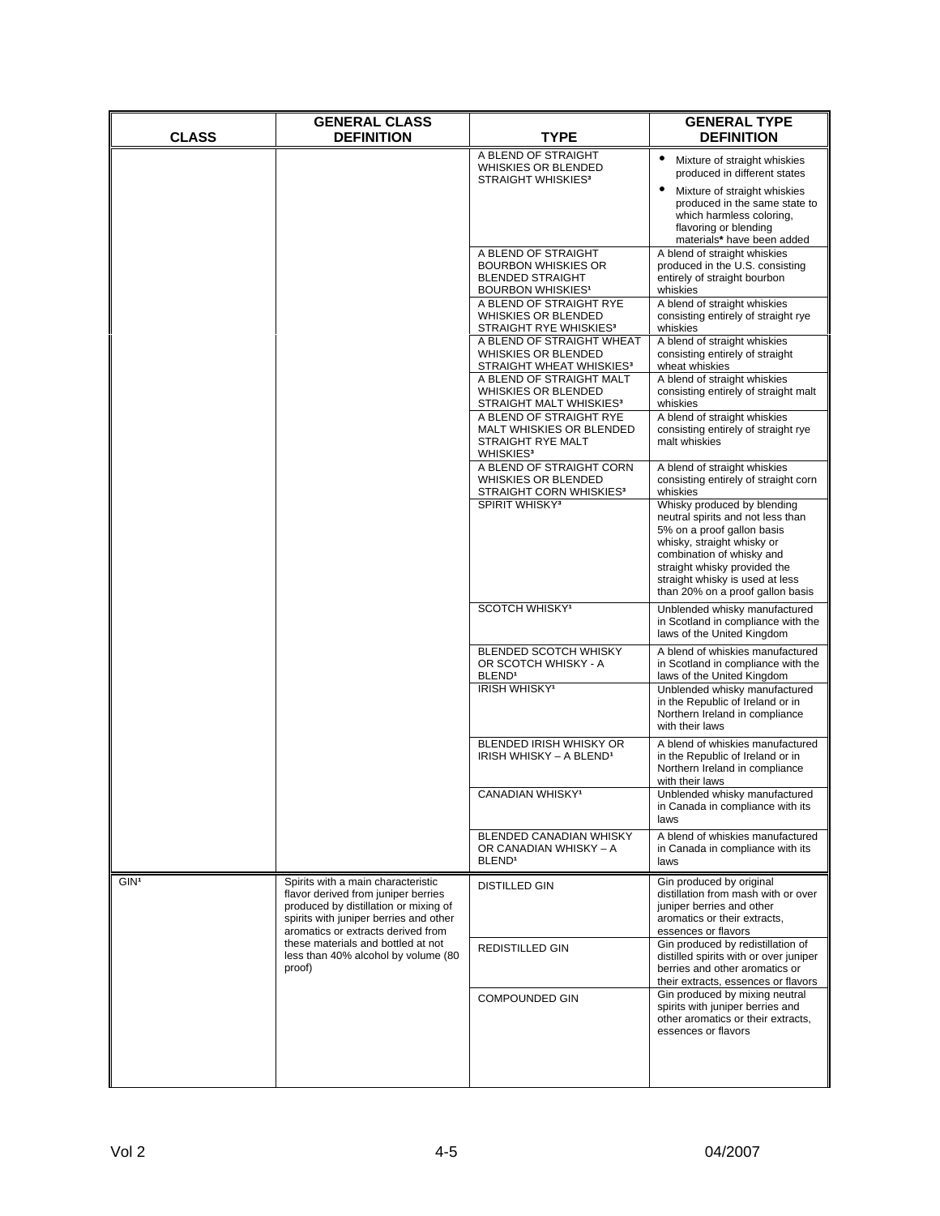| CLASS | GENERAL CLASS DEFINITION | TYPE | GENERAL TYPE DEFINITION |
|---|---|---|---|
| | | A BLEND OF STRAIGHT WHISKIES OR BLENDED STRAIGHT WHISKIES[3] | • Mixture of straight whiskies produced in different states<br>• Mixture of straight whiskies produced in the same state to which harmless coloring, flavoring or blending materials* have been added |
| | | A BLEND OF STRAIGHT BOURBON WHISKIES OR BLENDED STRAIGHT BOURBON WHISKIES[1] | A blend of straight whiskies produced in the U.S. consisting entirely of straight bourbon whiskies |
| | | A BLEND OF STRAIGHT RYE WHISKIES OR BLENDED STRAIGHT RYE WHISKIES[3] | A blend of straight whiskies consisting entirely of straight rye whiskies |
| | | A BLEND OF STRAIGHT WHEAT WHISKIES OR BLENDED STRAIGHT WHEAT WHISKIES[3] | A blend of straight whiskies consisting entirely of straight wheat whiskies |
| | | A BLEND OF STRAIGHT MALT WHISKIES OR BLENDED STRAIGHT MALT WHISKIES[3] | A blend of straight whiskies consisting entirely of straight malt whiskies |
| | | A BLEND OF STRAIGHT RYE MALT WHISKIES OR BLENDED STRAIGHT RYE MALT WHISKIES[3] | A blend of straight whiskies consisting entirely of straight rye malt whiskies |
| | | A BLEND OF STRAIGHT CORN WHISKIES OR BLENDED STRAIGHT CORN WHISKIES[3] | A blend of straight whiskies consisting entirely of straight corn whiskies |
| | | SPIRIT WHISKY[3] | Whisky produced by blending neutral spirits and not less than 5% on a proof gallon basis whisky, straight whisky or combination of whisky and straight whisky provided the straight whisky is used at less than 20% on a proof gallon basis |
| | | SCOTCH WHISKY[1] | Unblended whisky manufactured in Scotland in compliance with the laws of the United Kingdom |
| | | BLENDED SCOTCH WHISKY OR SCOTCH WHISKY - A BLEND[1] | A blend of whiskies manufactured in Scotland in compliance with the laws of the United Kingdom |
| | | IRISH WHISKY[1] | Unblended whisky manufactured in the Republic of Ireland or in Northern Ireland in compliance with their laws |
| | | BLENDED IRISH WHISKY OR IRISH WHISKY – A BLEND[1] | A blend of whiskies manufactured in the Republic of Ireland or in Northern Ireland in compliance with their laws |
| | | CANADIAN WHISKY[1] | Unblended whisky manufactured in Canada in compliance with its laws |
| | | BLENDED CANADIAN WHISKY OR CANADIAN WHISKY – A BLEND[1] | A blend of whiskies manufactured in Canada in compliance with its laws |
| GIN[1] | Spirits with a main characteristic flavor derived from juniper berries produced by distillation or mixing of spirits with juniper berries and other aromatics or extracts derived from these materials and bottled at not less than 40% alcohol by volume (80 proof) | DISTILLED GIN | Gin produced by original distillation from mash with or over juniper berries and other aromatics or their extracts, essences or flavors |
| | | REDISTILLED GIN | Gin produced by redistillation of distilled spirits with or over juniper berries and other aromatics or their extracts, essences or flavors |
| | | COMPOUNDED GIN | Gin produced by mixing neutral spirits with juniper berries and other aromatics or their extracts, essences or flavors |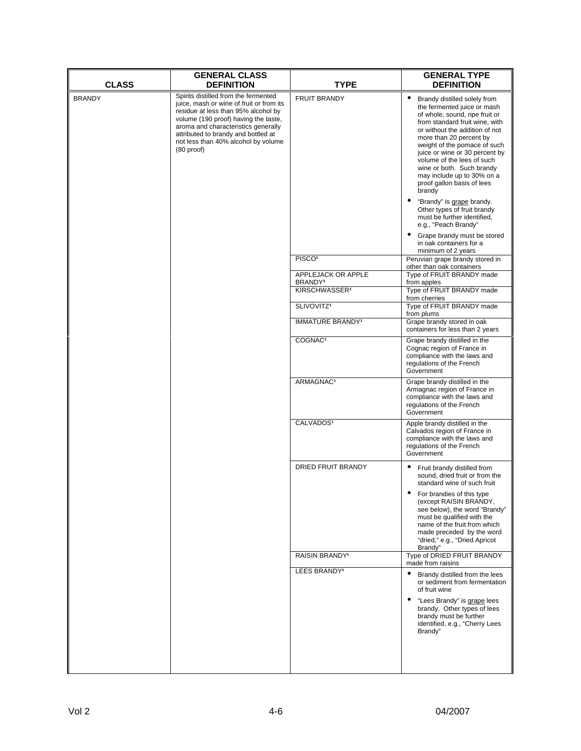| CLASS | GENERAL CLASS DEFINITION | TYPE | GENERAL TYPE DEFINITION |
|---|---|---|---|
| BRANDY | Spirits distilled from the fermented juice, mash or wine of fruit or from its residue at less than 95% alcohol by volume (190 proof) having the taste, aroma and characteristics generally attributed to brandy and bottled at not less than 40% alcohol by volume (80 proof) | FRUIT BRANDY | • Brandy distilled solely from the fermented juice or mash of whole, sound, ripe fruit or from standard fruit wine, with or without the addition of not more than 20 percent by weight of the pomace of such juice or wine or 30 percent by volume of the lees of such wine or both. Such brandy may include up to 30% on a proof gallon basis of lees brandy<br>• "Brandy" is grape brandy. Other types of fruit brandy must be further identified, e.g., "Peach Brandy"<br>• Grape brandy must be stored in oak containers for a minimum of 2 years |
| | | PISCO[1] | Peruvian grape brandy stored in other than oak containers |
| | | APPLEJACK OR APPLE BRANDY[1] | Type of FRUIT BRANDY made from apples |
| | | KIRSCHWASSER[1] | Type of FRUIT BRANDY made from cherries |
| | | SLIVOVITZ[1] | Type of FRUIT BRANDY made from plums |
| | | IMMATURE BRANDY[1] | Grape brandy stored in oak containers for less than 2 years |
| | | COGNAC[1] | Grape brandy distilled in the Cognac region of France in compliance with the laws and regulations of the French Government |
| | | ARMAGNAC[1] | Grape brandy distilled in the Armagnac region of France in compliance with the laws and regulations of the French Government |
| | | CALVADOS[1] | Apple brandy distilled in the Calvados region of France in compliance with the laws and regulations of the French Government |
| | | DRIED FRUIT BRANDY | • Fruit brandy distilled from sound, dried fruit or from the standard wine of such fruit<br>• For brandies of this type (except RAISIN BRANDY, see below), the word "Brandy" must be qualified with the name of the fruit from which made preceded by the word "dried," e.g., "Dried Apricot Brandy" |
| | | RAISIN BRANDY[1] | Type of DRIED FRUIT BRANDY made from raisins |
| | | LEES BRANDY[1] | • Brandy distilled from the lees or sediment from fermentation of fruit wine<br>• "Lees Brandy" is grape lees brandy. Other types of lees brandy must be further identified, e.g., "Cherry Lees Brandy" |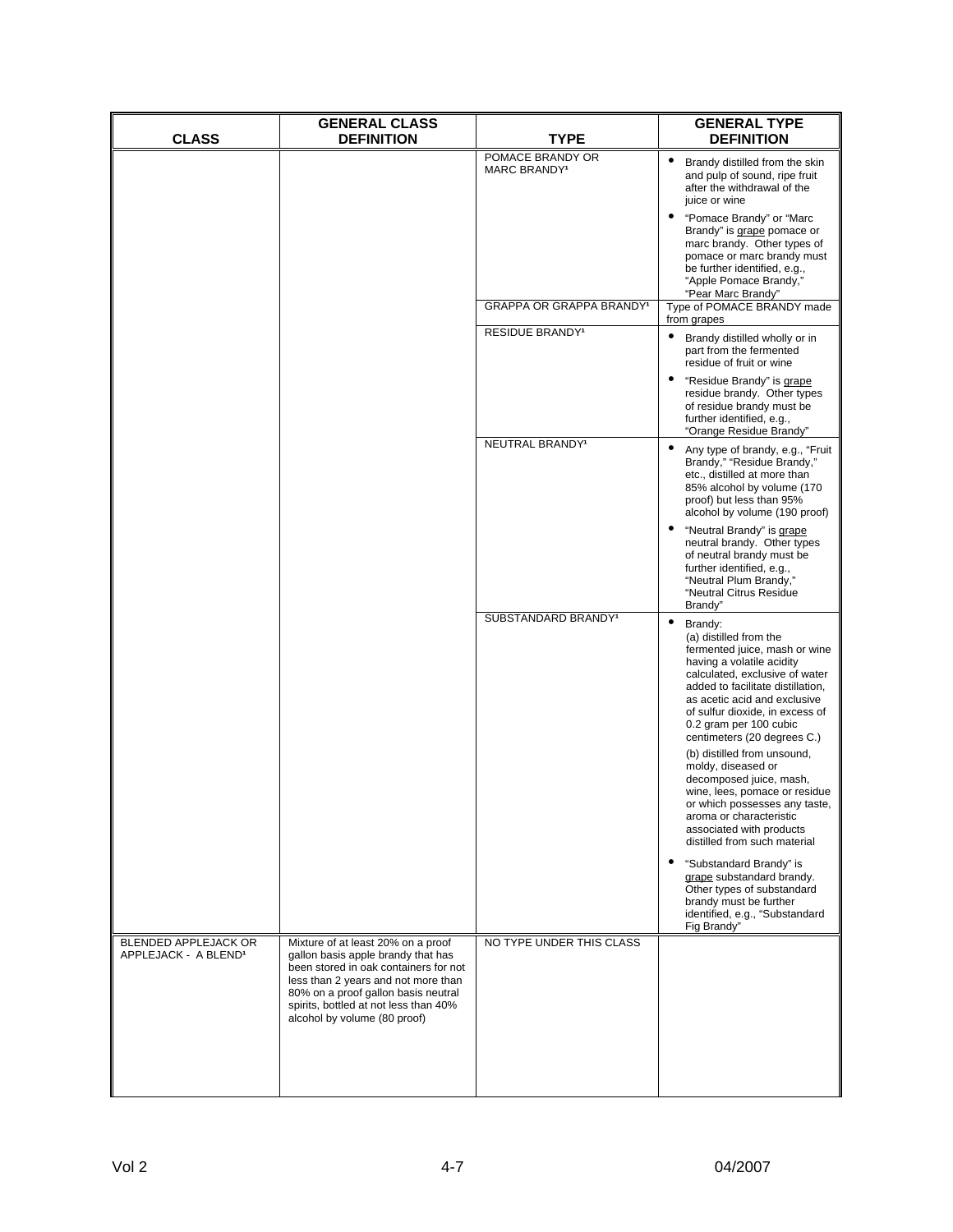| CLASS | GENERAL CLASS DEFINITION | TYPE | GENERAL TYPE DEFINITION |
|---|---|---|---|
| | | POMACE BRANDY OR MARC BRANDY[1] | • Brandy distilled from the skin and pulp of sound, ripe fruit after the withdrawal of the juice or wine<br>• "Pomace Brandy" or "Marc Brandy" is grape pomace or marc brandy. Other types of pomace or marc brandy must be further identified, e.g., "Apple Pomace Brandy," "Pear Marc Brandy" |
| | | GRAPPA OR GRAPPA BRANDY[1] | Type of POMACE BRANDY made from grapes |
| | | RESIDUE BRANDY[1] | • Brandy distilled wholly or in part from the fermented residue of fruit or wine<br>• "Residue Brandy" is grape residue brandy. Other types of residue brandy must be further identified, e.g., "Orange Residue Brandy" |
| | | NEUTRAL BRANDY[1] | • Any type of brandy, e.g., "Fruit Brandy," "Residue Brandy," etc., distilled at more than 85% alcohol by volume (170 proof) but less than 95% alcohol by volume (190 proof)<br>• "Neutral Brandy" is grape neutral brandy. Other types of neutral brandy must be further identified, e.g., "Neutral Plum Brandy," "Neutral Citrus Residue Brandy" |
| | | SUBSTANDARD BRANDY[1] | • Brandy:<br>(a) distilled from the fermented juice, mash or wine having a volatile acidity calculated, exclusive of water added to facilitate distillation, as acetic acid and exclusive of sulfur dioxide, in excess of 0.2 gram per 100 cubic centimeters (20 degrees C.)<br>(b) distilled from unsound, moldy, diseased or decomposed juice, mash, wine, lees, pomace or residue or which possesses any taste, aroma or characteristic associated with products distilled from such material<br>• "Substandard Brandy" is grape substandard brandy. Other types of substandard brandy must be further identified, e.g., "Substandard Fig Brandy" |
| BLENDED APPLEJACK OR APPLEJACK - A BLEND[1] | Mixture of at least 20% on a proof gallon basis apple brandy that has been stored in oak containers for not less than 2 years and not more than 80% on a proof gallon basis neutral spirits, bottled at not less than 40% alcohol by volume (80 proof) | NO TYPE UNDER THIS CLASS | |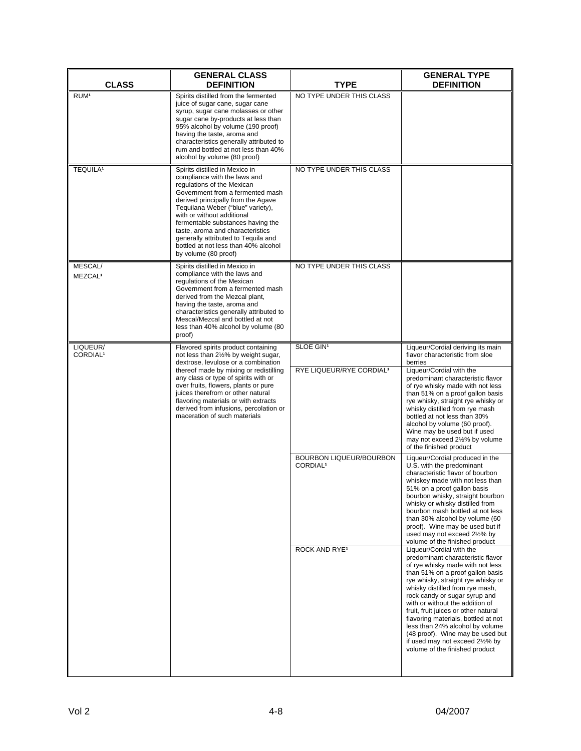| CLASS | GENERAL CLASS DEFINITION | TYPE | GENERAL TYPE DEFINITION |
|---|---|---|---|
| RUM[1] | Spirits distilled from the fermented juice of sugar cane, sugar cane syrup, sugar cane molasses or other sugar cane by-products at less than 95% alcohol by volume (190 proof) having the taste, aroma and characteristics generally attributed to rum and bottled at not less than 40% alcohol by volume (80 proof) | NO TYPE UNDER THIS CLASS | |
| TEQUILA[1] | Spirits distilled in Mexico in compliance with the laws and regulations of the Mexican Government from a fermented mash derived principally from the Agave Tequilana Weber ("blue" variety), with or without additional fermentable substances having the taste, aroma and characteristics generally attributed to Tequila and bottled at not less than 40% alcohol by volume (80 proof) | NO TYPE UNDER THIS CLASS | |
| MESCAL/ MEZCAL[1] | Spirits distilled in Mexico in compliance with the laws and regulations of the Mexican Government from a fermented mash derived from the Mezcal plant, having the taste, aroma and characteristics generally attributed to Mescal/Mezcal and bottled at not less than 40% alcohol by volume (80 proof) | NO TYPE UNDER THIS CLASS | |
| LIQUEUR/ CORDIAL[1] | Flavored spirits product containing not less than 2½% by weight sugar, dextrose, levulose or a combination thereof made by mixing or redistilling any class or type of spirits with or over fruits, flowers, plants or pure juices therefrom or other natural flavoring materials or with extracts derived from infusions, percolation or maceration of such materials | SLOE GIN[1] | Liqueur/Cordial deriving its main flavor characteristic from sloe berries |
| | | RYE LIQUEUR/RYE CORDIAL[1] | Liqueur/Cordial with the predominant characteristic flavor of rye whisky made with not less than 51% on a proof gallon basis rye whisky, straight rye whisky or whisky distilled from rye mash bottled at not less than 30% alcohol by volume (60 proof). Wine may be used but if used may not exceed 2½% by volume of the finished product |
| | | BOURBON LIQUEUR/BOURBON CORDIAL[1] | Liqueur/Cordial produced in the U.S. with the predominant characteristic flavor of bourbon whiskey made with not less than 51% on a proof gallon basis bourbon whisky, straight bourbon whisky or whisky distilled from bourbon mash bottled at not less than 30% alcohol by volume (60 proof). Wine may be used but if used may not exceed 2½% by volume of the finished product |
| | | ROCK AND RYE[1] | Liqueur/Cordial with the predominant characteristic flavor of rye whisky made with not less than 51% on a proof gallon basis rye whisky, straight rye whisky or whisky distilled from rye mash, rock candy or sugar syrup and with or without the addition of fruit, fruit juices or other natural flavoring materials, bottled at not less than 24% alcohol by volume (48 proof). Wine may be used but if used may not exceed 2½% by volume of the finished product |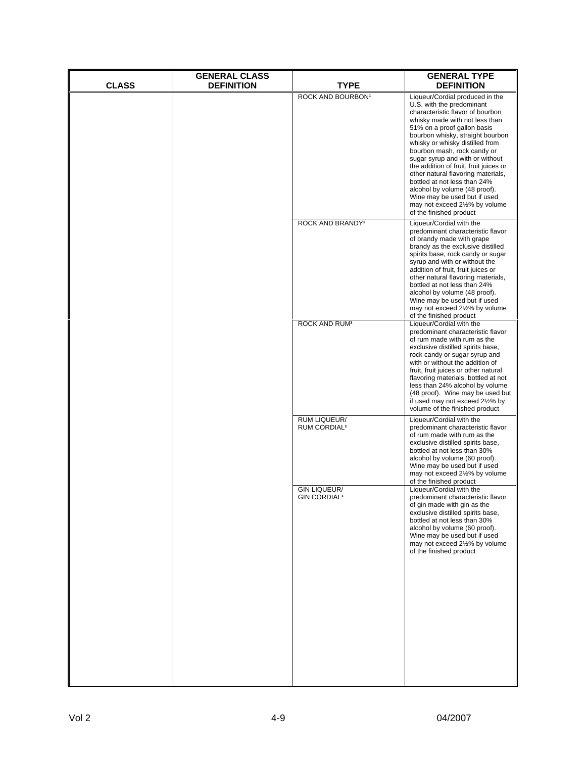| CLASS | GENERAL CLASS DEFINITION | TYPE | GENERAL TYPE DEFINITION |
|---|---|---|---|
| | | ROCK AND BOURBON[1] | Liqueur/Cordial produced in the U.S. with the predominant characteristic flavor of bourbon whisky made with not less than 51% on a proof gallon basis bourbon whisky, straight bourbon whisky or whisky distilled from bourbon mash, rock candy or sugar syrup and with or without the addition of fruit, fruit juices or other natural flavoring materials, bottled at not less than 24% alcohol by volume (48 proof). Wine may be used but if used may not exceed 2½% by volume of the finished product |
| | | ROCK AND BRANDY[1] | Liqueur/Cordial with the predominant characteristic flavor of brandy made with grape brandy as the exclusive distilled spirits base, rock candy or sugar syrup and with or without the addition of fruit, fruit juices or other natural flavoring materials, bottled at not less than 24% alcohol by volume (48 proof). Wine may be used but if used may not exceed 2½% by volume of the finished product |
| | | ROCK AND RUM[1] | Liqueur/Cordial with the predominant characteristic flavor of rum made with rum as the exclusive distilled spirits base, rock candy or sugar syrup and with or without the addition of fruit, fruit juices or other natural flavoring materials, bottled at not less than 24% alcohol by volume (48 proof). Wine may be used but if used may not exceed 2½% by volume of the finished product |
| | | RUM LIQUEUR/ RUM CORDIAL[1] | Liqueur/Cordial with the predominant characteristic flavor of rum made with rum as the exclusive distilled spirits base, bottled at not less than 30% alcohol by volume (60 proof). Wine may be used but if used may not exceed 2½% by volume of the finished product |
| | | GIN LIQUEUR/ GIN CORDIAL[1] | Liqueur/Cordial with the predominant characteristic flavor of gin made with gin as the exclusive distilled spirits base, bottled at not less than 30% alcohol by volume (60 proof). Wine may be used but if used may not exceed 2½% by volume of the finished product |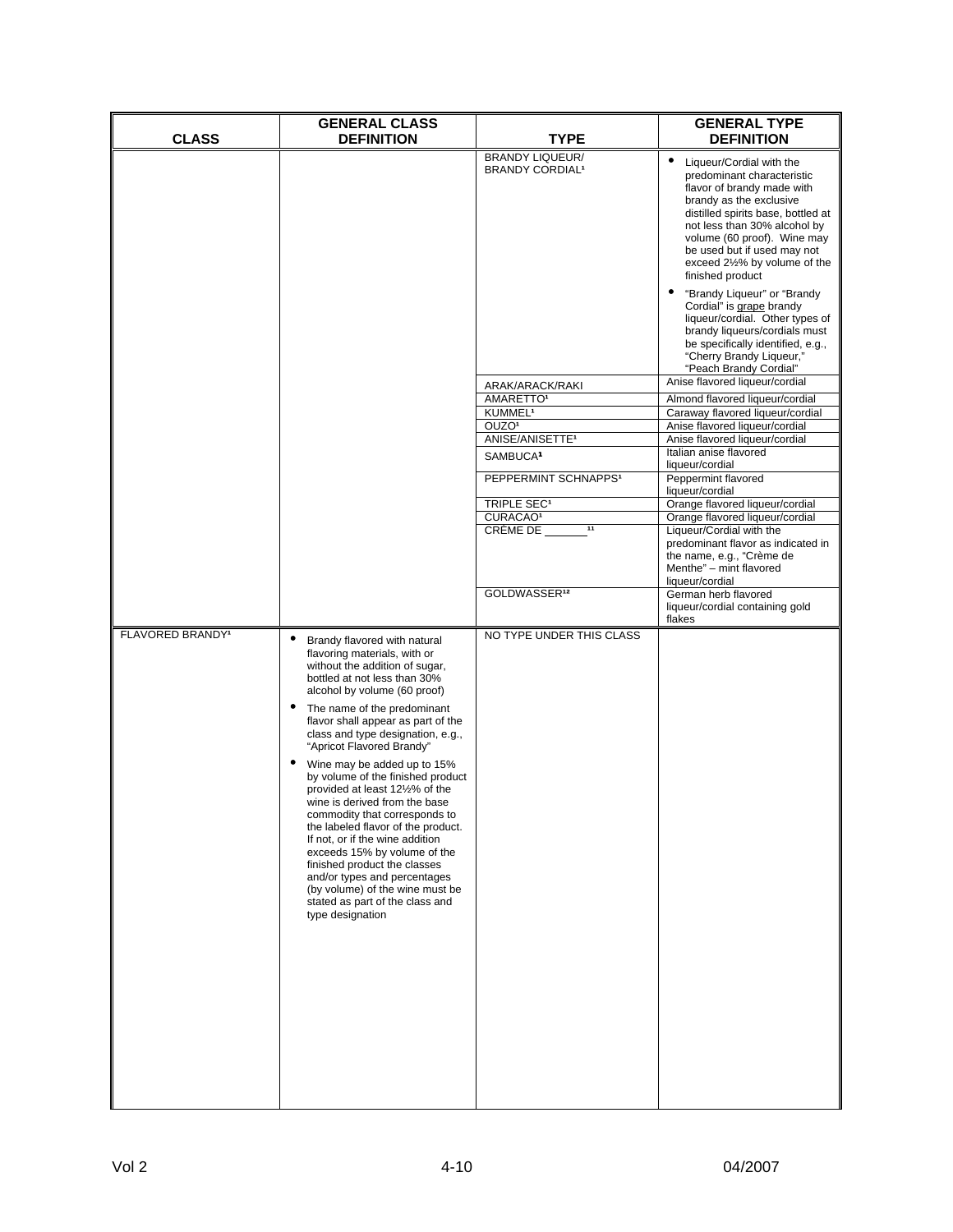| CLASS | GENERAL CLASS DEFINITION | TYPE | GENERAL TYPE DEFINITION |
|---|---|---|---|
| | | BRANDY LIQUEUR/ BRANDY CORDIAL[1] | • Liqueur/Cordial with the predominant characteristic flavor of brandy made with brandy as the exclusive distilled spirits base, bottled at not less than 30% alcohol by volume (60 proof). Wine may be used but if used may not exceed 2½% by volume of the finished product<br>• "Brandy Liqueur" or "Brandy Cordial" is grape brandy liqueur/cordial. Other types of brandy liqueurs/cordials must be specifically identified, e.g., "Cherry Brandy Liqueur," "Peach Brandy Cordial" |
| | | ARAK/ARACK/RAKI | Anise flavored liqueur/cordial |
| | | AMARETTO[1] | Almond flavored liqueur/cordial |
| | | KUMMEL[1] | Caraway flavored liqueur/cordial |
| | | OUZO[1] | Anise flavored liqueur/cordial |
| | | ANISE/ANISETTE[1] | Anise flavored liqueur/cordial |
| | | SAMBUCA[1] | Italian anise flavored liqueur/cordial |
| | | PEPPERMINT SCHNAPPS[1] | Peppermint flavored liqueur/cordial |
| | | TRIPLE SEC[1] | Orange flavored liqueur/cordial |
| | | CURACAO[1] | Orange flavored liqueur/cordial |
| | | CRÈME DE ______[11] | Liqueur/Cordial with the predominant flavor as indicated in the name, e.g., "Crème de Menthe" – mint flavored liqueur/cordial |
| | | GOLDWASSER[12] | German herb flavored liqueur/cordial containing gold flakes |
| FLAVORED BRANDY[1] | • Brandy flavored with natural flavoring materials, with or without the addition of sugar, bottled at not less than 30% alcohol by volume (60 proof)<br>• The name of the predominant flavor shall appear as part of the class and type designation, e.g., "Apricot Flavored Brandy"<br>• Wine may be added up to 15% by volume of the finished product provided at least 12½% of the wine is derived from the base commodity that corresponds to the labeled flavor of the product. If not, or if the wine addition exceeds 15% by volume of the finished product the classes and/or types and percentages (by volume) of the wine must be stated as part of the class and type designation | NO TYPE UNDER THIS CLASS | |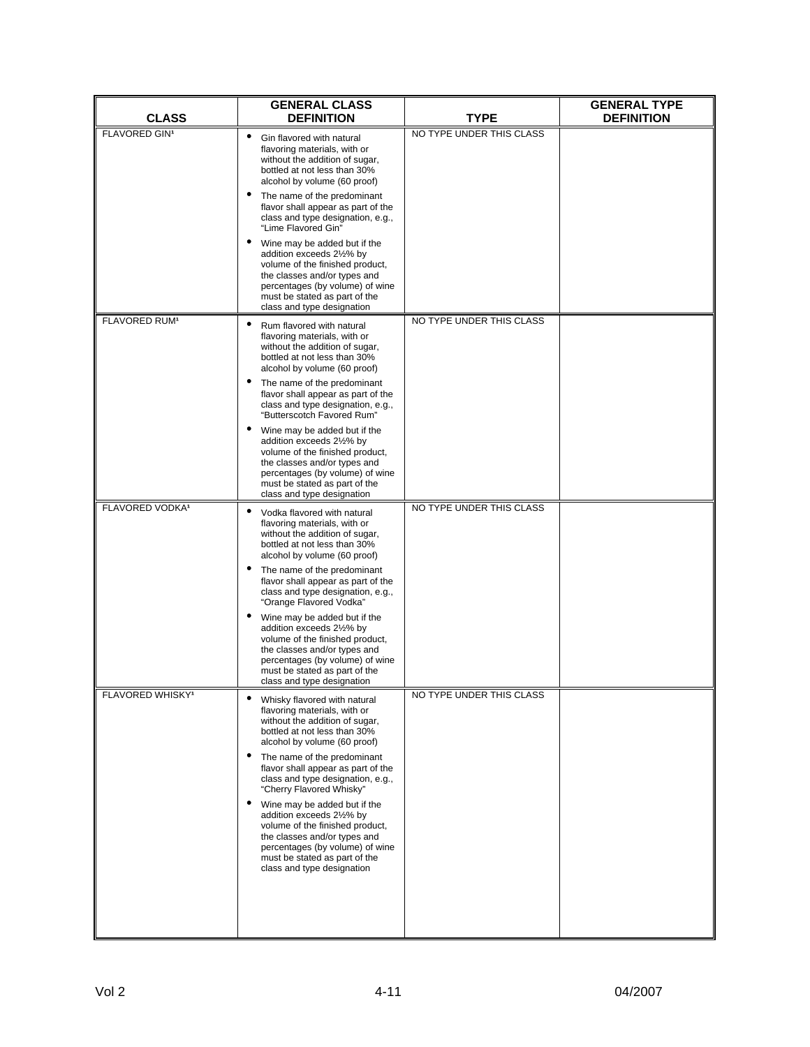| CLASS | GENERAL CLASS DEFINITION | TYPE | GENERAL TYPE DEFINITION |
|---|---|---|---|
| FLAVORED GIN[1] | • Gin flavored with natural flavoring materials, with or without the addition of sugar, bottled at not less than 30% alcohol by volume (60 proof)<br>• The name of the predominant flavor shall appear as part of the class and type designation, e.g., "Lime Flavored Gin"<br>• Wine may be added but if the addition exceeds 2½% by volume of the finished product, the classes and/or types and percentages (by volume) of wine must be stated as part of the class and type designation | NO TYPE UNDER THIS CLASS | |
| FLAVORED RUM[1] | • Rum flavored with natural flavoring materials, with or without the addition of sugar, bottled at not less than 30% alcohol by volume (60 proof)<br>• The name of the predominant flavor shall appear as part of the class and type designation, e.g., "Butterscotch Favored Rum"<br>• Wine may be added but if the addition exceeds 2½% by volume of the finished product, the classes and/or types and percentages (by volume) of wine must be stated as part of the class and type designation | NO TYPE UNDER THIS CLASS | |
| FLAVORED VODKA[1] | • Vodka flavored with natural flavoring materials, with or without the addition of sugar, bottled at not less than 30% alcohol by volume (60 proof)<br>• The name of the predominant flavor shall appear as part of the class and type designation, e.g., "Orange Flavored Vodka"<br>• Wine may be added but if the addition exceeds 2½% by volume of the finished product, the classes and/or types and percentages (by volume) of wine must be stated as part of the class and type designation | NO TYPE UNDER THIS CLASS | |
| FLAVORED WHISKY[1] | • Whisky flavored with natural flavoring materials, with or without the addition of sugar, bottled at not less than 30% alcohol by volume (60 proof)<br>• The name of the predominant flavor shall appear as part of the class and type designation, e.g., "Cherry Flavored Whisky"<br>• Wine may be added but if the addition exceeds 2½% by volume of the finished product, the classes and/or types and percentages (by volume) of wine must be stated as part of the class and type designation | NO TYPE UNDER THIS CLASS | |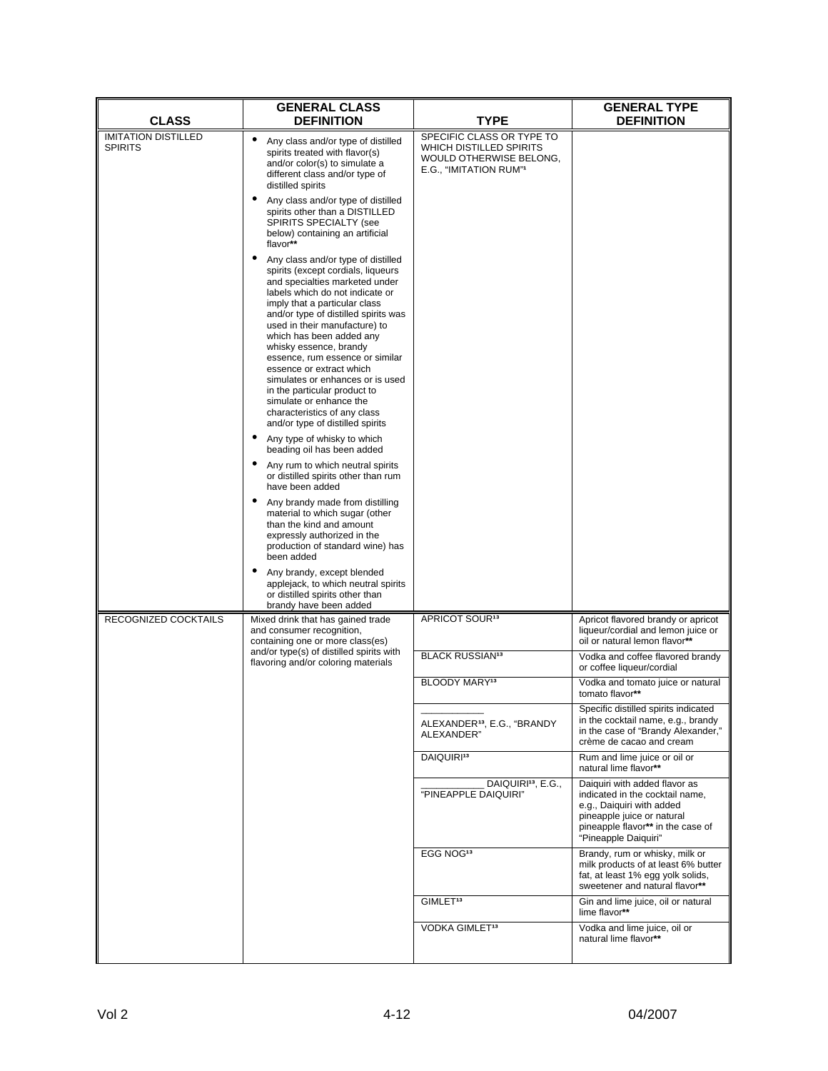| CLASS | GENERAL CLASS DEFINITION | TYPE | GENERAL TYPE DEFINITION |
|---|---|---|---|
| IMITATION DISTILLED SPIRITS | • Any class and/or type of distilled spirits treated with flavor(s) and/or color(s) to simulate a different class and/or type of distilled spirits<br>• Any class and/or type of distilled spirits other than a DISTILLED SPIRITS SPECIALTY (see below) containing an artificial flavor**<br>• Any class and/or type of distilled spirits (except cordials, liqueurs and specialties marketed under labels which do not indicate or imply that a particular class and/or type of distilled spirits was used in their manufacture) to which has been added any whisky essence, brandy essence, rum essence or similar essence or extract which simulates or enhances or is used in the particular product to simulate or enhance the characteristics of any class and/or type of distilled spirits<br>• Any type of whisky to which beading oil has been added<br>• Any rum to which neutral spirits or distilled spirits other than rum have been added<br>• Any brandy made from distilling material to which sugar (other than the kind and amount expressly authorized in the production of standard wine) has been added<br>• Any brandy, except blended applejack, to which neutral spirits or distilled spirits other than brandy have been added | SPECIFIC CLASS OR TYPE TO WHICH DISTILLED SPIRITS WOULD OTHERWISE BELONG, E.G., "IMITATION RUM"[1] | |
| RECOGNIZED COCKTAILS | Mixed drink that has gained trade and consumer recognition, containing one or more class(es) and/or type(s) of distilled spirits with flavoring and/or coloring materials | APRICOT SOUR[13] | Apricot flavored brandy or apricot liqueur/cordial and lemon juice or oil or natural lemon flavor** |
| | | BLACK RUSSIAN[13] | Vodka and coffee flavored brandy or coffee liqueur/cordial |
| | | BLOODY MARY[13] | Vodka and tomato juice or natural tomato flavor** |
| | | ____________ ALEXANDER[13], E.G., "BRANDY ALEXANDER" | Specific distilled spirits indicated in the cocktail name, e.g., brandy in the case of "Brandy Alexander," crème de cacao and cream |
| | | DAIQUIRI[13] | Rum and lime juice or oil or natural lime flavor** |
| | | ____________ DAIQUIRI[13], E.G., "PINEAPPLE DAIQUIRI" | Daiquiri with added flavor as indicated in the cocktail name, e.g., Daiquiri with added pineapple juice or natural pineapple flavor** in the case of "Pineapple Daiquiri" |
| | | EGG NOG[13] | Brandy, rum or whisky, milk or milk products of at least 6% butter fat, at least 1% egg yolk solids, sweetener and natural flavor** |
| | | GIMLET[13] | Gin and lime juice, oil or natural lime flavor** |
| | | VODKA GIMLET[13] | Vodka and lime juice, oil or natural lime flavor** |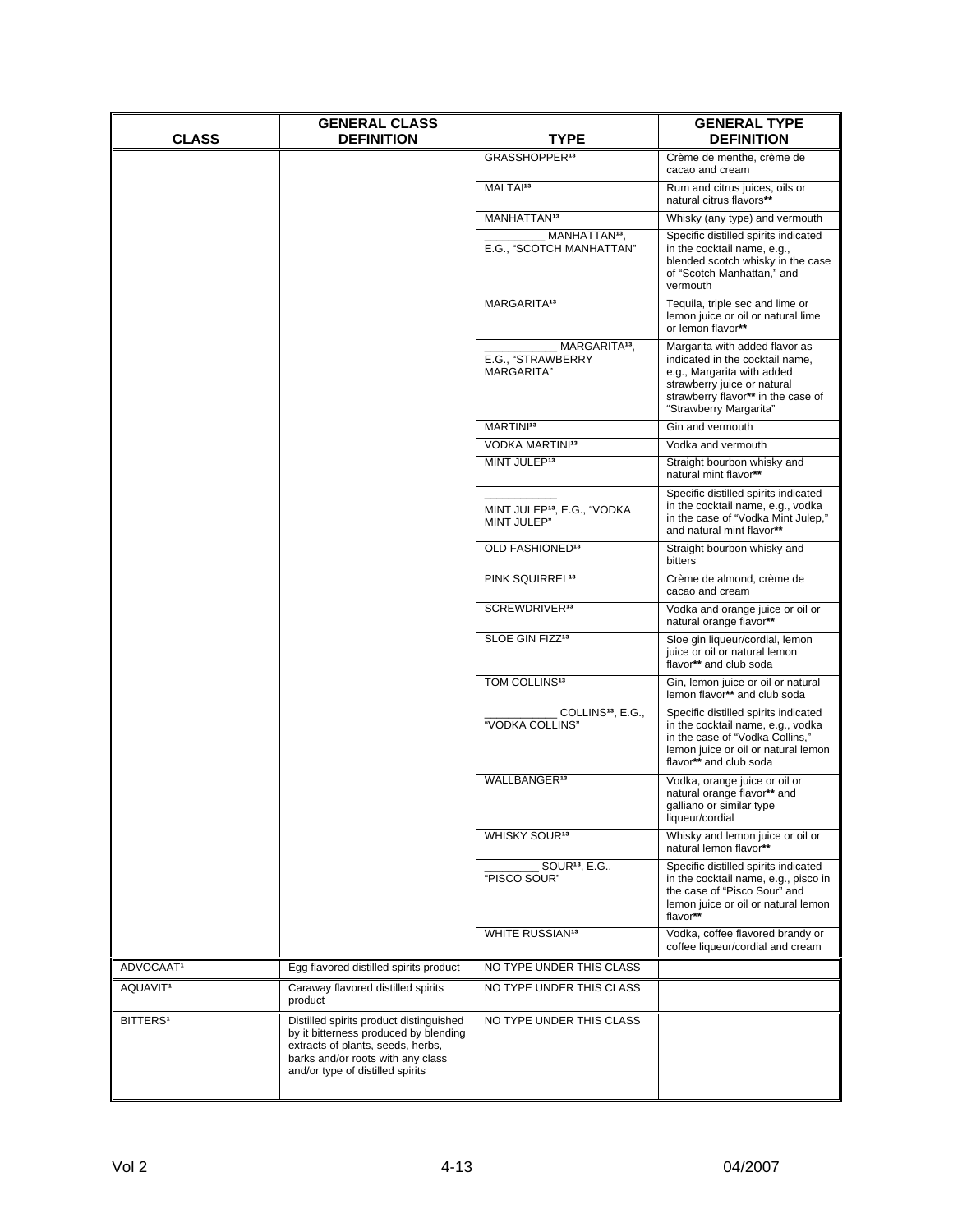| CLASS | GENERAL CLASS DEFINITION | TYPE | GENERAL TYPE DEFINITION |
|---|---|---|---|
| | | GRASSHOPPER[13] | Crème de menthe, crème de cacao and cream |
| | | MAI TAI[13] | Rum and citrus juices, oils or natural citrus flavors** |
| | | MANHATTAN[13] | Whisky (any type) and vermouth |
| | | __________ MANHATTAN[13], E.G., "SCOTCH MANHATTAN" | Specific distilled spirits indicated in the cocktail name, e.g., blended scotch whisky in the case of "Scotch Manhattan," and vermouth |
| | | MARGARITA[13] | Tequila, triple sec and lime or lemon juice or oil or natural lime or lemon flavor** |
| | | ____________ MARGARITA[13], E.G., "STRAWBERRY MARGARITA" | Margarita with added flavor as indicated in the cocktail name, e.g., Margarita with added strawberry juice or natural strawberry flavor** in the case of "Strawberry Margarita" |
| | | MARTINI[13] | Gin and vermouth |
| | | VODKA MARTINI[13] | Vodka and vermouth |
| | | MINT JULEP[13] | Straight bourbon whisky and natural mint flavor** |
| | | ____________ MINT JULEP[13], E.G., "VODKA MINT JULEP" | Specific distilled spirits indicated in the cocktail name, e.g., vodka in the case of "Vodka Mint Julep," and natural mint flavor** |
| | | OLD FASHIONED[13] | Straight bourbon whisky and bitters |
| | | PINK SQUIRREL[13] | Crème de almond, crème de cacao and cream |
| | | SCREWDRIVER[13] | Vodka and orange juice or oil or natural orange flavor** |
| | | SLOE GIN FIZZ[13] | Sloe gin liqueur/cordial, lemon juice or oil or natural lemon flavor** and club soda |
| | | TOM COLLINS[13] | Gin, lemon juice or oil or natural lemon flavor** and club soda |
| | | ____________ COLLINS[13], E.G., "VODKA COLLINS" | Specific distilled spirits indicated in the cocktail name, e.g., vodka in the case of "Vodka Collins," lemon juice or oil or natural lemon flavor** and club soda |
| | | WALLBANGER[13] | Vodka, orange juice or oil or natural orange flavor** and galliano or similar type liqueur/cordial |
| | | WHISKY SOUR[13] | Whisky and lemon juice or oil or natural lemon flavor** |
| | | _________ SOUR[13], E.G., "PISCO SOUR" | Specific distilled spirits indicated in the cocktail name, e.g., pisco in the case of "Pisco Sour" and lemon juice or oil or natural lemon flavor** |
| | | WHITE RUSSIAN[13] | Vodka, coffee flavored brandy or coffee liqueur/cordial and cream |
| ADVOCAAT[1] | Egg flavored distilled spirits product | NO TYPE UNDER THIS CLASS | |
| AQUAVIT[1] | Caraway flavored distilled spirits product | NO TYPE UNDER THIS CLASS | |
| BITTERS[1] | Distilled spirits product distinguished by it bitterness produced by blending extracts of plants, seeds, herbs, barks and/or roots with any class and/or type of distilled spirits | NO TYPE UNDER THIS CLASS | |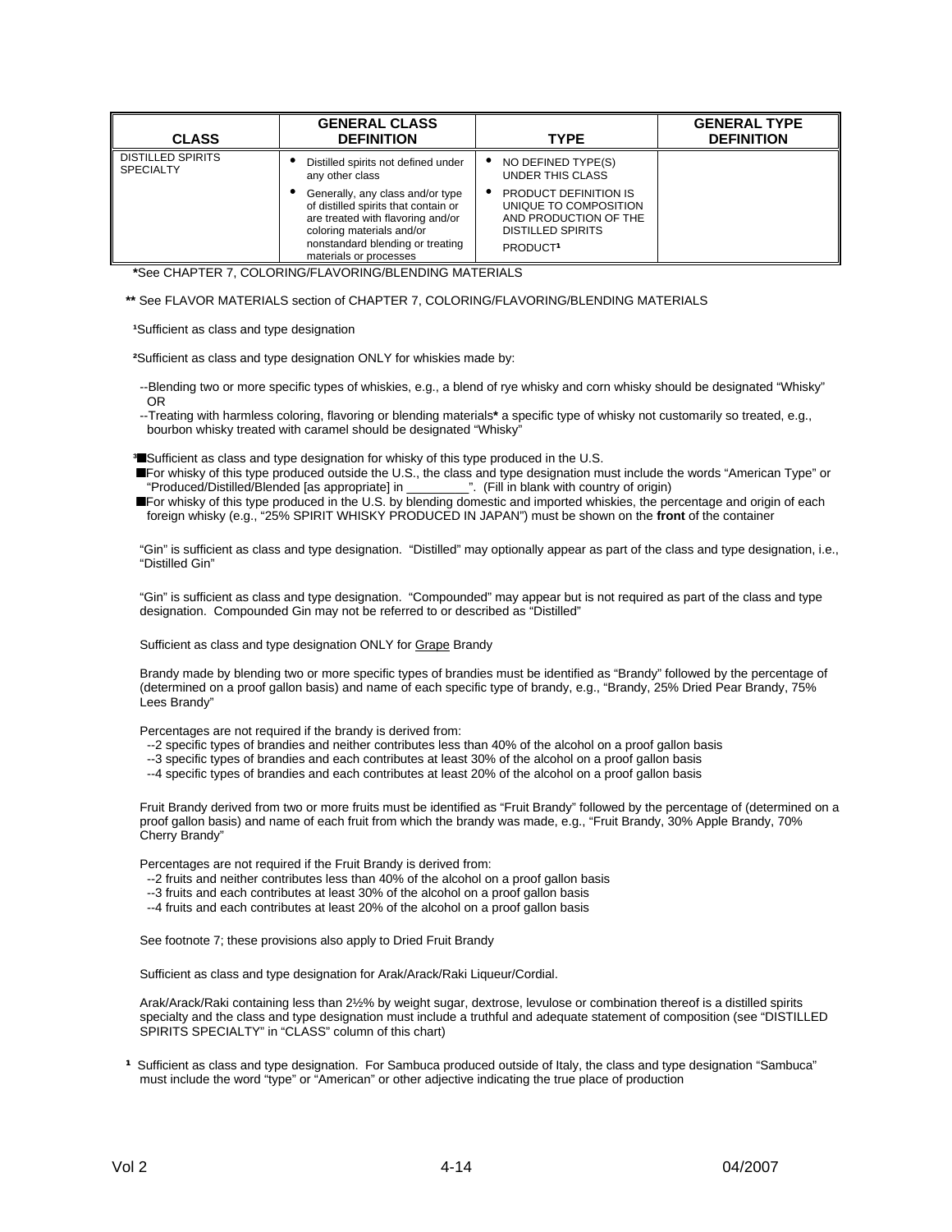| CLASS | GENERAL CLASS DEFINITION | TYPE | GENERAL TYPE DEFINITION |
|---|---|---|---|
| DISTILLED SPIRITS SPECIALTY | • Distilled spirits not defined under any other class<br>• Generally, any class and/or type of distilled spirits that contain or are treated with flavoring and/or coloring materials and/or nonstandard blending or treating materials or processes | • NO DEFINED TYPE(S) UNDER THIS CLASS<br>• PRODUCT DEFINITION IS UNIQUE TO COMPOSITION AND PRODUCTION OF THE DISTILLED SPIRITS PRODUCT[1] | |

*See CHAPTER 7, COLORING/FLAVORING/BLENDING MATERIALS

** See FLAVOR MATERIALS section of CHAPTER 7, COLORING/FLAVORING/BLENDING MATERIALS

[1]Sufficient as class and type designation

[2]Sufficient as class and type designation ONLY for whiskies made by:

--Blending two or more specific types of whiskies, e.g., a blend of rye whisky and corn whisky should be designated "Whisky" OR

--Treating with harmless coloring, flavoring or blending materials* a specific type of whisky not customarily so treated, e.g., bourbon whisky treated with caramel should be designated "Whisky"

[3]■Sufficient as class and type designation for whisky of this type produced in the U.S.

■For whisky of this type produced outside the U.S., the class and type designation must include the words "American Type" or "Produced/Distilled/Blended [as appropriate] in ________". (Fill in blank with country of origin)

■For whisky of this type produced in the U.S. by blending domestic and imported whiskies, the percentage and origin of each foreign whisky (e.g., "25% SPIRIT WHISKY PRODUCED IN JAPAN") must be shown on the **front** of the container

"Gin" is sufficient as class and type designation. "Distilled" may optionally appear as part of the class and type designation, i.e., "Distilled Gin"

"Gin" is sufficient as class and type designation. "Compounded" may appear but is not required as part of the class and type designation. Compounded Gin may not be referred to or described as "Distilled"

Sufficient as class and type designation ONLY for Grape Brandy

Brandy made by blending two or more specific types of brandies must be identified as "Brandy" followed by the percentage of (determined on a proof gallon basis) and name of each specific type of brandy, e.g., "Brandy, 25% Dried Pear Brandy, 75% Lees Brandy"

Percentages are not required if the brandy is derived from:

--2 specific types of brandies and neither contributes less than 40% of the alcohol on a proof gallon basis
--3 specific types of brandies and each contributes at least 30% of the alcohol on a proof gallon basis
--4 specific types of brandies and each contributes at least 20% of the alcohol on a proof gallon basis

Fruit Brandy derived from two or more fruits must be identified as "Fruit Brandy" followed by the percentage of (determined on a proof gallon basis) and name of each fruit from which the brandy was made, e.g., "Fruit Brandy, 30% Apple Brandy, 70% Cherry Brandy"

Percentages are not required if the Fruit Brandy is derived from:

--2 fruits and neither contributes less than 40% of the alcohol on a proof gallon basis
--3 fruits and each contributes at least 30% of the alcohol on a proof gallon basis
--4 fruits and each contributes at least 20% of the alcohol on a proof gallon basis

See footnote 7; these provisions also apply to Dried Fruit Brandy

Sufficient as class and type designation for Arak/Arack/Raki Liqueur/Cordial.

Arak/Arack/Raki containing less than 2½% by weight sugar, dextrose, levulose or combination thereof is a distilled spirits specialty and the class and type designation must include a truthful and adequate statement of composition (see "DISTILLED SPIRITS SPECIALTY" in "CLASS" column of this chart)

[1] Sufficient as class and type designation. For Sambuca produced outside of Italy, the class and type designation "Sambuca" must include the word "type" or "American" or other adjective indicating the true place of production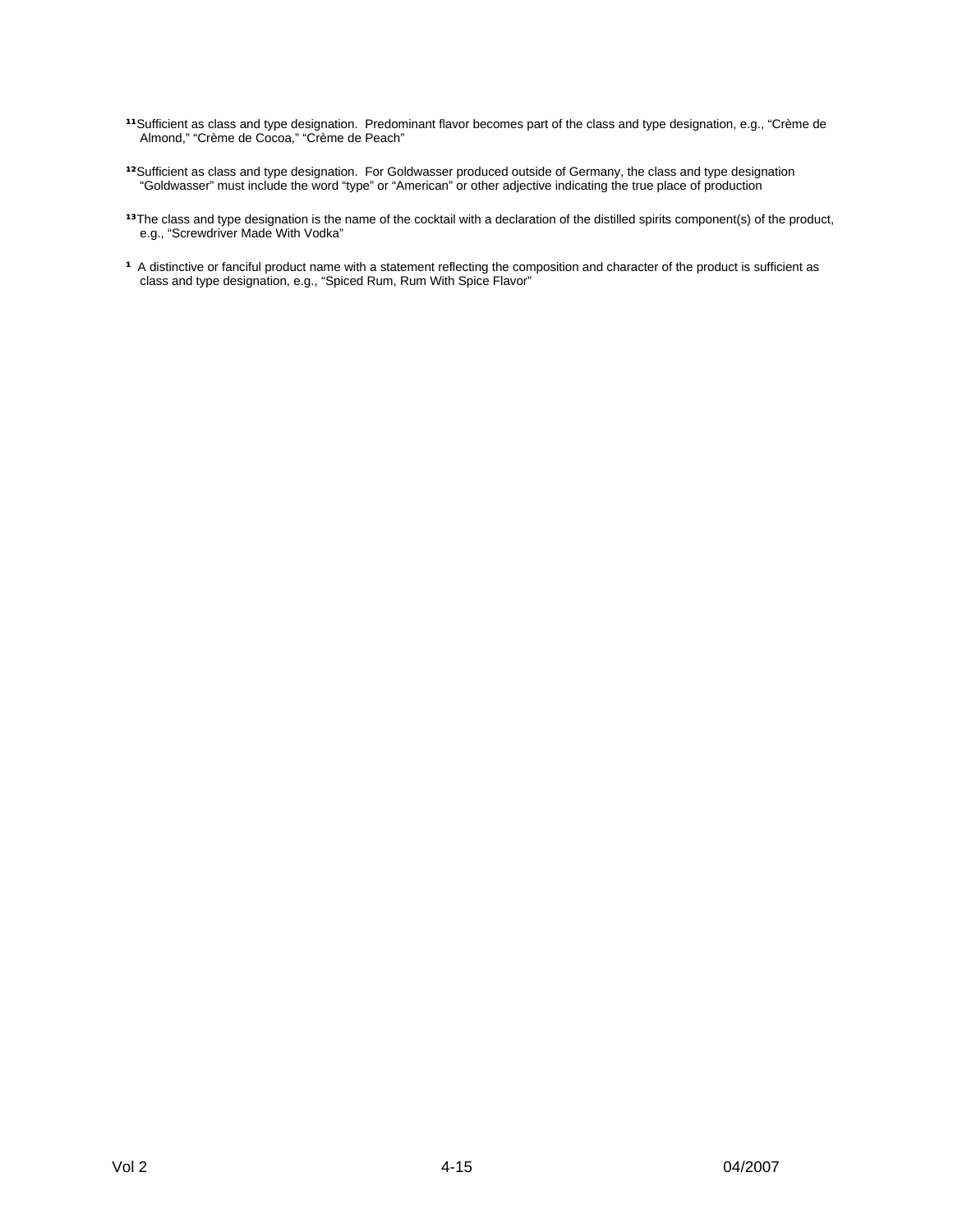[11] Sufficient as class and type designation. Predominant flavor becomes part of the class and type designation, e.g., "Crème de Almond," "Crème de Cocoa," "Crème de Peach"

[12] Sufficient as class and type designation. For Goldwasser produced outside of Germany, the class and type designation "Goldwasser" must include the word "type" or "American" or other adjective indicating the true place of production

[13] The class and type designation is the name of the cocktail with a declaration of the distilled spirits component(s) of the product, e.g., "Screwdriver Made With Vodka"

[1] A distinctive or fanciful product name with a statement reflecting the composition and character of the product is sufficient as class and type designation, e.g., "Spiced Rum, Rum With Spice Flavor"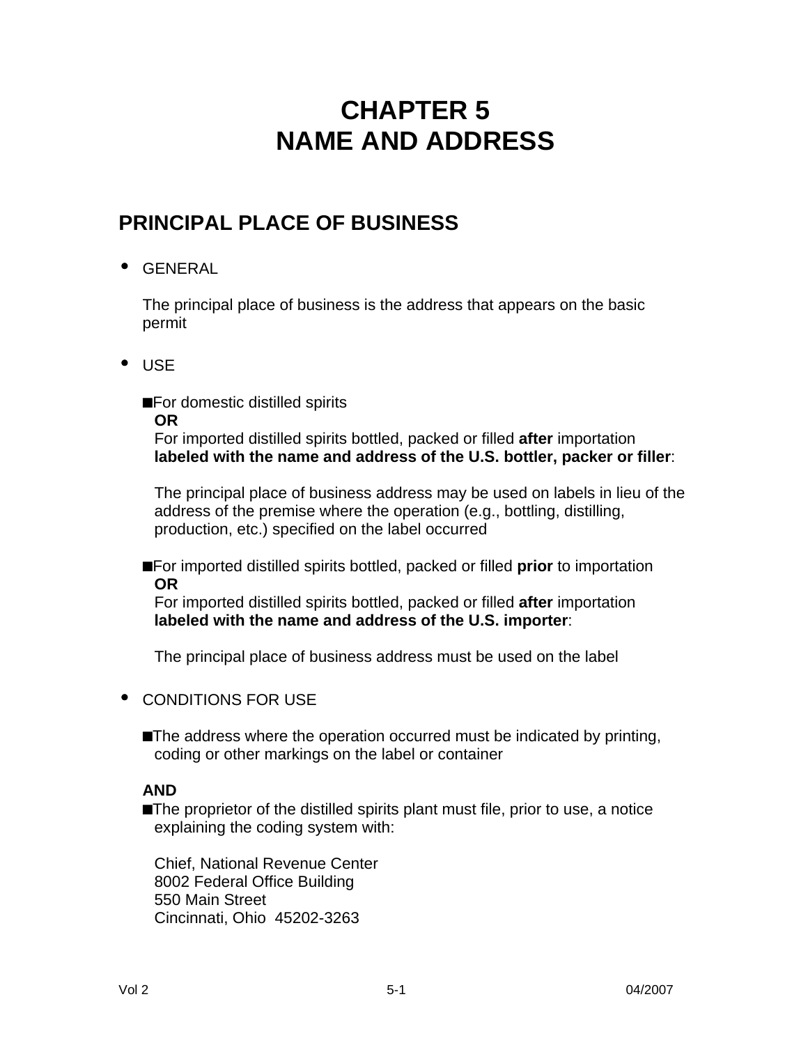# CHAPTER 5
# NAME AND ADDRESS

## PRINCIPAL PLACE OF BUSINESS

- GENERAL

  The principal place of business is the address that appears on the basic permit

- USE

  - For domestic distilled spirits
    **OR**
    For imported distilled spirits bottled, packed or filled **after** importation **labeled with the name and address of the U.S. bottler, packer or filler**:

    The principal place of business address may be used on labels in lieu of the address of the premise where the operation (e.g., bottling, distilling, production, etc.) specified on the label occurred

  - For imported distilled spirits bottled, packed or filled **prior** to importation
    **OR**
    For imported distilled spirits bottled, packed or filled **after** importation **labeled with the name and address of the U.S. importer**:

    The principal place of business address must be used on the label

- CONDITIONS FOR USE

  - The address where the operation occurred must be indicated by printing, coding or other markings on the label or container

  **AND**

  - The proprietor of the distilled spirits plant must file, prior to use, a notice explaining the coding system with:

    Chief, National Revenue Center
    8002 Federal Office Building
    550 Main Street
    Cincinnati, Ohio 45202-3263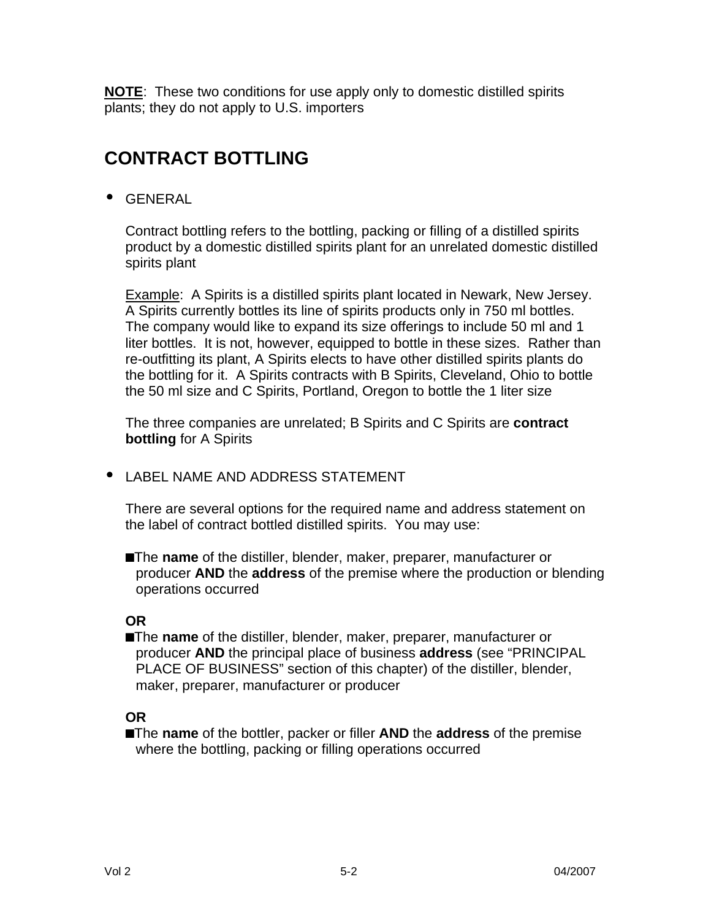**NOTE**: These two conditions for use apply only to domestic distilled spirits plants; they do not apply to U.S. importers

## CONTRACT BOTTLING

- GENERAL

  Contract bottling refers to the bottling, packing or filling of a distilled spirits product by a domestic distilled spirits plant for an unrelated domestic distilled spirits plant

  Example: A Spirits is a distilled spirits plant located in Newark, New Jersey. A Spirits currently bottles its line of spirits products only in 750 ml bottles. The company would like to expand its size offerings to include 50 ml and 1 liter bottles. It is not, however, equipped to bottle in these sizes. Rather than re-outfitting its plant, A Spirits elects to have other distilled spirits plants do the bottling for it. A Spirits contracts with B Spirits, Cleveland, Ohio to bottle the 50 ml size and C Spirits, Portland, Oregon to bottle the 1 liter size

  The three companies are unrelated; B Spirits and C Spirits are **contract bottling** for A Spirits

- LABEL NAME AND ADDRESS STATEMENT

  There are several options for the required name and address statement on the label of contract bottled distilled spirits. You may use:

  - The **name** of the distiller, blender, maker, preparer, manufacturer or producer **AND** the **address** of the premise where the production or blending operations occurred

  **OR**

  - The **name** of the distiller, blender, maker, preparer, manufacturer or producer **AND** the principal place of business **address** (see "PRINCIPAL PLACE OF BUSINESS" section of this chapter) of the distiller, blender, maker, preparer, manufacturer or producer

  **OR**

  - The **name** of the bottler, packer or filler **AND** the **address** of the premise where the bottling, packing or filling operations occurred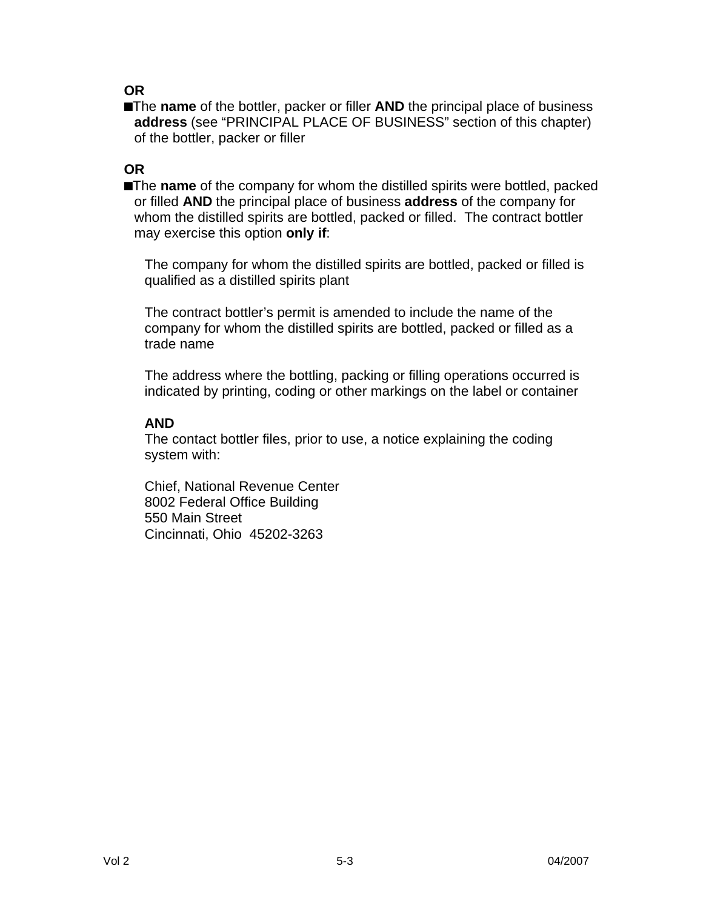**OR**

- The **name** of the bottler, packer or filler **AND** the principal place of business **address** (see "PRINCIPAL PLACE OF BUSINESS" section of this chapter) of the bottler, packer or filler

**OR**

- The **name** of the company for whom the distilled spirits were bottled, packed or filled **AND** the principal place of business **address** of the company for whom the distilled spirits are bottled, packed or filled. The contract bottler may exercise this option **only if**:

  The company for whom the distilled spirits are bottled, packed or filled is qualified as a distilled spirits plant

  The contract bottler's permit is amended to include the name of the company for whom the distilled spirits are bottled, packed or filled as a trade name

  The address where the bottling, packing or filling operations occurred is indicated by printing, coding or other markings on the label or container

  **AND**
  The contact bottler files, prior to use, a notice explaining the coding system with:

  Chief, National Revenue Center
  8002 Federal Office Building
  550 Main Street
  Cincinnati, Ohio 45202-3263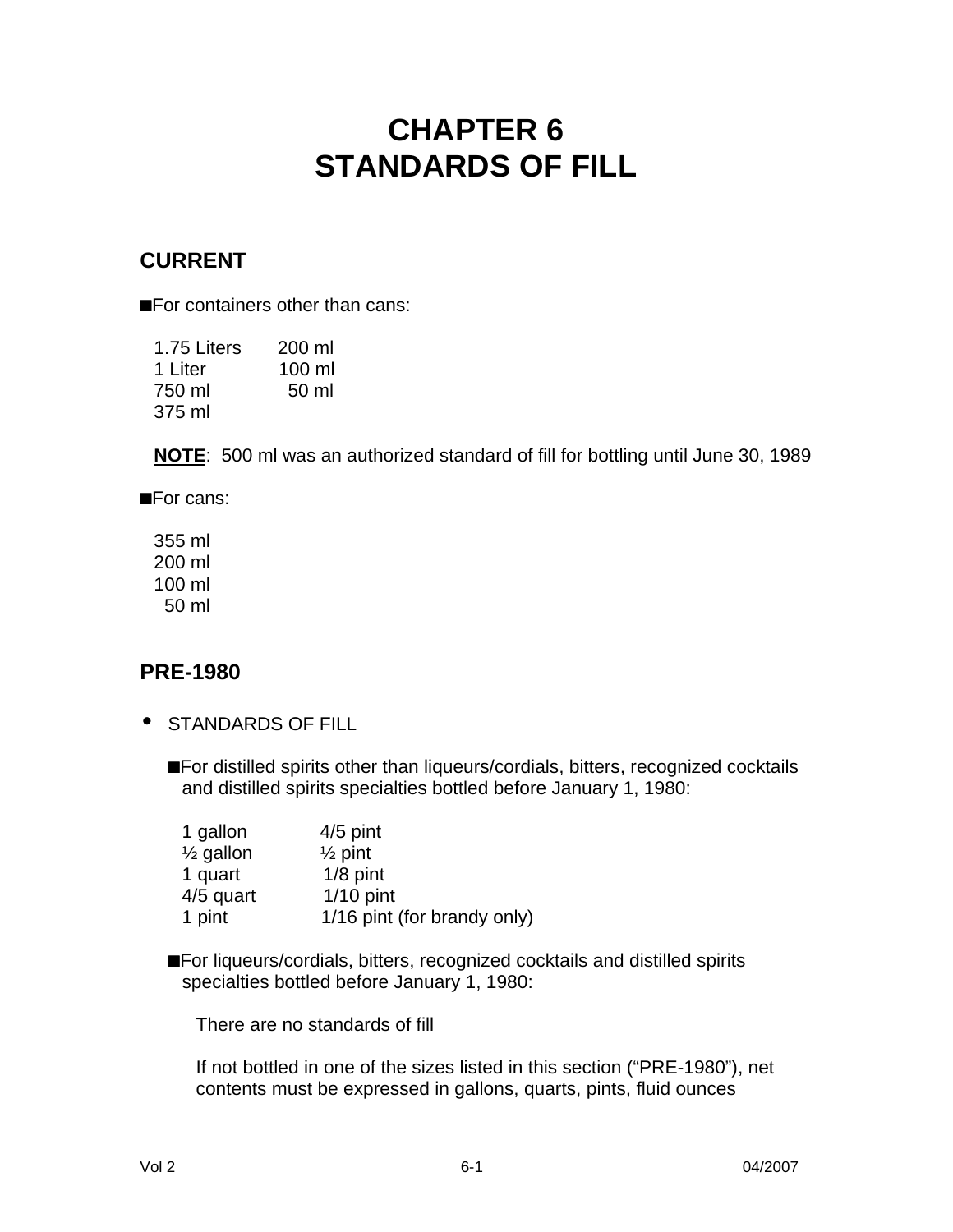# CHAPTER 6
# STANDARDS OF FILL

## CURRENT

■For containers other than cans:

| | |
|---|---|
| 1.75 Liters | 200 ml |
| 1 Liter | 100 ml |
| 750 ml | 50 ml |
| 375 ml | |

**NOTE**: 500 ml was an authorized standard of fill for bottling until June 30, 1989

■For cans:

355 ml
200 ml
100 ml
50 ml

## PRE-1980

- STANDARDS OF FILL

  ■For distilled spirits other than liqueurs/cordials, bitters, recognized cocktails and distilled spirits specialties bottled before January 1, 1980:

  | | |
  |---|---|
  | 1 gallon | 4/5 pint |
  | ½ gallon | ½ pint |
  | 1 quart | 1/8 pint |
  | 4/5 quart | 1/10 pint |
  | 1 pint | 1/16 pint (for brandy only) |

  ■For liqueurs/cordials, bitters, recognized cocktails and distilled spirits specialties bottled before January 1, 1980:

  There are no standards of fill

  If not bottled in one of the sizes listed in this section ("PRE-1980"), net contents must be expressed in gallons, quarts, pints, fluid ounces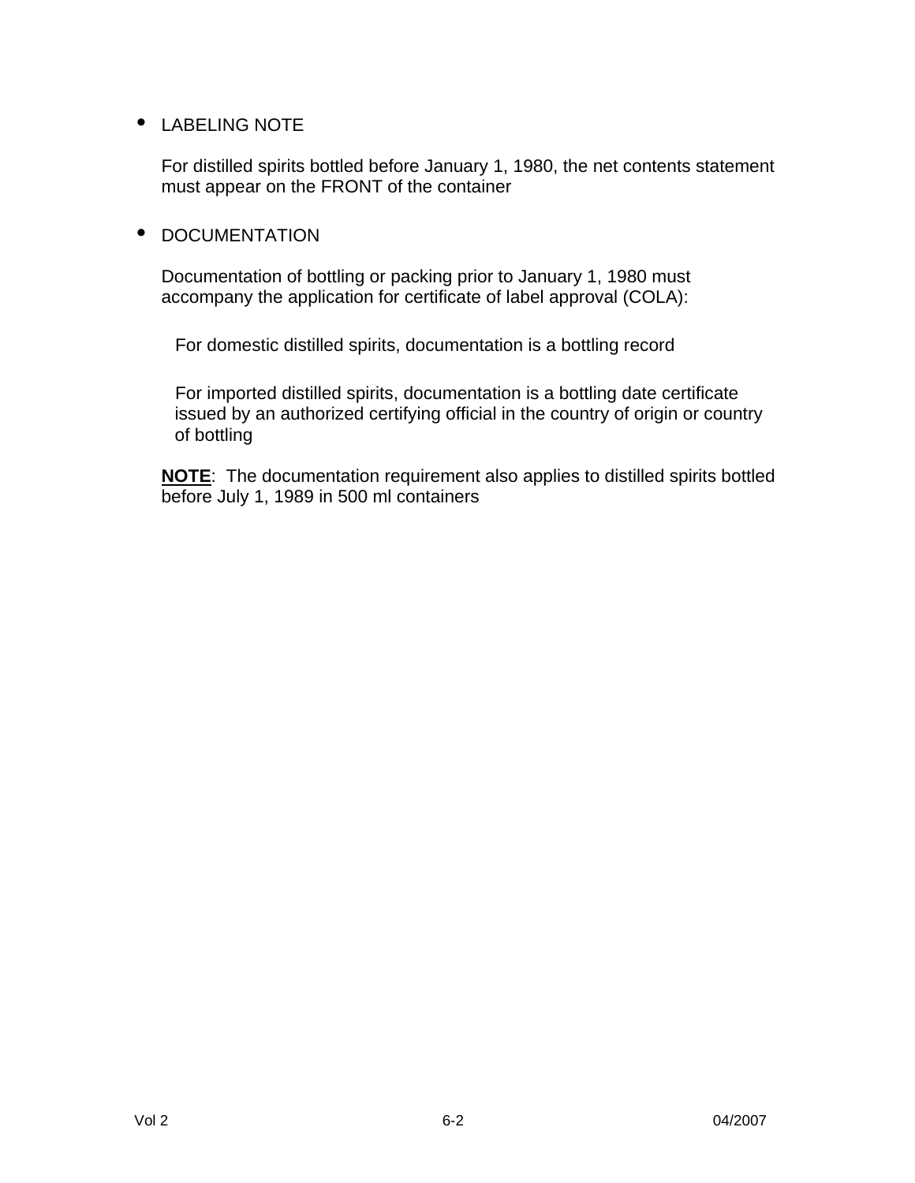- LABELING NOTE

  For distilled spirits bottled before January 1, 1980, the net contents statement must appear on the FRONT of the container

- DOCUMENTATION

  Documentation of bottling or packing prior to January 1, 1980 must accompany the application for certificate of label approval (COLA):

    For domestic distilled spirits, documentation is a bottling record

    For imported distilled spirits, documentation is a bottling date certificate issued by an authorized certifying official in the country of origin or country of bottling

  **NOTE**: The documentation requirement also applies to distilled spirits bottled before July 1, 1989 in 500 ml containers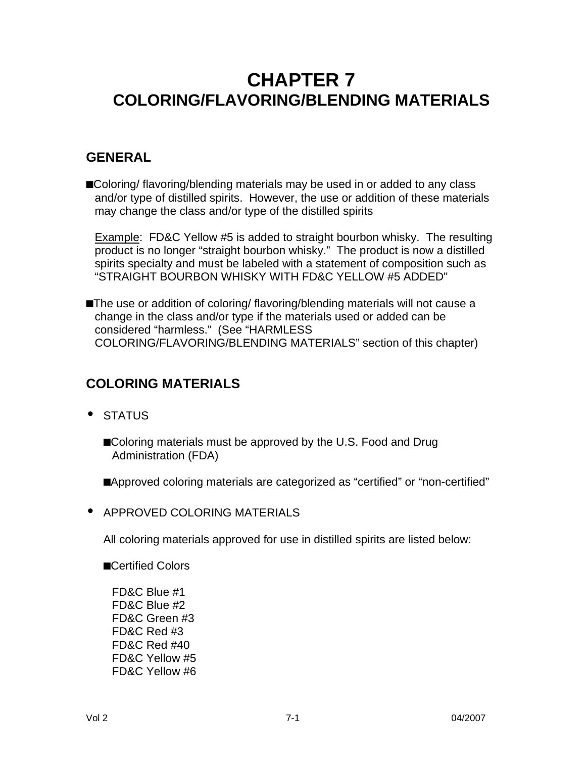# CHAPTER 7
# COLORING/FLAVORING/BLENDING MATERIALS

## GENERAL

■Coloring/ flavoring/blending materials may be used in or added to any class and/or type of distilled spirits. However, the use or addition of these materials may change the class and/or type of the distilled spirits

Example: FD&C Yellow #5 is added to straight bourbon whisky. The resulting product is no longer "straight bourbon whisky." The product is now a distilled spirits specialty and must be labeled with a statement of composition such as "STRAIGHT BOURBON WHISKY WITH FD&C YELLOW #5 ADDED"

■The use or addition of coloring/ flavoring/blending materials will not cause a change in the class and/or type if the materials used or added can be considered "harmless." (See "HARMLESS COLORING/FLAVORING/BLENDING MATERIALS" section of this chapter)

## COLORING MATERIALS

- STATUS

  ■Coloring materials must be approved by the U.S. Food and Drug Administration (FDA)

  ■Approved coloring materials are categorized as "certified" or "non-certified"

- APPROVED COLORING MATERIALS

  All coloring materials approved for use in distilled spirits are listed below:

  ■Certified Colors

  FD&C Blue #1
  FD&C Blue #2
  FD&C Green #3
  FD&C Red #3
  FD&C Red #40
  FD&C Yellow #5
  FD&C Yellow #6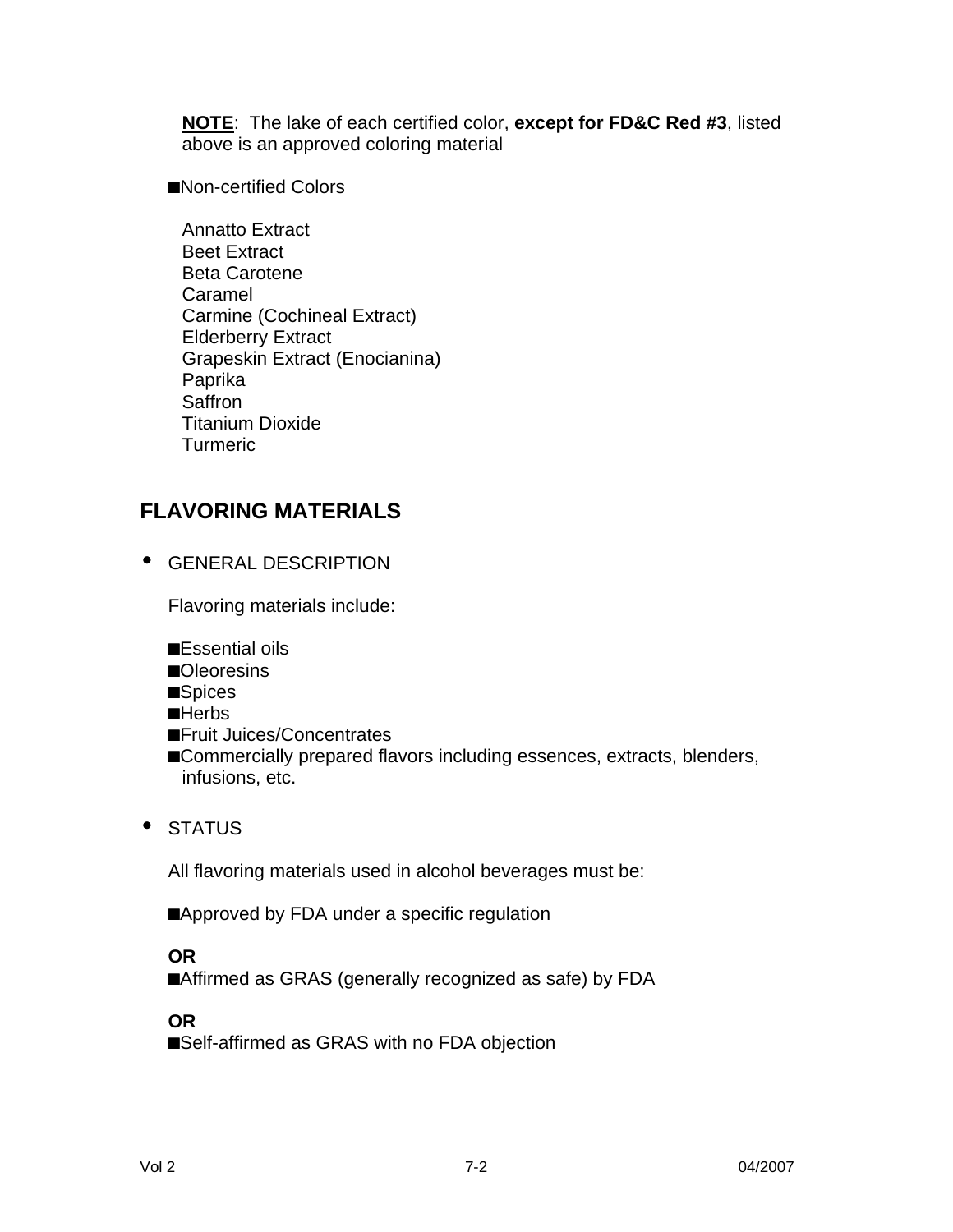**NOTE**: The lake of each certified color, **except for FD&C Red #3**, listed above is an approved coloring material

- Non-certified Colors

  Annatto Extract
  Beet Extract
  Beta Carotene
  Caramel
  Carmine (Cochineal Extract)
  Elderberry Extract
  Grapeskin Extract (Enocianina)
  Paprika
  Saffron
  Titanium Dioxide
  Turmeric

## FLAVORING MATERIALS

- GENERAL DESCRIPTION

  Flavoring materials include:

  - Essential oils
  - Oleoresins
  - Spices
  - Herbs
  - Fruit Juices/Concentrates
  - Commercially prepared flavors including essences, extracts, blenders, infusions, etc.

- STATUS

  All flavoring materials used in alcohol beverages must be:

  - Approved by FDA under a specific regulation

  **OR**

  - Affirmed as GRAS (generally recognized as safe) by FDA

  **OR**

  - Self-affirmed as GRAS with no FDA objection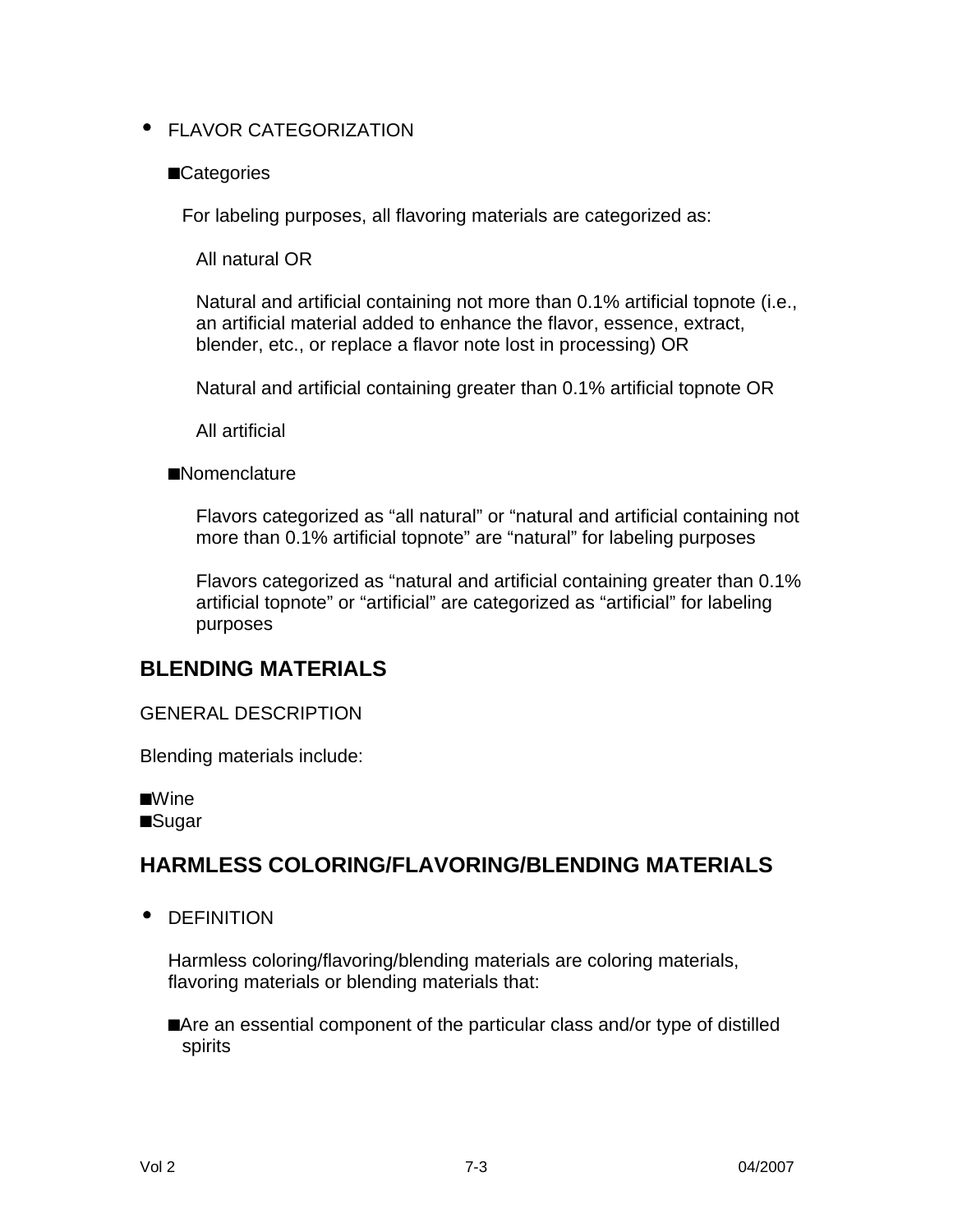- FLAVOR CATEGORIZATION

  - Categories

    For labeling purposes, all flavoring materials are categorized as:

    All natural OR

    Natural and artificial containing not more than 0.1% artificial topnote (i.e., an artificial material added to enhance the flavor, essence, extract, blender, etc., or replace a flavor note lost in processing) OR

    Natural and artificial containing greater than 0.1% artificial topnote OR

    All artificial

  - Nomenclature

    Flavors categorized as "all natural" or "natural and artificial containing not more than 0.1% artificial topnote" are "natural" for labeling purposes

    Flavors categorized as "natural and artificial containing greater than 0.1% artificial topnote" or "artificial" are categorized as "artificial" for labeling purposes

## BLENDING MATERIALS

GENERAL DESCRIPTION

Blending materials include:

- Wine
- Sugar

## HARMLESS COLORING/FLAVORING/BLENDING MATERIALS

- DEFINITION

  Harmless coloring/flavoring/blending materials are coloring materials, flavoring materials or blending materials that:

  - Are an essential component of the particular class and/or type of distilled spirits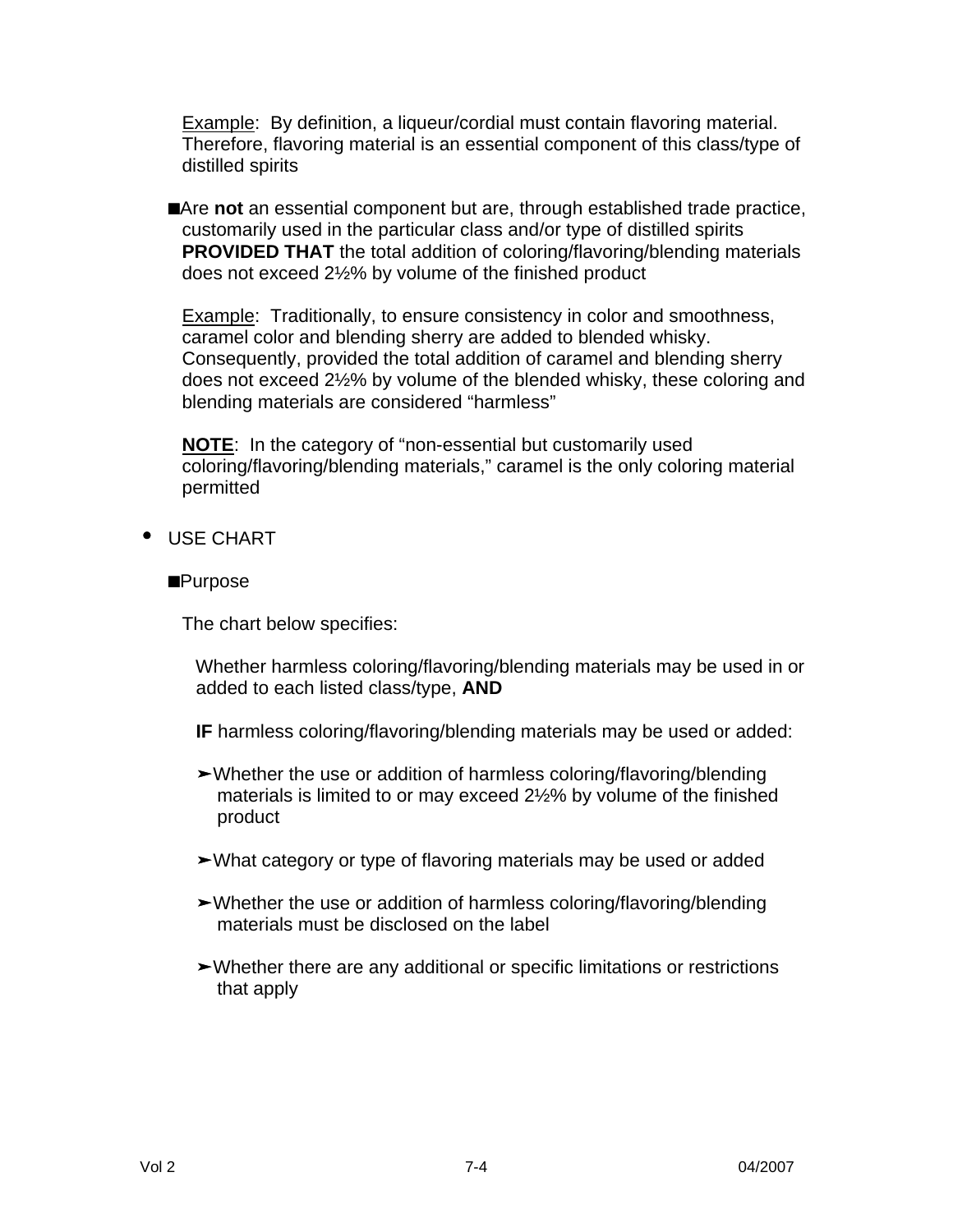Example: By definition, a liqueur/cordial must contain flavoring material. Therefore, flavoring material is an essential component of this class/type of distilled spirits

- Are **not** an essential component but are, through established trade practice, customarily used in the particular class and/or type of distilled spirits **PROVIDED THAT** the total addition of coloring/flavoring/blending materials does not exceed 2½% by volume of the finished product

  Example: Traditionally, to ensure consistency in color and smoothness, caramel color and blending sherry are added to blended whisky. Consequently, provided the total addition of caramel and blending sherry does not exceed 2½% by volume of the blended whisky, these coloring and blending materials are considered "harmless"

  **NOTE**: In the category of "non-essential but customarily used coloring/flavoring/blending materials," caramel is the only coloring material permitted

- USE CHART

  - Purpose

    The chart below specifies:

    Whether harmless coloring/flavoring/blending materials may be used in or added to each listed class/type, **AND**

    **IF** harmless coloring/flavoring/blending materials may be used or added:

    - Whether the use or addition of harmless coloring/flavoring/blending materials is limited to or may exceed 2½% by volume of the finished product
    - What category or type of flavoring materials may be used or added
    - Whether the use or addition of harmless coloring/flavoring/blending materials must be disclosed on the label
    - Whether there are any additional or specific limitations or restrictions that apply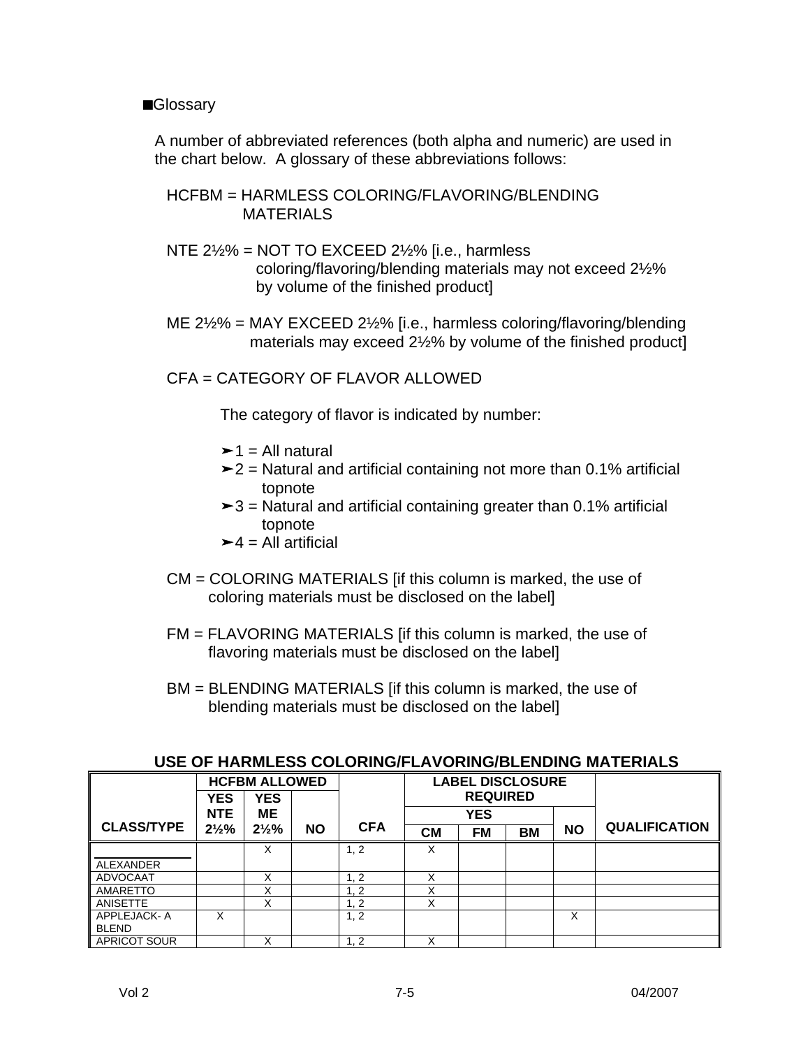■Glossary

A number of abbreviated references (both alpha and numeric) are used in the chart below. A glossary of these abbreviations follows:

HCFBM = HARMLESS COLORING/FLAVORING/BLENDING MATERIALS

NTE 2½% = NOT TO EXCEED 2½% [i.e., harmless coloring/flavoring/blending materials may not exceed 2½% by volume of the finished product]

ME 2½% = MAY EXCEED 2½% [i.e., harmless coloring/flavoring/blending materials may exceed 2½% by volume of the finished product]

CFA = CATEGORY OF FLAVOR ALLOWED

The category of flavor is indicated by number:

- ➢1 = All natural
- ➢2 = Natural and artificial containing not more than 0.1% artificial topnote
- ➢3 = Natural and artificial containing greater than 0.1% artificial topnote
- ➢4 = All artificial

CM = COLORING MATERIALS [if this column is marked, the use of coloring materials must be disclosed on the label]

FM = FLAVORING MATERIALS [if this column is marked, the use of flavoring materials must be disclosed on the label]

BM = BLENDING MATERIALS [if this column is marked, the use of blending materials must be disclosed on the label]

**USE OF HARMLESS COLORING/FLAVORING/BLENDING MATERIALS**

| CLASS/TYPE | HCFBM ALLOWED | | | CFA | LABEL DISCLOSURE REQUIRED | | | | QUALIFICATION |
|---|---|---|---|---|---|---|---|---|---|
| | YES NTE 2½% | YES ME 2½% | NO | | YES | | | NO | |
| | | | | | CM | FM | BM | | |
| ALEXANDER | | X | | 1, 2 | X | | | | |
| ADVOCAAT | | X | | 1, 2 | X | | | | |
| AMARETTO | | X | | 1, 2 | X | | | | |
| ANISETTE | | X | | 1, 2 | X | | | | |
| APPLEJACK- A BLEND | X | | | 1, 2 | | | | X | |
| APRICOT SOUR | | X | | 1, 2 | X | | | | |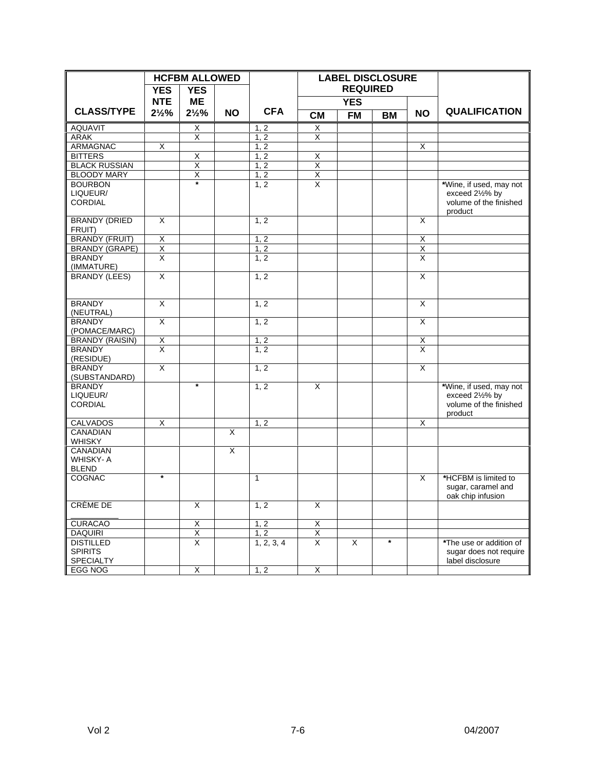| CLASS/TYPE | HCFBM ALLOWED | | | CFA | LABEL DISCLOSURE REQUIRED | | | | QUALIFICATION |
|---|---|---|---|---|---|---|---|---|---|
| | YES NTE 2½% | YES ME 2½% | NO | | YES | | | NO | |
| | | | | | CM | FM | BM | | |
| AQUAVIT | | X | | 1, 2 | X | | | | |
| ARAK | | X | | 1, 2 | X | | | | |
| ARMAGNAC | X | | | 1, 2 | | | | X | |
| BITTERS | | X | | 1, 2 | X | | | | |
| BLACK RUSSIAN | | X | | 1, 2 | X | | | | |
| BLOODY MARY | | X | | 1, 2 | X | | | | |
| BOURBON LIQUEUR/ CORDIAL | | * | | 1, 2 | X | | | | *Wine, if used, may not exceed 2½% by volume of the finished product |
| BRANDY (DRIED FRUIT) | X | | | 1, 2 | | | | X | |
| BRANDY (FRUIT) | X | | | 1, 2 | | | | X | |
| BRANDY (GRAPE) | X | | | 1, 2 | | | | X | |
| BRANDY (IMMATURE) | X | | | 1, 2 | | | | X | |
| BRANDY (LEES) | X | | | 1, 2 | | | | X | |
| BRANDY (NEUTRAL) | X | | | 1, 2 | | | | X | |
| BRANDY (POMACE/MARC) | X | | | 1, 2 | | | | X | |
| BRANDY (RAISIN) | X | | | 1, 2 | | | | X | |
| BRANDY (RESIDUE) | X | | | 1, 2 | | | | X | |
| BRANDY (SUBSTANDARD) | X | | | 1, 2 | | | | X | |
| BRANDY LIQUEUR/ CORDIAL | | * | | 1, 2 | X | | | | *Wine, if used, may not exceed 2½% by volume of the finished product |
| CALVADOS | X | | | 1, 2 | | | | X | |
| CANADIAN WHISKY | | | X | | | | | | |
| CANADIAN WHISKY- A BLEND | | | X | | | | | | |
| COGNAC | * | | | 1 | | | | X | *HCFBM is limited to sugar, caramel and oak chip infusion |
| CRÈME DE ___________ | | X | | 1, 2 | X | | | | |
| CURACAO | | X | | 1, 2 | X | | | | |
| DAQUIRI | | X | | 1, 2 | X | | | | |
| DISTILLED SPIRITS SPECIALTY | | X | | 1, 2, 3, 4 | X | X | * | | *The use or addition of sugar does not require label disclosure |
| EGG NOG | | X | | 1, 2 | X | | | | |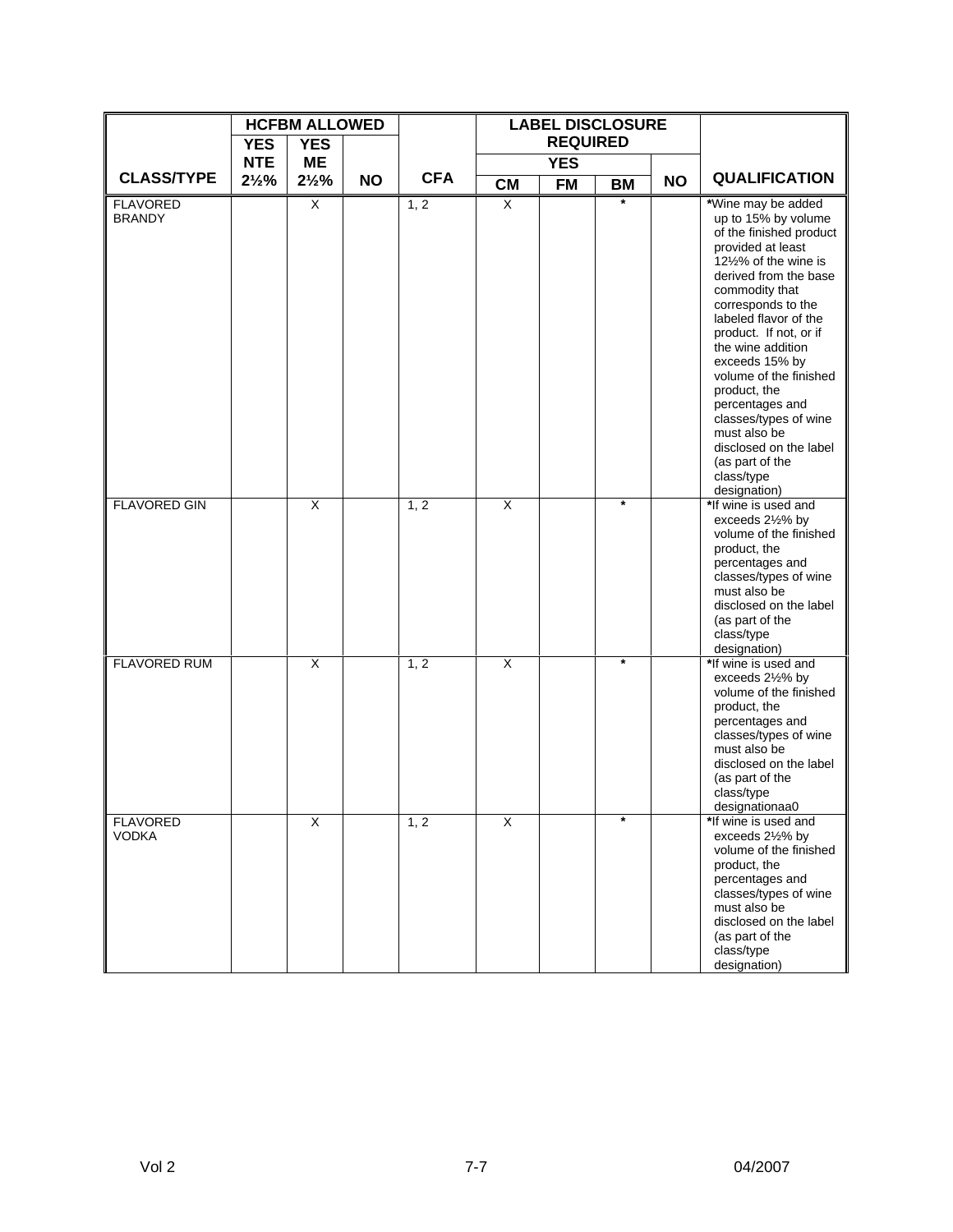| | HCFBM ALLOWED | | | | LABEL DISCLOSURE REQUIRED | | | | |
|---|---|---|---|---|---|---|---|---|---|
| | YES NTE | YES ME | | | YES | | | | |
| CLASS/TYPE | 2½% | 2½% | NO | CFA | CM | FM | BM | NO | QUALIFICATION |
| FLAVORED BRANDY | | X | | 1, 2 | X | | * | | *Wine may be added up to 15% by volume of the finished product provided at least 12½% of the wine is derived from the base commodity that corresponds to the labeled flavor of the product. If not, or if the wine addition exceeds 15% by volume of the finished product, the percentages and classes/types of wine must also be disclosed on the label (as part of the class/type designation) |
| FLAVORED GIN | | X | | 1, 2 | X | | * | | *If wine is used and exceeds 2½% by volume of the finished product, the percentages and classes/types of wine must also be disclosed on the label (as part of the class/type designation) |
| FLAVORED RUM | | X | | 1, 2 | X | | * | | *If wine is used and exceeds 2½% by volume of the finished product, the percentages and classes/types of wine must also be disclosed on the label (as part of the class/type designationaa0 |
| FLAVORED VODKA | | X | | 1, 2 | X | | * | | *If wine is used and exceeds 2½% by volume of the finished product, the percentages and classes/types of wine must also be disclosed on the label (as part of the class/type designation) |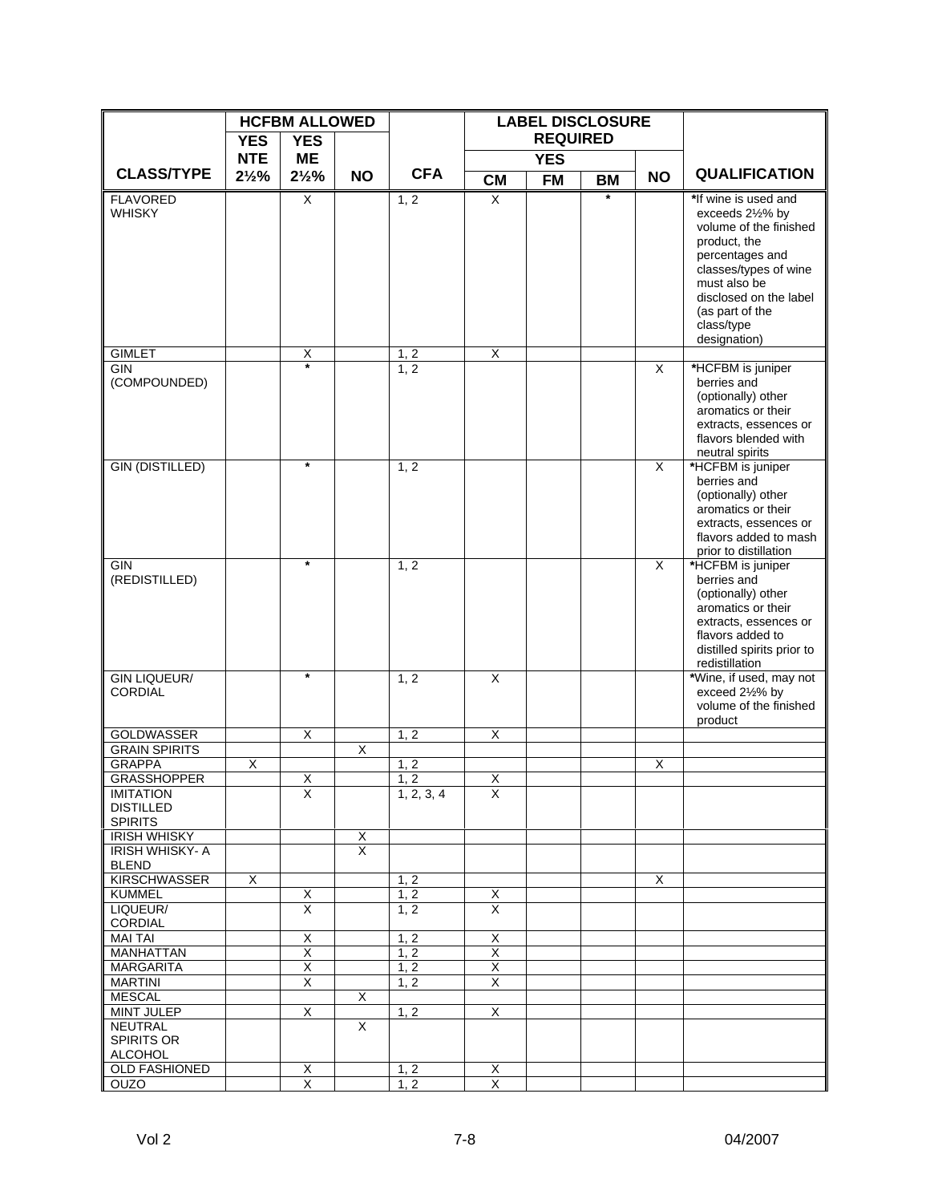| CLASS/TYPE | HCFBM ALLOWED | | | CFA | LABEL DISCLOSURE REQUIRED | | | | QUALIFICATION |
|---|---|---|---|---|---|---|---|---|---|
| | YES NTE 2½% | YES ME 2½% | NO | | YES | | | NO | |
| | | | | | CM | FM | BM | | |
| FLAVORED WHISKY | | X | | 1, 2 | X | | * | | *If wine is used and exceeds 2½% by volume of the finished product, the percentages and classes/types of wine must also be disclosed on the label (as part of the class/type designation) |
| GIMLET | | X | | 1, 2 | X | | | | |
| GIN (COMPOUNDED) | | * | | 1, 2 | | | | X | *HCFBM is juniper berries and (optionally) other aromatics or their extracts, essences or flavors blended with neutral spirits |
| GIN (DISTILLED) | | * | | 1, 2 | | | | X | *HCFBM is juniper berries and (optionally) other aromatics or their extracts, essences or flavors added to mash prior to distillation |
| GIN (REDISTILLED) | | * | | 1, 2 | | | | X | *HCFBM is juniper berries and (optionally) other aromatics or their extracts, essences or flavors added to distilled spirits prior to redistillation |
| GIN LIQUEUR/ CORDIAL | | * | | 1, 2 | X | | | | *Wine, if used, may not exceed 2½% by volume of the finished product |
| GOLDWASSER | | X | | 1, 2 | X | | | | |
| GRAIN SPIRITS | | | X | | | | | | |
| GRAPPA | X | | | 1, 2 | | | | X | |
| GRASSHOPPER | | X | | 1, 2 | X | | | | |
| IMITATION DISTILLED SPIRITS | | X | | 1, 2, 3, 4 | X | | | | |
| IRISH WHISKY | | | X | | | | | | |
| IRISH WHISKY- A BLEND | | | X | | | | | | |
| KIRSCHWASSER | X | | | 1, 2 | | | | X | |
| KUMMEL | | X | | 1, 2 | X | | | | |
| LIQUEUR/ CORDIAL | | X | | 1, 2 | X | | | | |
| MAI TAI | | X | | 1, 2 | X | | | | |
| MANHATTAN | | X | | 1, 2 | X | | | | |
| MARGARITA | | X | | 1, 2 | X | | | | |
| MARTINI | | X | | 1, 2 | X | | | | |
| MESCAL | | | X | | | | | | |
| MINT JULEP | | X | | 1, 2 | X | | | | |
| NEUTRAL SPIRITS OR ALCOHOL | | | X | | | | | | |
| OLD FASHIONED | | X | | 1, 2 | X | | | | |
| OUZO | | X | | 1, 2 | X | | | | |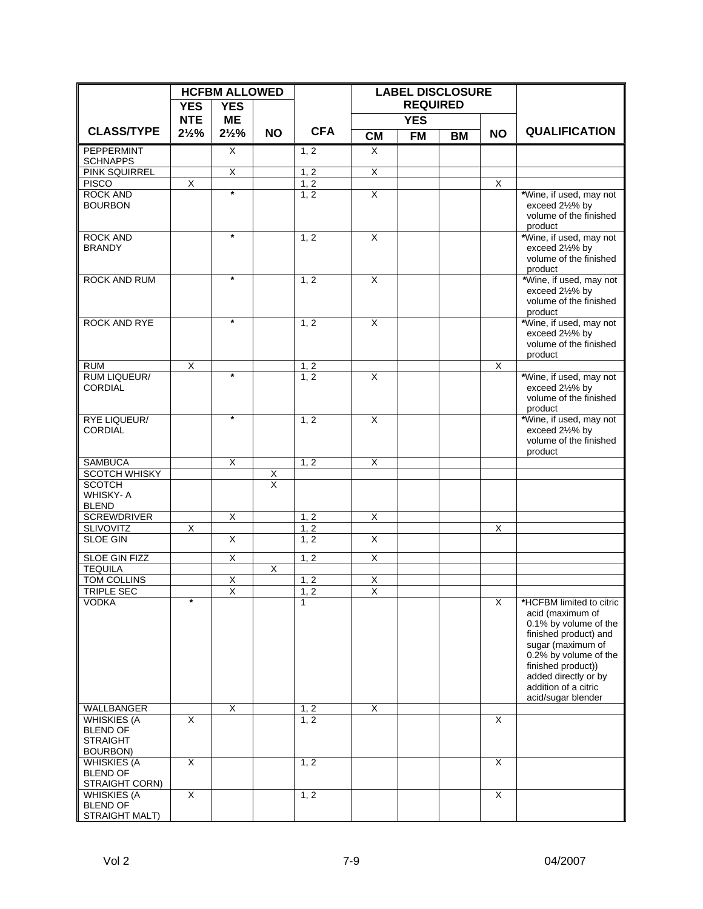| CLASS/TYPE | HCFBM ALLOWED | | | CFA | LABEL DISCLOSURE REQUIRED | | | | QUALIFICATION |
|---|---|---|---|---|---|---|---|---|---|
| | YES NTE 2½% | YES ME 2½% | NO | | YES | | | NO | |
| | | | | | CM | FM | BM | | |
| PEPPERMINT SCHNAPPS | | X | | 1, 2 | X | | | | |
| PINK SQUIRREL | | X | | 1, 2 | X | | | | |
| PISCO | X | | | 1, 2 | | | | X | |
| ROCK AND BOURBON | | * | | 1, 2 | X | | | | *Wine, if used, may not exceed 2½% by volume of the finished product |
| ROCK AND BRANDY | | * | | 1, 2 | X | | | | *Wine, if used, may not exceed 2½% by volume of the finished product |
| ROCK AND RUM | | * | | 1, 2 | X | | | | *Wine, if used, may not exceed 2½% by volume of the finished product |
| ROCK AND RYE | | * | | 1, 2 | X | | | | *Wine, if used, may not exceed 2½% by volume of the finished product |
| RUM | X | | | 1, 2 | | | | X | |
| RUM LIQUEUR/ CORDIAL | | * | | 1, 2 | X | | | | *Wine, if used, may not exceed 2½% by volume of the finished product |
| RYE LIQUEUR/ CORDIAL | | * | | 1, 2 | X | | | | *Wine, if used, may not exceed 2½% by volume of the finished product |
| SAMBUCA | | X | | 1, 2 | X | | | | |
| SCOTCH WHISKY | | | X | | | | | | |
| SCOTCH WHISKY- A BLEND | | | X | | | | | | |
| SCREWDRIVER | | X | | 1, 2 | X | | | | |
| SLIVOVITZ | X | | | 1, 2 | | | | X | |
| SLOE GIN | | X | | 1, 2 | X | | | | |
| SLOE GIN FIZZ | | X | | 1, 2 | X | | | | |
| TEQUILA | | | X | | | | | | |
| TOM COLLINS | | X | | 1, 2 | X | | | | |
| TRIPLE SEC | | X | | 1, 2 | X | | | | |
| VODKA | * | | | 1 | | | | X | *HCFBM limited to citric acid (maximum of 0.1% by volume of the finished product) and sugar (maximum of 0.2% by volume of the finished product)) added directly or by addition of a citric acid/sugar blender |
| WALLBANGER | | X | | 1, 2 | X | | | | |
| WHISKIES (A BLEND OF STRAIGHT BOURBON) | X | | | 1, 2 | | | | X | |
| WHISKIES (A BLEND OF STRAIGHT CORN) | X | | | 1, 2 | | | | X | |
| WHISKIES (A BLEND OF STRAIGHT MALT) | X | | | 1, 2 | | | | X | |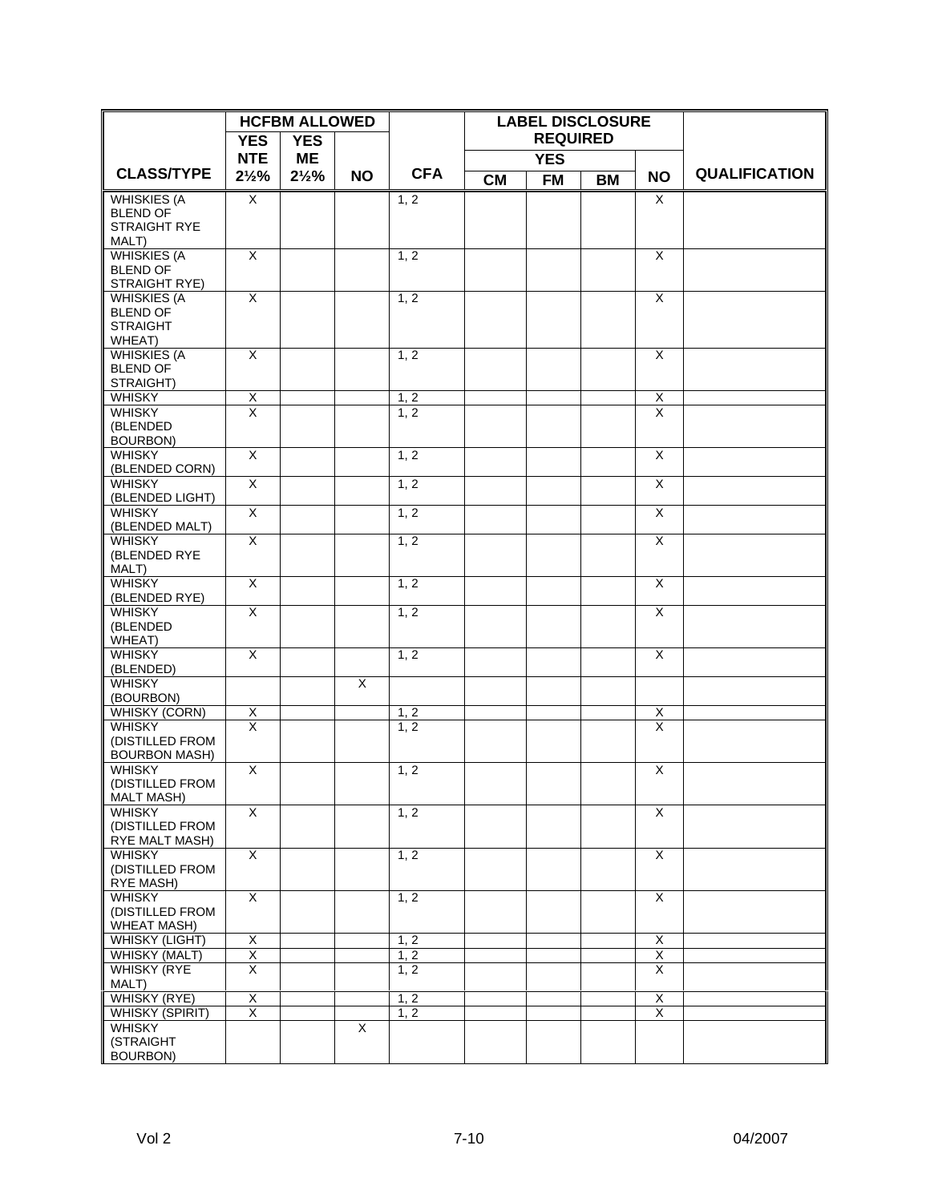| CLASS/TYPE | HCFBM ALLOWED | | | CFA | LABEL DISCLOSURE REQUIRED | | | | QUALIFICATION |
|---|---|---|---|---|---|---|---|---|---|
| | YES NTE 2½% | YES ME 2½% | NO | | YES | | | NO | |
| | | | | | CM | FM | BM | | |
| WHISKIES (A BLEND OF STRAIGHT RYE MALT) | X | | | 1, 2 | | | | X | |
| WHISKIES (A BLEND OF STRAIGHT RYE) | X | | | 1, 2 | | | | X | |
| WHISKIES (A BLEND OF STRAIGHT WHEAT) | X | | | 1, 2 | | | | X | |
| WHISKIES (A BLEND OF STRAIGHT) | X | | | 1, 2 | | | | X | |
| WHISKY | X | | | 1, 2 | | | | X | |
| WHISKY (BLENDED BOURBON) | X | | | 1, 2 | | | | X | |
| WHISKY (BLENDED CORN) | X | | | 1, 2 | | | | X | |
| WHISKY (BLENDED LIGHT) | X | | | 1, 2 | | | | X | |
| WHISKY (BLENDED MALT) | X | | | 1, 2 | | | | X | |
| WHISKY (BLENDED RYE MALT) | X | | | 1, 2 | | | | X | |
| WHISKY (BLENDED RYE) | X | | | 1, 2 | | | | X | |
| WHISKY (BLENDED WHEAT) | X | | | 1, 2 | | | | X | |
| WHISKY (BLENDED) | X | | | 1, 2 | | | | X | |
| WHISKY (BOURBON) | | | X | | | | | | |
| WHISKY (CORN) | X | | | 1, 2 | | | | X | |
| WHISKY (DISTILLED FROM BOURBON MASH) | X | | | 1, 2 | | | | X | |
| WHISKY (DISTILLED FROM MALT MASH) | X | | | 1, 2 | | | | X | |
| WHISKY (DISTILLED FROM RYE MALT MASH) | X | | | 1, 2 | | | | X | |
| WHISKY (DISTILLED FROM RYE MASH) | X | | | 1, 2 | | | | X | |
| WHISKY (DISTILLED FROM WHEAT MASH) | X | | | 1, 2 | | | | X | |
| WHISKY (LIGHT) | X | | | 1, 2 | | | | X | |
| WHISKY (MALT) | X | | | 1, 2 | | | | X | |
| WHISKY (RYE MALT) | X | | | 1, 2 | | | | X | |
| WHISKY (RYE) | X | | | 1, 2 | | | | X | |
| WHISKY (SPIRIT) | X | | | 1, 2 | | | | X | |
| WHISKY (STRAIGHT BOURBON) | | | X | | | | | | |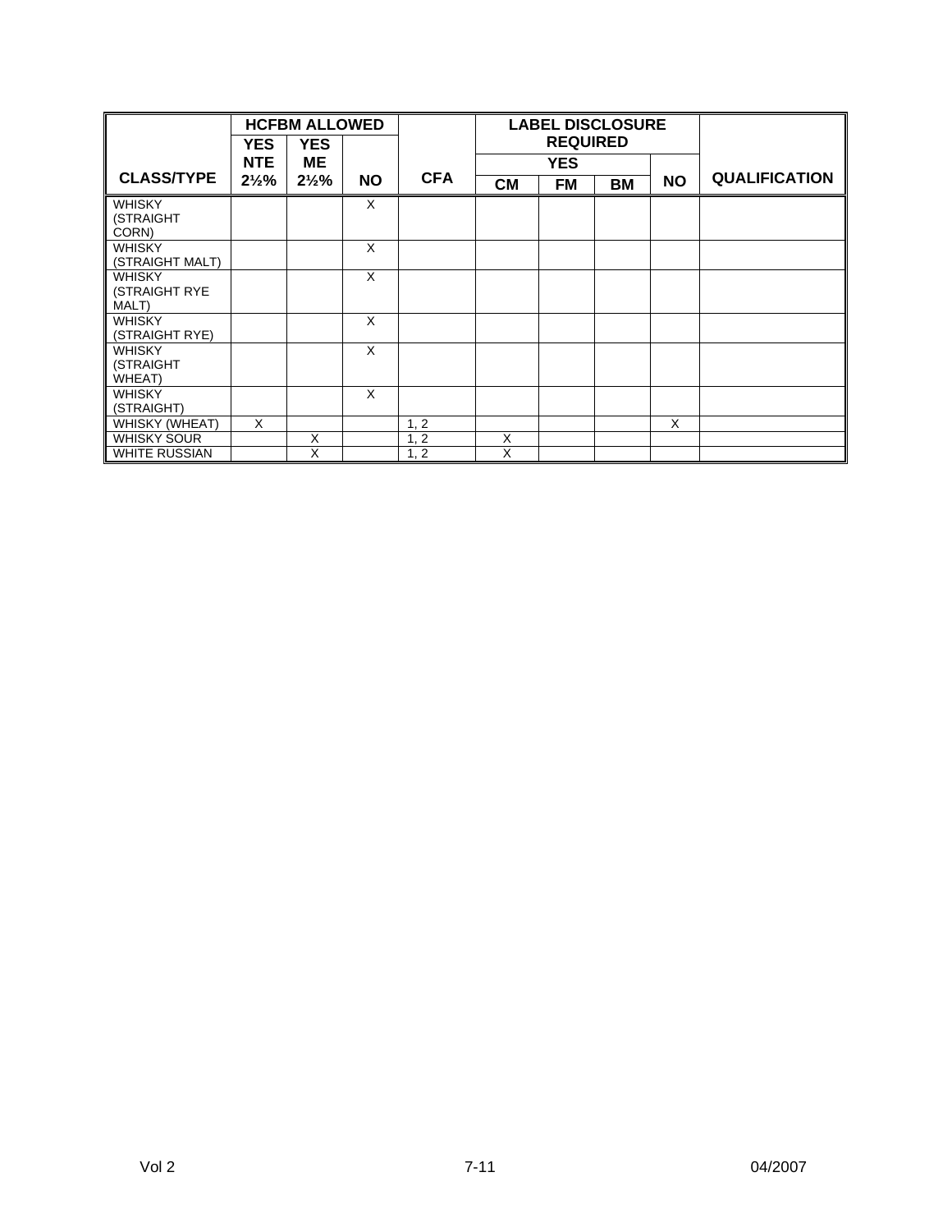| CLASS/TYPE | HCFBM ALLOWED | | | CFA | LABEL DISCLOSURE REQUIRED | | | | QUALIFICATION |
|---|---|---|---|---|---|---|---|---|---|
| | YES NTE 2½% | YES ME 2½% | NO | | YES | | | NO | |
| | | | | | CM | FM | BM | | |
| WHISKY (STRAIGHT CORN) | | | X | | | | | | |
| WHISKY (STRAIGHT MALT) | | | X | | | | | | |
| WHISKY (STRAIGHT RYE MALT) | | | X | | | | | | |
| WHISKY (STRAIGHT RYE) | | | X | | | | | | |
| WHISKY (STRAIGHT WHEAT) | | | X | | | | | | |
| WHISKY (STRAIGHT) | | | X | | | | | | |
| WHISKY (WHEAT) | X | | | 1, 2 | | | | X | |
| WHISKY SOUR | | X | | 1, 2 | X | | | | |
| WHITE RUSSIAN | | X | | 1, 2 | X | | | | |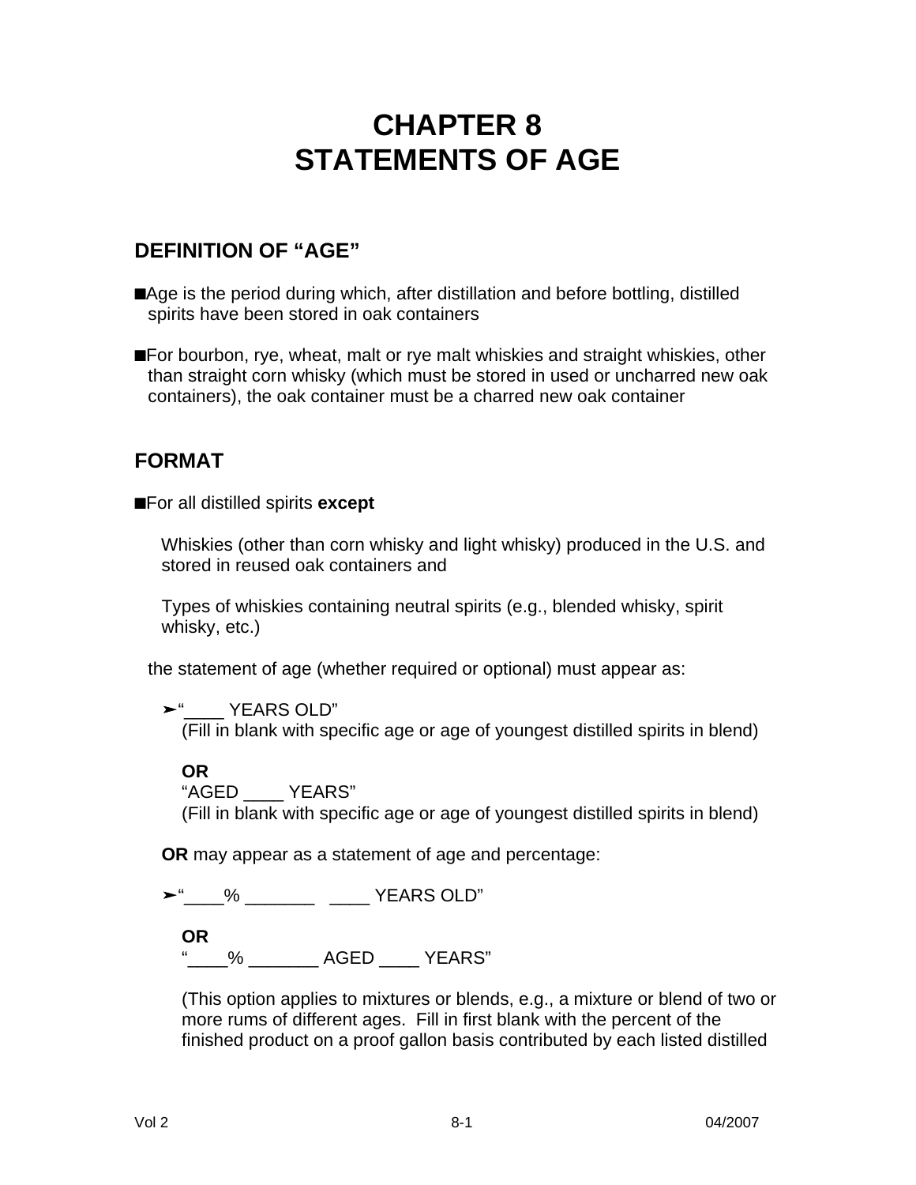# CHAPTER 8
# STATEMENTS OF AGE

## DEFINITION OF "AGE"

■ Age is the period during which, after distillation and before bottling, distilled spirits have been stored in oak containers

■ For bourbon, rye, wheat, malt or rye malt whiskies and straight whiskies, other than straight corn whisky (which must be stored in used or uncharred new oak containers), the oak container must be a charred new oak container

## FORMAT

■ For all distilled spirits **except**

Whiskies (other than corn whisky and light whisky) produced in the U.S. and stored in reused oak containers and

Types of whiskies containing neutral spirits (e.g., blended whisky, spirit whisky, etc.)

the statement of age (whether required or optional) must appear as:

➢ "____ YEARS OLD"
(Fill in blank with specific age or age of youngest distilled spirits in blend)

**OR**
"AGED ____ YEARS"
(Fill in blank with specific age or age of youngest distilled spirits in blend)

**OR** may appear as a statement of age and percentage:

➢ "____% _______ ____ YEARS OLD"

**OR**
"____% _______ AGED ____ YEARS"

(This option applies to mixtures or blends, e.g., a mixture or blend of two or more rums of different ages. Fill in first blank with the percent of the finished product on a proof gallon basis contributed by each listed distilled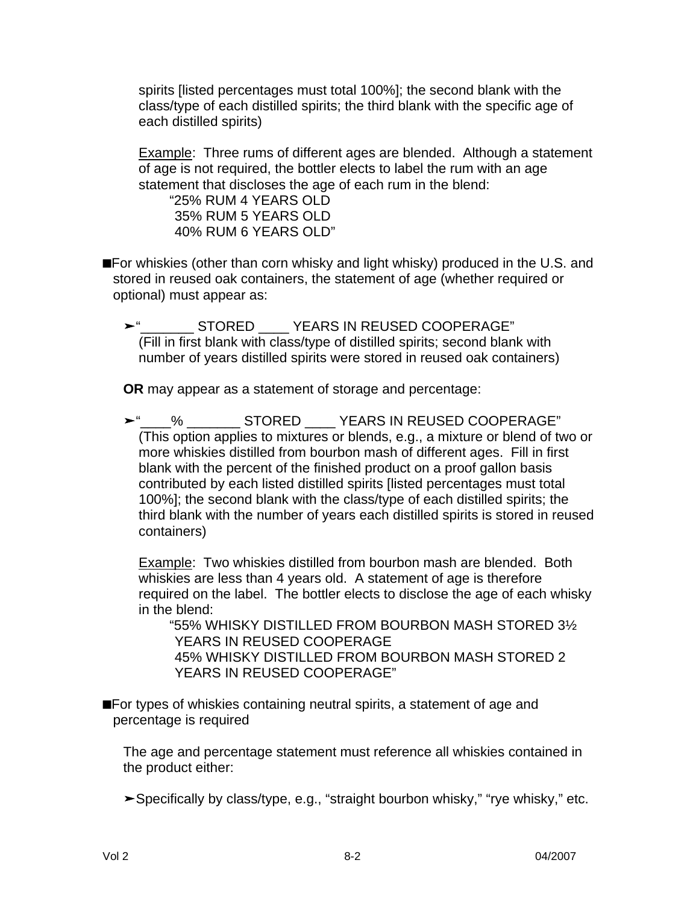spirits [listed percentages must total 100%]; the second blank with the class/type of each distilled spirits; the third blank with the specific age of each distilled spirits)

Example: Three rums of different ages are blended. Although a statement of age is not required, the bottler elects to label the rum with an age statement that discloses the age of each rum in the blend:

"25% RUM 4 YEARS OLD
35% RUM 5 YEARS OLD
40% RUM 6 YEARS OLD"

■ For whiskies (other than corn whisky and light whisky) produced in the U.S. and stored in reused oak containers, the statement of age (whether required or optional) must appear as:

➢ "_______ STORED ____ YEARS IN REUSED COOPERAGE"
(Fill in first blank with class/type of distilled spirits; second blank with number of years distilled spirits were stored in reused oak containers)

**OR** may appear as a statement of storage and percentage:

➢ "____% _______ STORED ____ YEARS IN REUSED COOPERAGE"
(This option applies to mixtures or blends, e.g., a mixture or blend of two or more whiskies distilled from bourbon mash of different ages. Fill in first blank with the percent of the finished product on a proof gallon basis contributed by each listed distilled spirits [listed percentages must total 100%]; the second blank with the class/type of each distilled spirits; the third blank with the number of years each distilled spirits is stored in reused containers)

Example: Two whiskies distilled from bourbon mash are blended. Both whiskies are less than 4 years old. A statement of age is therefore required on the label. The bottler elects to disclose the age of each whisky in the blend:

"55% WHISKY DISTILLED FROM BOURBON MASH STORED 3½ YEARS IN REUSED COOPERAGE
45% WHISKY DISTILLED FROM BOURBON MASH STORED 2 YEARS IN REUSED COOPERAGE"

■ For types of whiskies containing neutral spirits, a statement of age and percentage is required

The age and percentage statement must reference all whiskies contained in the product either:

➢ Specifically by class/type, e.g., "straight bourbon whisky," "rye whisky," etc.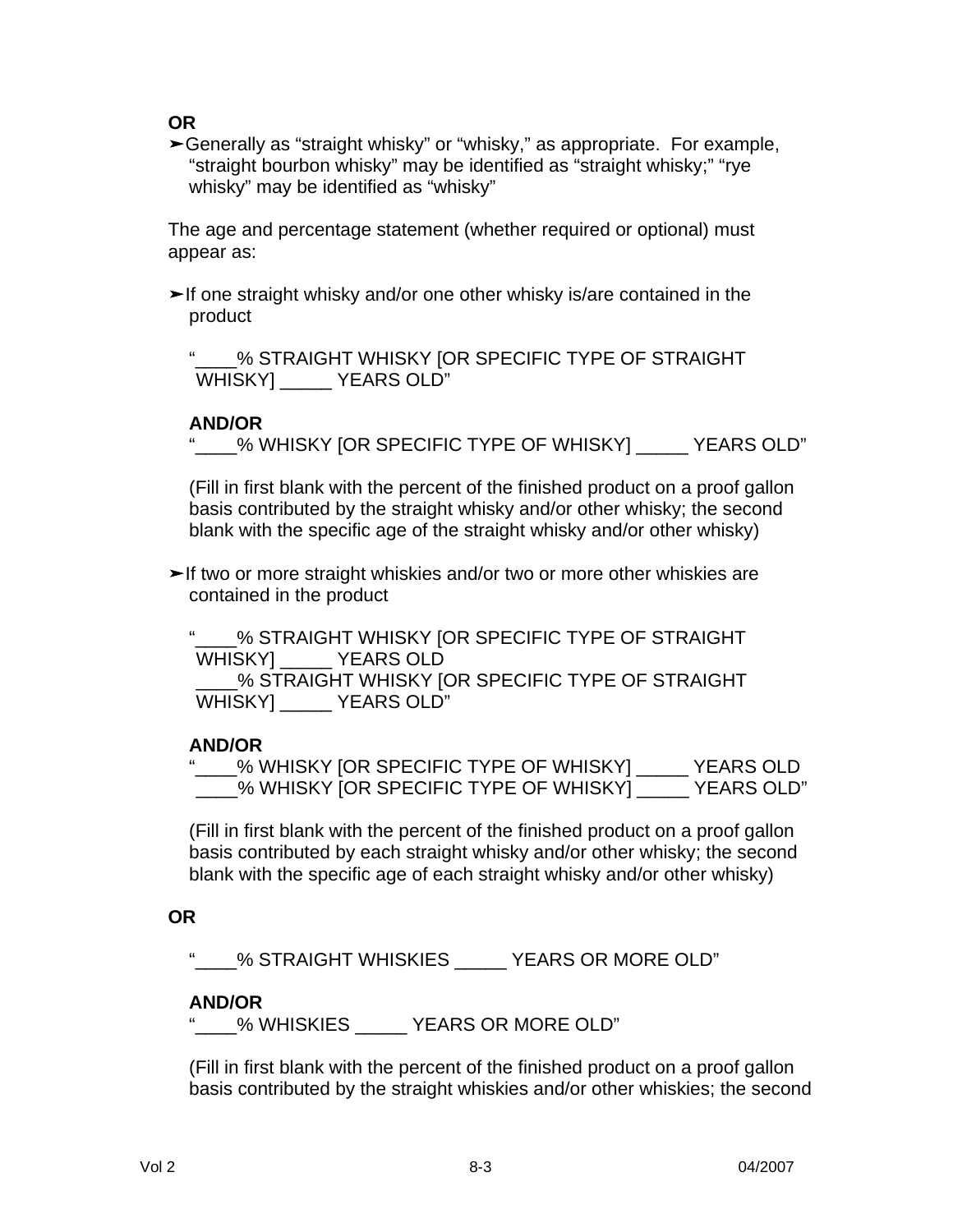**OR**

- Generally as "straight whisky" or "whisky," as appropriate. For example, "straight bourbon whisky" may be identified as "straight whisky;" "rye whisky" may be identified as "whisky"

The age and percentage statement (whether required or optional) must appear as:

- If one straight whisky and/or one other whisky is/are contained in the product

  "____% STRAIGHT WHISKY [OR SPECIFIC TYPE OF STRAIGHT WHISKY] _____ YEARS OLD"

  **AND/OR**

  "____% WHISKY [OR SPECIFIC TYPE OF WHISKY] _____ YEARS OLD"

  (Fill in first blank with the percent of the finished product on a proof gallon basis contributed by the straight whisky and/or other whisky; the second blank with the specific age of the straight whisky and/or other whisky)

- If two or more straight whiskies and/or two or more other whiskies are contained in the product

  "____% STRAIGHT WHISKY [OR SPECIFIC TYPE OF STRAIGHT WHISKY] _____ YEARS OLD
  ____% STRAIGHT WHISKY [OR SPECIFIC TYPE OF STRAIGHT WHISKY] _____ YEARS OLD"

  **AND/OR**

  "____% WHISKY [OR SPECIFIC TYPE OF WHISKY] _____ YEARS OLD
  ____% WHISKY [OR SPECIFIC TYPE OF WHISKY] _____ YEARS OLD"

  (Fill in first blank with the percent of the finished product on a proof gallon basis contributed by each straight whisky and/or other whisky; the second blank with the specific age of each straight whisky and/or other whisky)

**OR**

  "____% STRAIGHT WHISKIES _____ YEARS OR MORE OLD"

  **AND/OR**

  "____% WHISKIES _____ YEARS OR MORE OLD"

  (Fill in first blank with the percent of the finished product on a proof gallon basis contributed by the straight whiskies and/or other whiskies; the second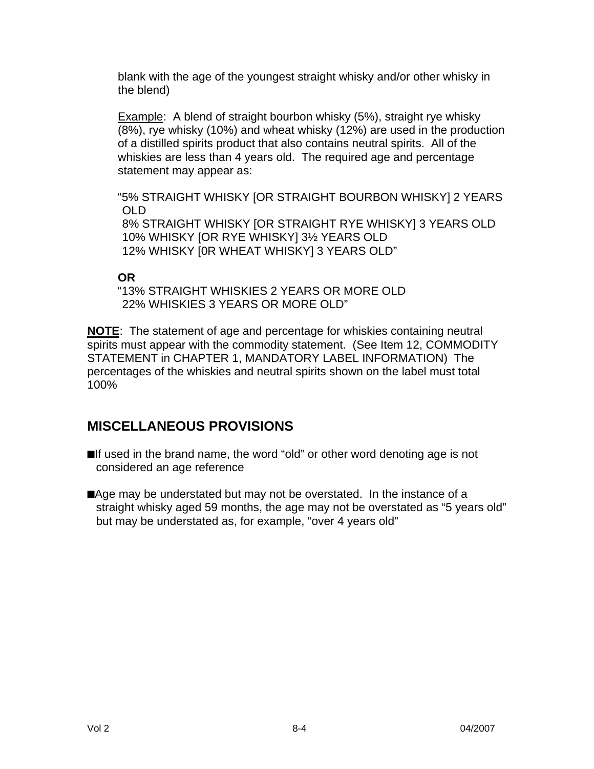blank with the age of the youngest straight whisky and/or other whisky in the blend)

Example: A blend of straight bourbon whisky (5%), straight rye whisky (8%), rye whisky (10%) and wheat whisky (12%) are used in the production of a distilled spirits product that also contains neutral spirits. All of the whiskies are less than 4 years old. The required age and percentage statement may appear as:

"5% STRAIGHT WHISKY [OR STRAIGHT BOURBON WHISKY] 2 YEARS OLD
8% STRAIGHT WHISKY [OR STRAIGHT RYE WHISKY] 3 YEARS OLD
10% WHISKY [OR RYE WHISKY] 3½ YEARS OLD
12% WHISKY [0R WHEAT WHISKY] 3 YEARS OLD"

**OR**

"13% STRAIGHT WHISKIES 2 YEARS OR MORE OLD
22% WHISKIES 3 YEARS OR MORE OLD"

**NOTE**: The statement of age and percentage for whiskies containing neutral spirits must appear with the commodity statement. (See Item 12, COMMODITY STATEMENT in CHAPTER 1, MANDATORY LABEL INFORMATION) The percentages of the whiskies and neutral spirits shown on the label must total 100%

## MISCELLANEOUS PROVISIONS

- If used in the brand name, the word "old" or other word denoting age is not considered an age reference
- Age may be understated but may not be overstated. In the instance of a straight whisky aged 59 months, the age may not be overstated as "5 years old" but may be understated as, for example, "over 4 years old"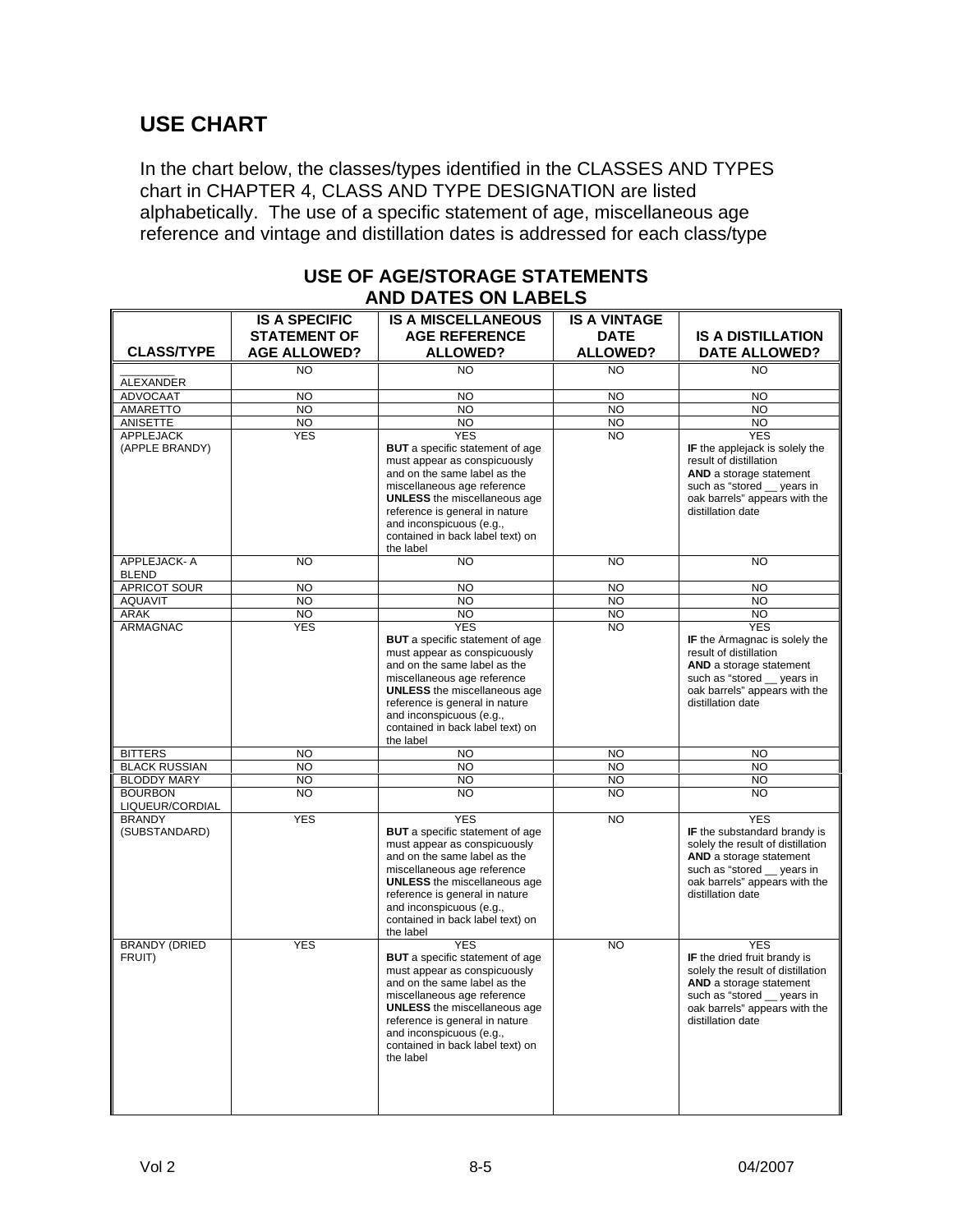## USE CHART

In the chart below, the classes/types identified in the CLASSES AND TYPES chart in CHAPTER 4, CLASS AND TYPE DESIGNATION are listed alphabetically. The use of a specific statement of age, miscellaneous age reference and vintage and distillation dates is addressed for each class/type

### USE OF AGE/STORAGE STATEMENTS AND DATES ON LABELS

| CLASS/TYPE | IS A SPECIFIC STATEMENT OF AGE ALLOWED? | IS A MISCELLANEOUS AGE REFERENCE ALLOWED? | IS A VINTAGE DATE ALLOWED? | IS A DISTILLATION DATE ALLOWED? |
|---|---|---|---|---|
| _______ ALEXANDER | NO | NO | NO | NO |
| ADVOCAAT | NO | NO | NO | NO |
| AMARETTO | NO | NO | NO | NO |
| ANISETTE | NO | NO | NO | NO |
| APPLEJACK (APPLE BRANDY) | YES | YES **BUT** a specific statement of age must appear as conspicuously and on the same label as the miscellaneous age reference **UNLESS** the miscellaneous age reference is general in nature and inconspicuous (e.g., contained in back label text) on the label | NO | YES **IF** the applejack is solely the result of distillation **AND** a storage statement such as "stored __ years in oak barrels" appears with the distillation date |
| APPLEJACK- A BLEND | NO | NO | NO | NO |
| APRICOT SOUR | NO | NO | NO | NO |
| AQUAVIT | NO | NO | NO | NO |
| ARAK | NO | NO | NO | NO |
| ARMAGNAC | YES | YES **BUT** a specific statement of age must appear as conspicuously and on the same label as the miscellaneous age reference **UNLESS** the miscellaneous age reference is general in nature and inconspicuous (e.g., contained in back label text) on the label | NO | YES **IF** the Armagnac is solely the result of distillation **AND** a storage statement such as "stored __ years in oak barrels" appears with the distillation date |
| BITTERS | NO | NO | NO | NO |
| BLACK RUSSIAN | NO | NO | NO | NO |
| BLODDY MARY | NO | NO | NO | NO |
| BOURBON LIQUEUR/CORDIAL | NO | NO | NO | NO |
| BRANDY (SUBSTANDARD) | YES | YES **BUT** a specific statement of age must appear as conspicuously and on the same label as the miscellaneous age reference **UNLESS** the miscellaneous age reference is general in nature and inconspicuous (e.g., contained in back label text) on the label | NO | YES **IF** the substandard brandy is solely the result of distillation **AND** a storage statement such as "stored __ years in oak barrels" appears with the distillation date |
| BRANDY (DRIED FRUIT) | YES | YES **BUT** a specific statement of age must appear as conspicuously and on the same label as the miscellaneous age reference **UNLESS** the miscellaneous age reference is general in nature and inconspicuous (e.g., contained in back label text) on the label | NO | YES **IF** the dried fruit brandy is solely the result of distillation **AND** a storage statement such as "stored __ years in oak barrels" appears with the distillation date |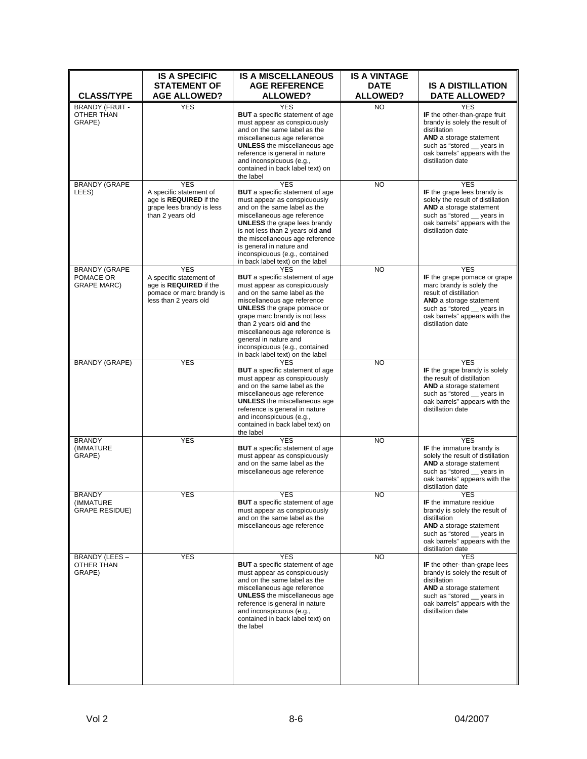| CLASS/TYPE | IS A SPECIFIC STATEMENT OF AGE ALLOWED? | IS A MISCELLANEOUS AGE REFERENCE ALLOWED? | IS A VINTAGE DATE ALLOWED? | IS A DISTILLATION DATE ALLOWED? |
|---|---|---|---|---|
| BRANDY (FRUIT - OTHER THAN GRAPE) | YES | YES **BUT** a specific statement of age must appear as conspicuously and on the same label as the miscellaneous age reference **UNLESS** the miscellaneous age reference is general in nature and inconspicuous (e.g., contained in back label text) on the label | NO | YES **IF** the other-than-grape fruit brandy is solely the result of distillation **AND** a storage statement such as "stored __ years in oak barrels" appears with the distillation date |
| BRANDY (GRAPE LEES) | YES A specific statement of age is **REQUIRED** if the grape lees brandy is less than 2 years old | YES **BUT** a specific statement of age must appear as conspicuously and on the same label as the miscellaneous age reference **UNLESS** the grape lees brandy is not less than 2 years old **and** the miscellaneous age reference is general in nature and inconspicuous (e.g., contained in back label text) on the label | NO | YES **IF** the grape lees brandy is solely the result of distillation **AND** a storage statement such as "stored __ years in oak barrels" appears with the distillation date |
| BRANDY (GRAPE POMACE OR GRAPE MARC) | YES A specific statement of age is **REQUIRED** if the pomace or marc brandy is less than 2 years old | YES **BUT** a specific statement of age must appear as conspicuously and on the same label as the miscellaneous age reference **UNLESS** the grape pomace or grape marc brandy is not less than 2 years old **and** the miscellaneous age reference is general in nature and inconspicuous (e.g., contained in back label text) on the label | NO | YES **IF** the grape pomace or grape marc brandy is solely the result of distillation **AND** a storage statement such as "stored __ years in oak barrels" appears with the distillation date |
| BRANDY (GRAPE) | YES | YES **BUT** a specific statement of age must appear as conspicuously and on the same label as the miscellaneous age reference **UNLESS** the miscellaneous age reference is general in nature and inconspicuous (e.g., contained in back label text) on the label | NO | YES **IF** the grape brandy is solely the result of distillation **AND** a storage statement such as "stored __ years in oak barrels" appears with the distillation date |
| BRANDY (IMMATURE GRAPE) | YES | YES **BUT** a specific statement of age must appear as conspicuously and on the same label as the miscellaneous age reference | NO | YES **IF** the immature brandy is solely the result of distillation **AND** a storage statement such as "stored __ years in oak barrels" appears with the distillation date |
| BRANDY (IMMATURE GRAPE RESIDUE) | YES | YES **BUT** a specific statement of age must appear as conspicuously and on the same label as the miscellaneous age reference | NO | YES **IF** the immature residue brandy is solely the result of distillation **AND** a storage statement such as "stored __ years in oak barrels" appears with the distillation date |
| BRANDY (LEES – OTHER THAN GRAPE) | YES | YES **BUT** a specific statement of age must appear as conspicuously and on the same label as the miscellaneous age reference **UNLESS** the miscellaneous age reference is general in nature and inconspicuous (e.g., contained in back label text) on the label | NO | YES **IF** the other- than-grape lees brandy is solely the result of distillation **AND** a storage statement such as "stored __ years in oak barrels" appears with the distillation date |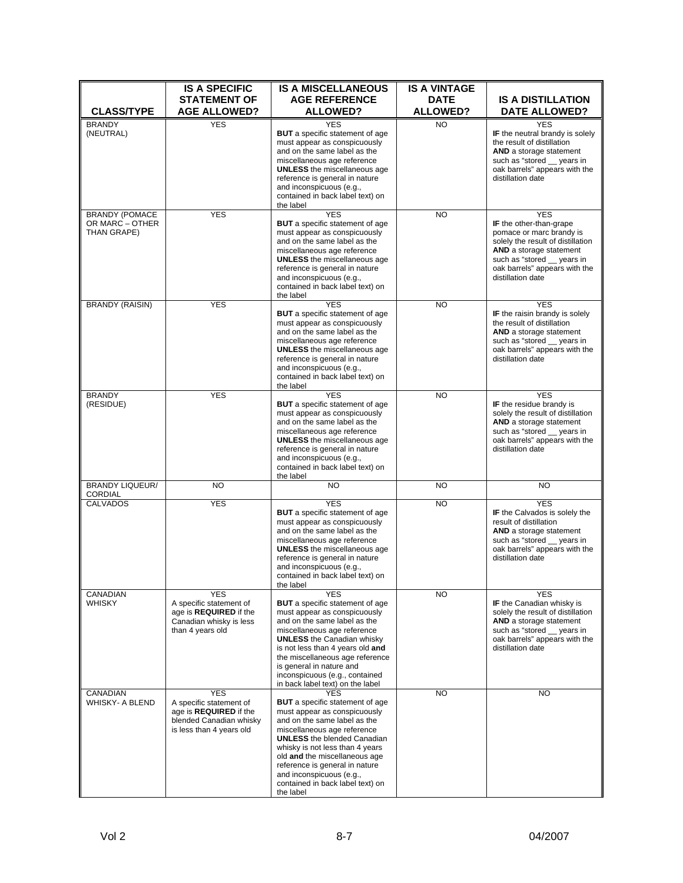| CLASS/TYPE | IS A SPECIFIC STATEMENT OF AGE ALLOWED? | IS A MISCELLANEOUS AGE REFERENCE ALLOWED? | IS A VINTAGE DATE ALLOWED? | IS A DISTILLATION DATE ALLOWED? |
|---|---|---|---|---|
| BRANDY (NEUTRAL) | YES | YES **BUT** a specific statement of age must appear as conspicuously and on the same label as the miscellaneous age reference **UNLESS** the miscellaneous age reference is general in nature and inconspicuous (e.g., contained in back label text) on the label | NO | YES **IF** the neutral brandy is solely the result of distillation **AND** a storage statement such as "stored __ years in oak barrels" appears with the distillation date |
| BRANDY (POMACE OR MARC – OTHER THAN GRAPE) | YES | YES **BUT** a specific statement of age must appear as conspicuously and on the same label as the miscellaneous age reference **UNLESS** the miscellaneous age reference is general in nature and inconspicuous (e.g., contained in back label text) on the label | NO | YES **IF** the other-than-grape pomace or marc brandy is solely the result of distillation **AND** a storage statement such as "stored __ years in oak barrels" appears with the distillation date |
| BRANDY (RAISIN) | YES | YES **BUT** a specific statement of age must appear as conspicuously and on the same label as the miscellaneous age reference **UNLESS** the miscellaneous age reference is general in nature and inconspicuous (e.g., contained in back label text) on the label | NO | YES **IF** the raisin brandy is solely the result of distillation **AND** a storage statement such as "stored __ years in oak barrels" appears with the distillation date |
| BRANDY (RESIDUE) | YES | YES **BUT** a specific statement of age must appear as conspicuously and on the same label as the miscellaneous age reference **UNLESS** the miscellaneous age reference is general in nature and inconspicuous (e.g., contained in back label text) on the label | NO | YES **IF** the residue brandy is solely the result of distillation **AND** a storage statement such as "stored __ years in oak barrels" appears with the distillation date |
| BRANDY LIQUEUR/ CORDIAL | NO | NO | NO | NO |
| CALVADOS | YES | YES **BUT** a specific statement of age must appear as conspicuously and on the same label as the miscellaneous age reference **UNLESS** the miscellaneous age reference is general in nature and inconspicuous (e.g., contained in back label text) on the label | NO | YES **IF** the Calvados is solely the result of distillation **AND** a storage statement such as "stored __ years in oak barrels" appears with the distillation date |
| CANADIAN WHISKY | YES A specific statement of age is **REQUIRED** if the Canadian whisky is less than 4 years old | YES **BUT** a specific statement of age must appear as conspicuously and on the same label as the miscellaneous age reference **UNLESS** the Canadian whisky is not less than 4 years old **and** the miscellaneous age reference is general in nature and inconspicuous (e.g., contained in back label text) on the label | NO | YES **IF** the Canadian whisky is solely the result of distillation **AND** a storage statement such as "stored __ years in oak barrels" appears with the distillation date |
| CANADIAN WHISKY- A BLEND | YES A specific statement of age is **REQUIRED** if the blended Canadian whisky is less than 4 years old | YES **BUT** a specific statement of age must appear as conspicuously and on the same label as the miscellaneous age reference **UNLESS** the blended Canadian whisky is not less than 4 years old **and** the miscellaneous age reference is general in nature and inconspicuous (e.g., contained in back label text) on the label | NO | NO |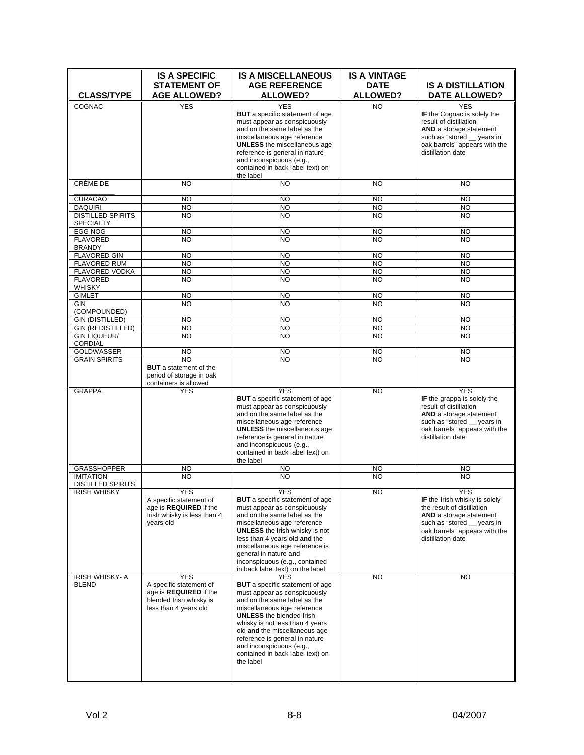| CLASS/TYPE | IS A SPECIFIC STATEMENT OF AGE ALLOWED? | IS A MISCELLANEOUS AGE REFERENCE ALLOWED? | IS A VINTAGE DATE ALLOWED? | IS A DISTILLATION DATE ALLOWED? |
|---|---|---|---|---|
| COGNAC | YES | YES **BUT** a specific statement of age must appear as conspicuously and on the same label as the miscellaneous age reference **UNLESS** the miscellaneous age reference is general in nature and inconspicuous (e.g., contained in back label text) on the label | NO | YES **IF** the Cognac is solely the result of distillation **AND** a storage statement such as "stored __ years in oak barrels" appears with the distillation date |
| CRÈME DE __________ | NO | NO | NO | NO |
| CURACAO | NO | NO | NO | NO |
| DAQUIRI | NO | NO | NO | NO |
| DISTILLED SPIRITS SPECIALTY | NO | NO | NO | NO |
| EGG NOG | NO | NO | NO | NO |
| FLAVORED BRANDY | NO | NO | NO | NO |
| FLAVORED GIN | NO | NO | NO | NO |
| FLAVORED RUM | NO | NO | NO | NO |
| FLAVORED VODKA | NO | NO | NO | NO |
| FLAVORED WHISKY | NO | NO | NO | NO |
| GIMLET | NO | NO | NO | NO |
| GIN (COMPOUNDED) | NO | NO | NO | NO |
| GIN (DISTILLED) | NO | NO | NO | NO |
| GIN (REDISTILLED) | NO | NO | NO | NO |
| GIN LIQUEUR/ CORDIAL | NO | NO | NO | NO |
| GOLDWASSER | NO | NO | NO | NO |
| GRAIN SPIRITS | NO **BUT** a statement of the period of storage in oak containers is allowed | NO | NO | NO |
| GRAPPA | YES | YES **BUT** a specific statement of age must appear as conspicuously and on the same label as the miscellaneous age reference **UNLESS** the miscellaneous age reference is general in nature and inconspicuous (e.g., contained in back label text) on the label | NO | YES **IF** the grappa is solely the result of distillation **AND** a storage statement such as "stored __ years in oak barrels" appears with the distillation date |
| GRASSHOPPER | NO | NO | NO | NO |
| IMITATION DISTILLED SPIRITS | NO | NO | NO | NO |
| IRISH WHISKY | YES A specific statement of age is **REQUIRED** if the Irish whisky is less than 4 years old | YES **BUT** a specific statement of age must appear as conspicuously and on the same label as the miscellaneous age reference **UNLESS** the Irish whisky is not less than 4 years old **and** the miscellaneous age reference is general in nature and inconspicuous (e.g., contained in back label text) on the label | NO | YES **IF** the Irish whisky is solely the result of distillation **AND** a storage statement such as "stored __ years in oak barrels" appears with the distillation date |
| IRISH WHISKY- A BLEND | YES A specific statement of age is **REQUIRED** if the blended Irish whisky is less than 4 years old | YES **BUT** a specific statement of age must appear as conspicuously and on the same label as the miscellaneous age reference **UNLESS** the blended Irish whisky is not less than 4 years old **and** the miscellaneous age reference is general in nature and inconspicuous (e.g., contained in back label text) on the label | NO | NO |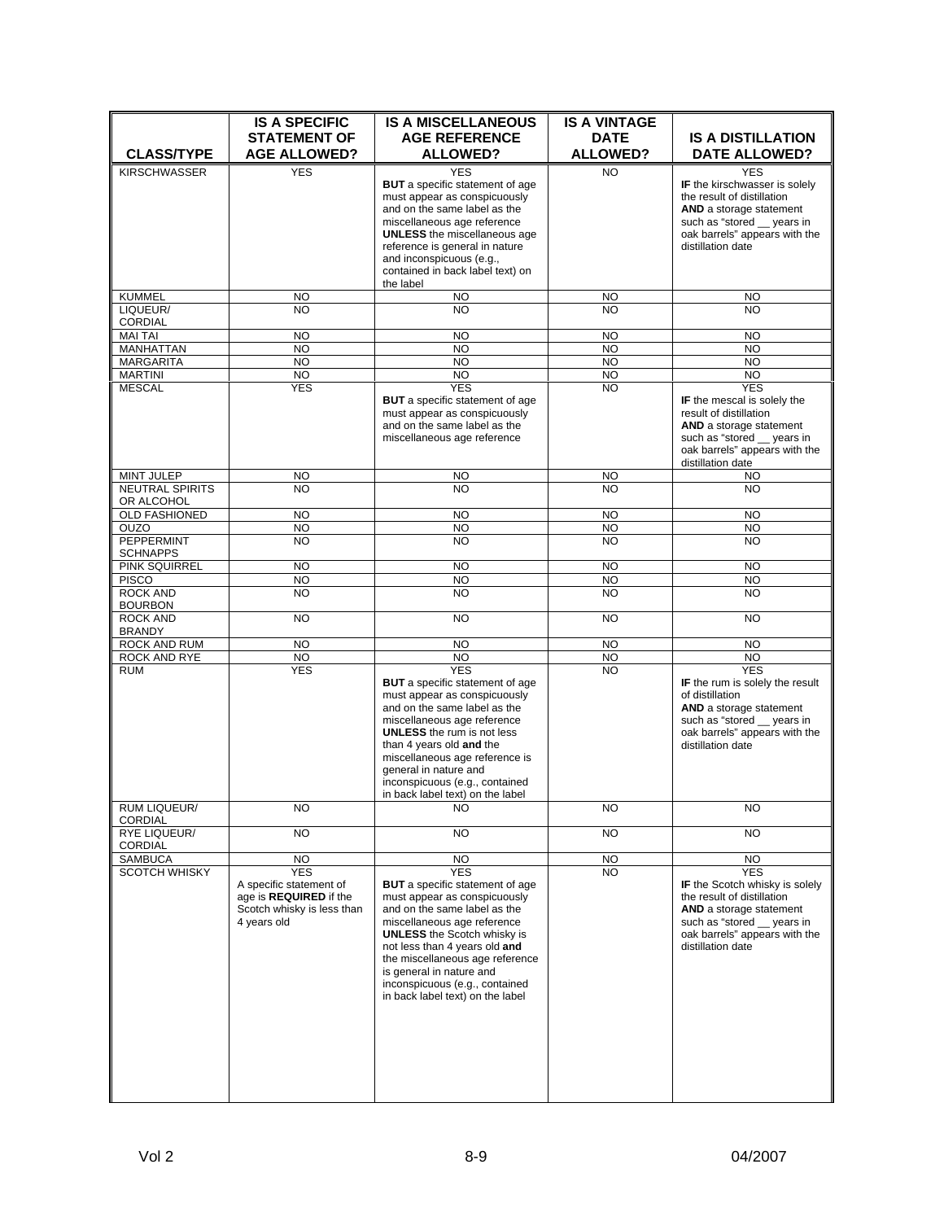| CLASS/TYPE | IS A SPECIFIC STATEMENT OF AGE ALLOWED? | IS A MISCELLANEOUS AGE REFERENCE ALLOWED? | IS A VINTAGE DATE ALLOWED? | IS A DISTILLATION DATE ALLOWED? |
|---|---|---|---|---|
| KIRSCHWASSER | YES | YES **BUT** a specific statement of age must appear as conspicuously and on the same label as the miscellaneous age reference **UNLESS** the miscellaneous age reference is general in nature and inconspicuous (e.g., contained in back label text) on the label | NO | YES **IF** the kirschwasser is solely the result of distillation **AND** a storage statement such as "stored __ years in oak barrels" appears with the distillation date |
| KUMMEL | NO | NO | NO | NO |
| LIQUEUR/ CORDIAL | NO | NO | NO | NO |
| MAI TAI | NO | NO | NO | NO |
| MANHATTAN | NO | NO | NO | NO |
| MARGARITA | NO | NO | NO | NO |
| MARTINI | NO | NO | NO | NO |
| MESCAL | YES | YES **BUT** a specific statement of age must appear as conspicuously and on the same label as the miscellaneous age reference | NO | YES **IF** the mescal is solely the result of distillation **AND** a storage statement such as "stored __ years in oak barrels" appears with the distillation date |
| MINT JULEP | NO | NO | NO | NO |
| NEUTRAL SPIRITS OR ALCOHOL | NO | NO | NO | NO |
| OLD FASHIONED | NO | NO | NO | NO |
| OUZO | NO | NO | NO | NO |
| PEPPERMINT SCHNAPPS | NO | NO | NO | NO |
| PINK SQUIRREL | NO | NO | NO | NO |
| PISCO | NO | NO | NO | NO |
| ROCK AND BOURBON | NO | NO | NO | NO |
| ROCK AND BRANDY | NO | NO | NO | NO |
| ROCK AND RUM | NO | NO | NO | NO |
| ROCK AND RYE | NO | NO | NO | NO |
| RUM | YES | YES **BUT** a specific statement of age must appear as conspicuously and on the same label as the miscellaneous age reference **UNLESS** the rum is not less than 4 years old **and** the miscellaneous age reference is general in nature and inconspicuous (e.g., contained in back label text) on the label | NO | YES **IF** the rum is solely the result of distillation **AND** a storage statement such as "stored __ years in oak barrels" appears with the distillation date |
| RUM LIQUEUR/ CORDIAL | NO | NO | NO | NO |
| RYE LIQUEUR/ CORDIAL | NO | NO | NO | NO |
| SAMBUCA | NO | NO | NO | NO |
| SCOTCH WHISKY | YES A specific statement of age is **REQUIRED** if the Scotch whisky is less than 4 years old | YES **BUT** a specific statement of age must appear as conspicuously and on the same label as the miscellaneous age reference **UNLESS** the Scotch whisky is not less than 4 years old **and** the miscellaneous age reference is general in nature and inconspicuous (e.g., contained in back label text) on the label | NO | YES **IF** the Scotch whisky is solely the result of distillation **AND** a storage statement such as "stored __ years in oak barrels" appears with the distillation date |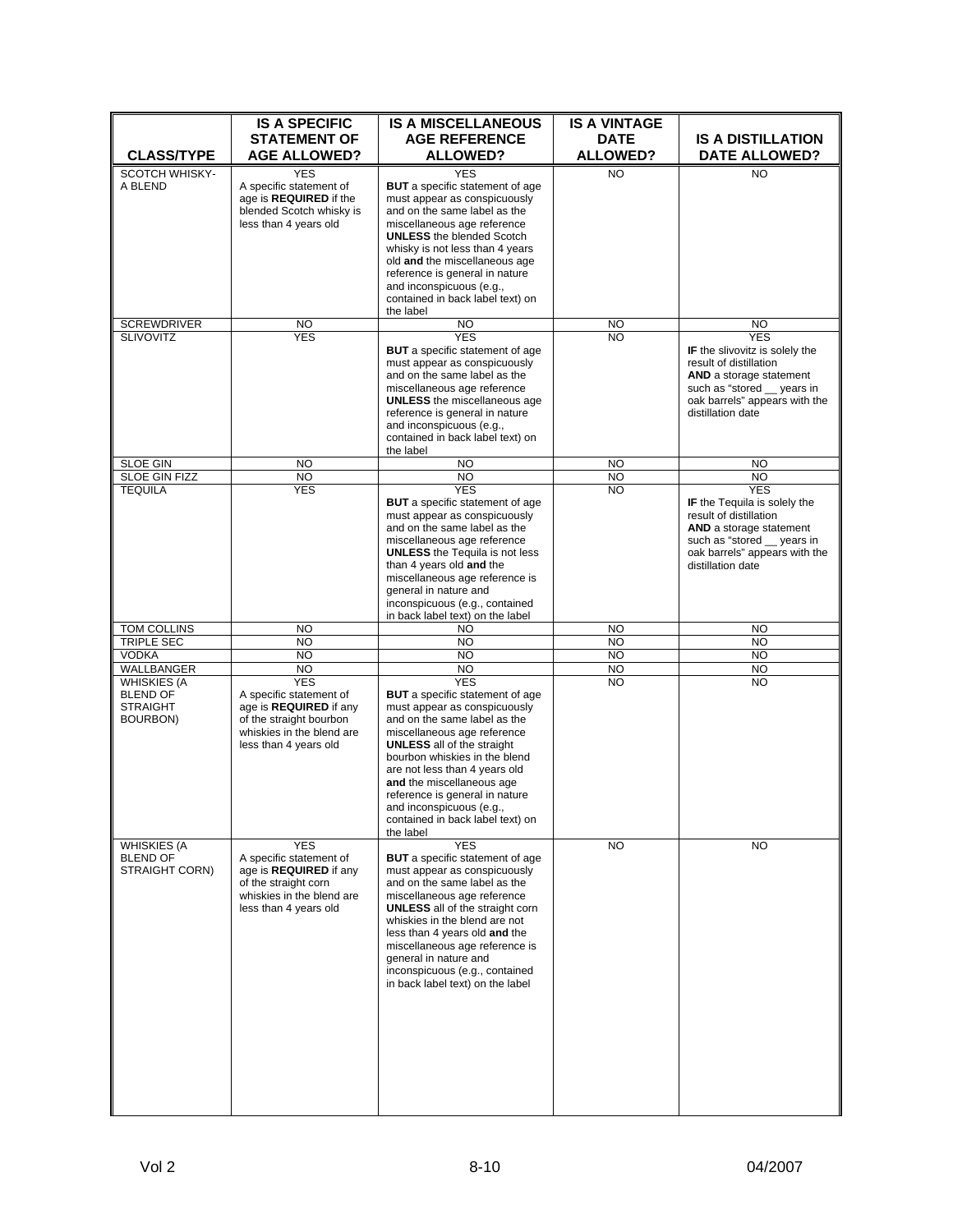| CLASS/TYPE | IS A SPECIFIC STATEMENT OF AGE ALLOWED? | IS A MISCELLANEOUS AGE REFERENCE ALLOWED? | IS A VINTAGE DATE ALLOWED? | IS A DISTILLATION DATE ALLOWED? |
|---|---|---|---|---|
| SCOTCH WHISKY-A BLEND | YES A specific statement of age is **REQUIRED** if the blended Scotch whisky is less than 4 years old | YES **BUT** a specific statement of age must appear as conspicuously and on the same label as the miscellaneous age reference **UNLESS** the blended Scotch whisky is not less than 4 years old **and** the miscellaneous age reference is general in nature and inconspicuous (e.g., contained in back label text) on the label | NO | NO |
| SCREWDRIVER | NO | NO | NO | NO |
| SLIVOVITZ | YES | YES **BUT** a specific statement of age must appear as conspicuously and on the same label as the miscellaneous age reference **UNLESS** the miscellaneous age reference is general in nature and inconspicuous (e.g., contained in back label text) on the label | NO | YES **IF** the slivovitz is solely the result of distillation **AND** a storage statement such as "stored __ years in oak barrels" appears with the distillation date |
| SLOE GIN | NO | NO | NO | NO |
| SLOE GIN FIZZ | NO | NO | NO | NO |
| TEQUILA | YES | YES **BUT** a specific statement of age must appear as conspicuously and on the same label as the miscellaneous age reference **UNLESS** the Tequila is not less than 4 years old **and** the miscellaneous age reference is general in nature and inconspicuous (e.g., contained in back label text) on the label | NO | YES **IF** the Tequila is solely the result of distillation **AND** a storage statement such as "stored __ years in oak barrels" appears with the distillation date |
| TOM COLLINS | NO | NO | NO | NO |
| TRIPLE SEC | NO | NO | NO | NO |
| VODKA | NO | NO | NO | NO |
| WALLBANGER | NO | NO | NO | NO |
| WHISKIES (A BLEND OF STRAIGHT BOURBON) | YES A specific statement of age is **REQUIRED** if any of the straight bourbon whiskies in the blend are less than 4 years old | YES **BUT** a specific statement of age must appear as conspicuously and on the same label as the miscellaneous age reference **UNLESS** all of the straight bourbon whiskies in the blend are not less than 4 years old **and** the miscellaneous age reference is general in nature and inconspicuous (e.g., contained in back label text) on the label | NO | NO |
| WHISKIES (A BLEND OF STRAIGHT CORN) | YES A specific statement of age is **REQUIRED** if any of the straight corn whiskies in the blend are less than 4 years old | YES **BUT** a specific statement of age must appear as conspicuously and on the same label as the miscellaneous age reference **UNLESS** all of the straight corn whiskies in the blend are not less than 4 years old **and** the miscellaneous age reference is general in nature and inconspicuous (e.g., contained in back label text) on the label | NO | NO |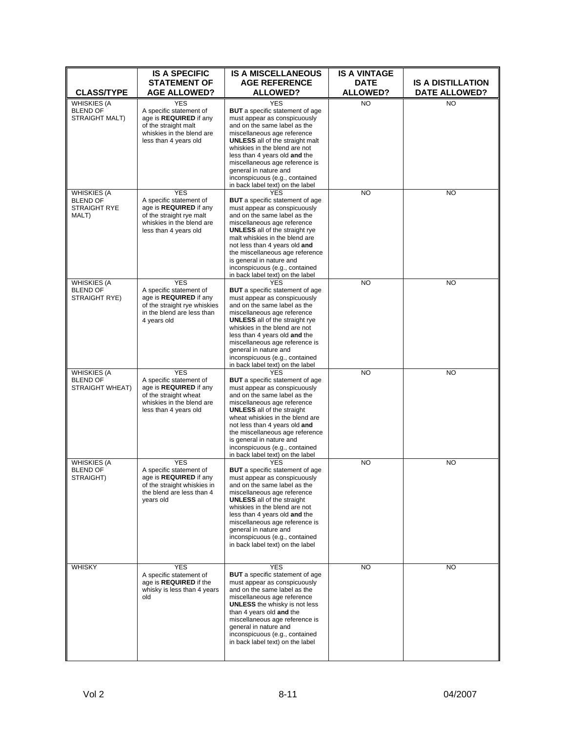| CLASS/TYPE | IS A SPECIFIC STATEMENT OF AGE ALLOWED? | IS A MISCELLANEOUS AGE REFERENCE ALLOWED? | IS A VINTAGE DATE ALLOWED? | IS A DISTILLATION DATE ALLOWED? |
|---|---|---|---|---|
| WHISKIES (A BLEND OF STRAIGHT MALT) | YES<br>A specific statement of age is **REQUIRED** if any of the straight malt whiskies in the blend are less than 4 years old | YES<br>**BUT** a specific statement of age must appear as conspicuously and on the same label as the miscellaneous age reference **UNLESS** all of the straight malt whiskies in the blend are not less than 4 years old **and** the miscellaneous age reference is general in nature and inconspicuous (e.g., contained in back label text) on the label | NO | NO |
| WHISKIES (A BLEND OF STRAIGHT RYE MALT) | YES<br>A specific statement of age is **REQUIRED** if any of the straight rye malt whiskies in the blend are less than 4 years old | YES<br>**BUT** a specific statement of age must appear as conspicuously and on the same label as the miscellaneous age reference **UNLESS** all of the straight rye malt whiskies in the blend are not less than 4 years old **and** the miscellaneous age reference is general in nature and inconspicuous (e.g., contained in back label text) on the label | NO | NO |
| WHISKIES (A BLEND OF STRAIGHT RYE) | YES<br>A specific statement of age is **REQUIRED** if any of the straight rye whiskies in the blend are less than 4 years old | YES<br>**BUT** a specific statement of age must appear as conspicuously and on the same label as the miscellaneous age reference **UNLESS** all of the straight rye whiskies in the blend are not less than 4 years old **and** the miscellaneous age reference is general in nature and inconspicuous (e.g., contained in back label text) on the label | NO | NO |
| WHISKIES (A BLEND OF STRAIGHT WHEAT) | YES<br>A specific statement of age is **REQUIRED** if any of the straight wheat whiskies in the blend are less than 4 years old | YES<br>**BUT** a specific statement of age must appear as conspicuously and on the same label as the miscellaneous age reference **UNLESS** all of the straight wheat whiskies in the blend are not less than 4 years old **and** the miscellaneous age reference is general in nature and inconspicuous (e.g., contained in back label text) on the label | NO | NO |
| WHISKIES (A BLEND OF STRAIGHT) | YES<br>A specific statement of age is **REQUIRED** if any of the straight whiskies in the blend are less than 4 years old | YES<br>**BUT** a specific statement of age must appear as conspicuously and on the same label as the miscellaneous age reference **UNLESS** all of the straight whiskies in the blend are not less than 4 years old **and** the miscellaneous age reference is general in nature and inconspicuous (e.g., contained in back label text) on the label | NO | NO |
| WHISKY | YES<br>A specific statement of age is **REQUIRED** if the whisky is less than 4 years old | YES<br>**BUT** a specific statement of age must appear as conspicuously and on the same label as the miscellaneous age reference **UNLESS** the whisky is not less than 4 years old **and** the miscellaneous age reference is general in nature and inconspicuous (e.g., contained in back label text) on the label | NO | NO |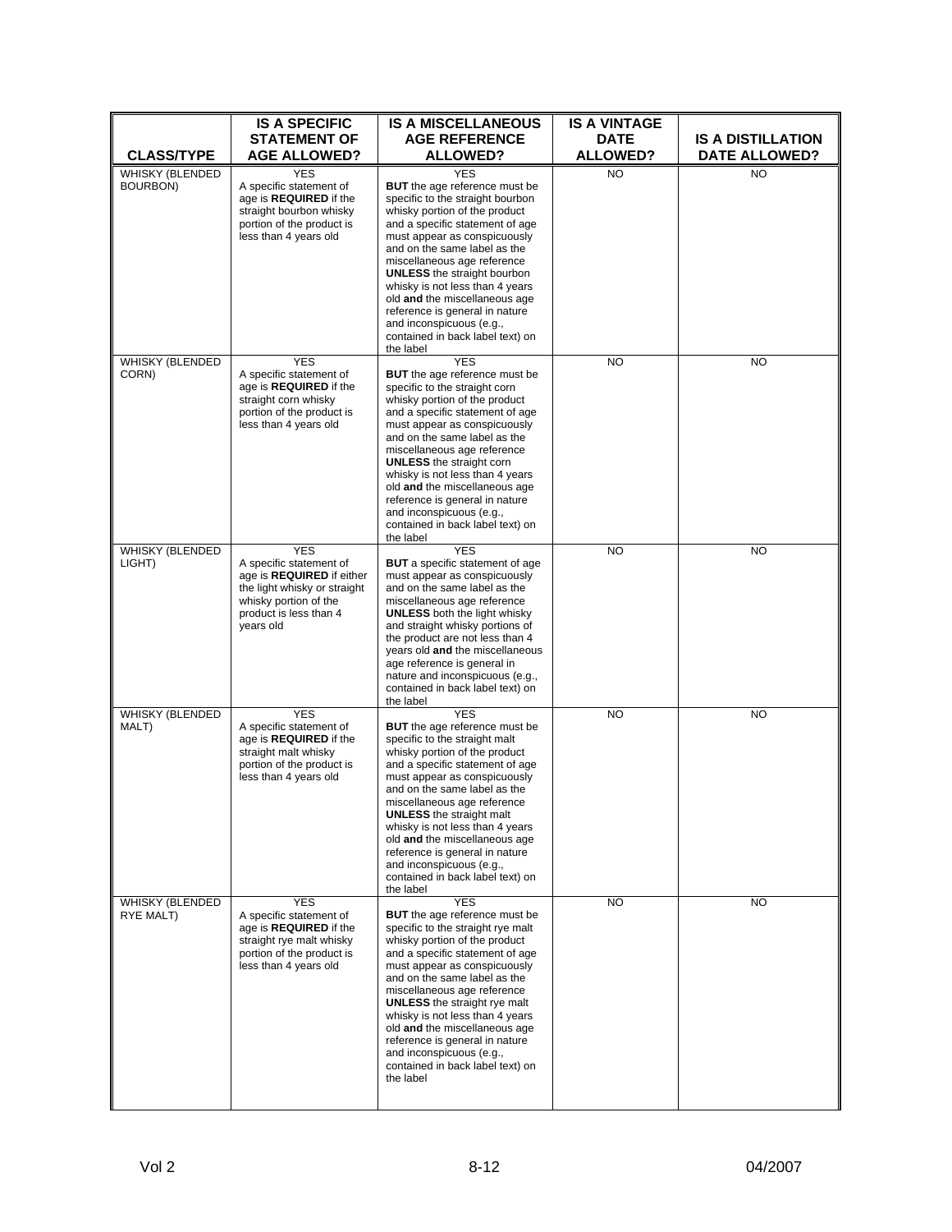| CLASS/TYPE | IS A SPECIFIC STATEMENT OF AGE ALLOWED? | IS A MISCELLANEOUS AGE REFERENCE ALLOWED? | IS A VINTAGE DATE ALLOWED? | IS A DISTILLATION DATE ALLOWED? |
|---|---|---|---|---|
| WHISKY (BLENDED BOURBON) | YES<br>A specific statement of age is **REQUIRED** if the straight bourbon whisky portion of the product is less than 4 years old | YES<br>**BUT** the age reference must be specific to the straight bourbon whisky portion of the product and a specific statement of age must appear as conspicuously and on the same label as the miscellaneous age reference **UNLESS** the straight bourbon whisky is not less than 4 years old **and** the miscellaneous age reference is general in nature and inconspicuous (e.g., contained in back label text) on the label | NO | NO |
| WHISKY (BLENDED CORN) | YES<br>A specific statement of age is **REQUIRED** if the straight corn whisky portion of the product is less than 4 years old | YES<br>**BUT** the age reference must be specific to the straight corn whisky portion of the product and a specific statement of age must appear as conspicuously and on the same label as the miscellaneous age reference **UNLESS** the straight corn whisky is not less than 4 years old **and** the miscellaneous age reference is general in nature and inconspicuous (e.g., contained in back label text) on the label | NO | NO |
| WHISKY (BLENDED LIGHT) | YES<br>A specific statement of age is **REQUIRED** if either the light whisky or straight whisky portion of the product is less than 4 years old | YES<br>**BUT** a specific statement of age must appear as conspicuously and on the same label as the miscellaneous age reference **UNLESS** both the light whisky and straight whisky portions of the product are not less than 4 years old **and** the miscellaneous age reference is general in nature and inconspicuous (e.g., contained in back label text) on the label | NO | NO |
| WHISKY (BLENDED MALT) | YES<br>A specific statement of age is **REQUIRED** if the straight malt whisky portion of the product is less than 4 years old | YES<br>**BUT** the age reference must be specific to the straight malt whisky portion of the product and a specific statement of age must appear as conspicuously and on the same label as the miscellaneous age reference **UNLESS** the straight malt whisky is not less than 4 years old **and** the miscellaneous age reference is general in nature and inconspicuous (e.g., contained in back label text) on the label | NO | NO |
| WHISKY (BLENDED RYE MALT) | YES<br>A specific statement of age is **REQUIRED** if the straight rye malt whisky portion of the product is less than 4 years old | YES<br>**BUT** the age reference must be specific to the straight rye malt whisky portion of the product and a specific statement of age must appear as conspicuously and on the same label as the miscellaneous age reference **UNLESS** the straight rye malt whisky is not less than 4 years old **and** the miscellaneous age reference is general in nature and inconspicuous (e.g., contained in back label text) on the label | NO | NO |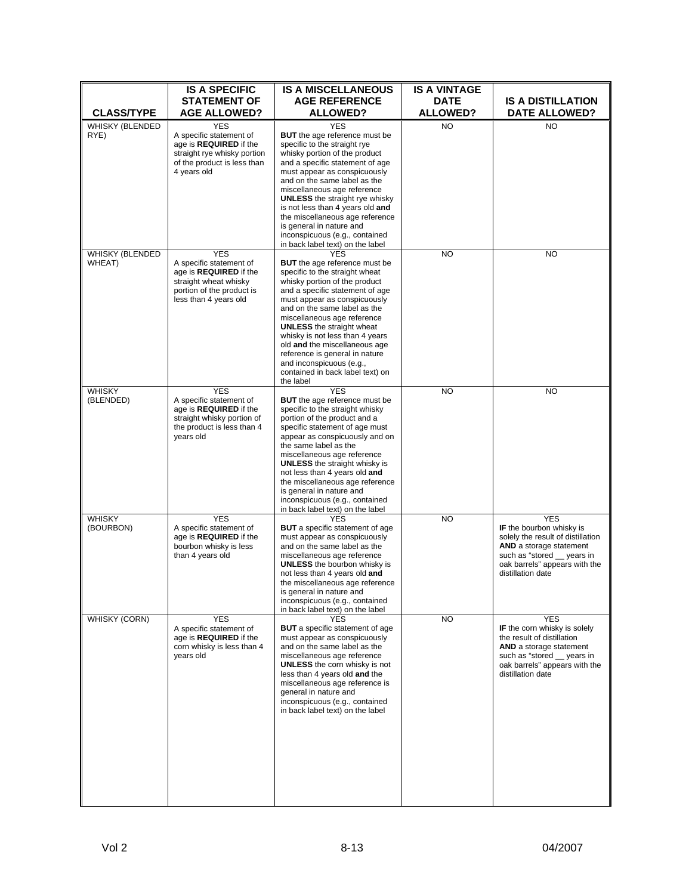| CLASS/TYPE | IS A SPECIFIC STATEMENT OF AGE ALLOWED? | IS A MISCELLANEOUS AGE REFERENCE ALLOWED? | IS A VINTAGE DATE ALLOWED? | IS A DISTILLATION DATE ALLOWED? |
|---|---|---|---|---|
| WHISKY (BLENDED RYE) | YES<br>A specific statement of age is **REQUIRED** if the straight rye whisky portion of the product is less than 4 years old | YES<br>**BUT** the age reference must be specific to the straight rye whisky portion of the product and a specific statement of age must appear as conspicuously and on the same label as the miscellaneous age reference **UNLESS** the straight rye whisky is not less than 4 years old **and** the miscellaneous age reference is general in nature and inconspicuous (e.g., contained in back label text) on the label | NO | NO |
| WHISKY (BLENDED WHEAT) | YES<br>A specific statement of age is **REQUIRED** if the straight wheat whisky portion of the product is less than 4 years old | YES<br>**BUT** the age reference must be specific to the straight wheat whisky portion of the product and a specific statement of age must appear as conspicuously and on the same label as the miscellaneous age reference **UNLESS** the straight wheat whisky is not less than 4 years old **and** the miscellaneous age reference is general in nature and inconspicuous (e.g., contained in back label text) on the label | NO | NO |
| WHISKY (BLENDED) | YES<br>A specific statement of age is **REQUIRED** if the straight whisky portion of the product is less than 4 years old | YES<br>**BUT** the age reference must be specific to the straight whisky portion of the product and a specific statement of age must appear as conspicuously and on the same label as the miscellaneous age reference **UNLESS** the straight whisky is not less than 4 years old **and** the miscellaneous age reference is general in nature and inconspicuous (e.g., contained in back label text) on the label | NO | NO |
| WHISKY (BOURBON) | YES<br>A specific statement of age is **REQUIRED** if the bourbon whisky is less than 4 years old | YES<br>**BUT** a specific statement of age must appear as conspicuously and on the same label as the miscellaneous age reference **UNLESS** the bourbon whisky is not less than 4 years old **and** the miscellaneous age reference is general in nature and inconspicuous (e.g., contained in back label text) on the label | NO | YES<br>**IF** the bourbon whisky is solely the result of distillation **AND** a storage statement such as "stored __ years in oak barrels" appears with the distillation date |
| WHISKY (CORN) | YES<br>A specific statement of age is **REQUIRED** if the corn whisky is less than 4 years old | YES<br>**BUT** a specific statement of age must appear as conspicuously and on the same label as the miscellaneous age reference **UNLESS** the corn whisky is not less than 4 years old **and** the miscellaneous age reference is general in nature and inconspicuous (e.g., contained in back label text) on the label | NO | YES<br>**IF** the corn whisky is solely the result of distillation **AND** a storage statement such as "stored __ years in oak barrels" appears with the distillation date |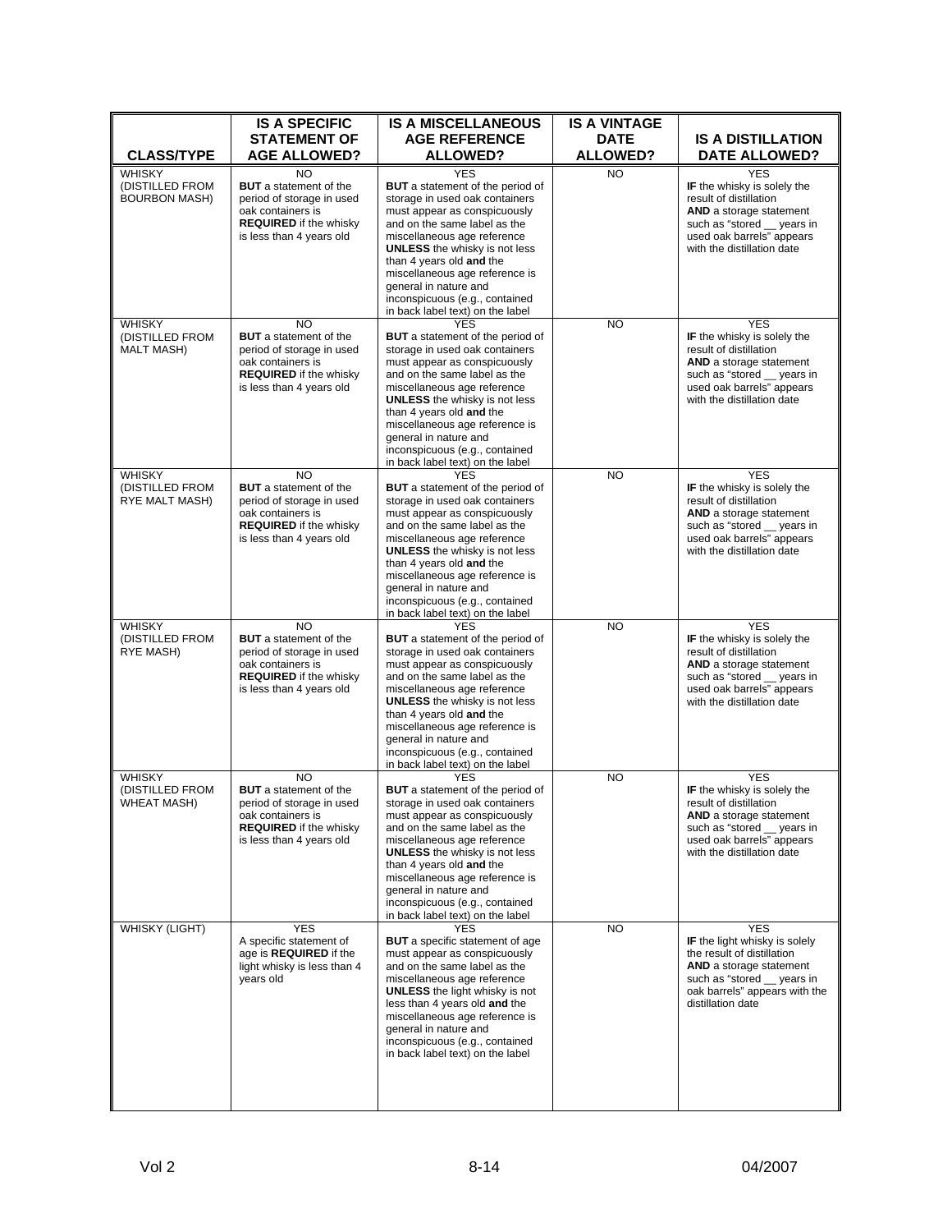| CLASS/TYPE | IS A SPECIFIC STATEMENT OF AGE ALLOWED? | IS A MISCELLANEOUS AGE REFERENCE ALLOWED? | IS A VINTAGE DATE ALLOWED? | IS A DISTILLATION DATE ALLOWED? |
|---|---|---|---|---|
| WHISKY (DISTILLED FROM BOURBON MASH) | NO **BUT** a statement of the period of storage in used oak containers is **REQUIRED** if the whisky is less than 4 years old | YES **BUT** a statement of the period of storage in used oak containers must appear as conspicuously and on the same label as the miscellaneous age reference **UNLESS** the whisky is not less than 4 years old **and** the miscellaneous age reference is general in nature and inconspicuous (e.g., contained in back label text) on the label | NO | YES **IF** the whisky is solely the result of distillation **AND** a storage statement such as "stored __ years in used oak barrels" appears with the distillation date |
| WHISKY (DISTILLED FROM MALT MASH) | NO **BUT** a statement of the period of storage in used oak containers is **REQUIRED** if the whisky is less than 4 years old | YES **BUT** a statement of the period of storage in used oak containers must appear as conspicuously and on the same label as the miscellaneous age reference **UNLESS** the whisky is not less than 4 years old **and** the miscellaneous age reference is general in nature and inconspicuous (e.g., contained in back label text) on the label | NO | YES **IF** the whisky is solely the result of distillation **AND** a storage statement such as "stored __ years in used oak barrels" appears with the distillation date |
| WHISKY (DISTILLED FROM RYE MALT MASH) | NO **BUT** a statement of the period of storage in used oak containers is **REQUIRED** if the whisky is less than 4 years old | YES **BUT** a statement of the period of storage in used oak containers must appear as conspicuously and on the same label as the miscellaneous age reference **UNLESS** the whisky is not less than 4 years old **and** the miscellaneous age reference is general in nature and inconspicuous (e.g., contained in back label text) on the label | NO | YES **IF** the whisky is solely the result of distillation **AND** a storage statement such as "stored __ years in used oak barrels" appears with the distillation date |
| WHISKY (DISTILLED FROM RYE MASH) | NO **BUT** a statement of the period of storage in used oak containers is **REQUIRED** if the whisky is less than 4 years old | YES **BUT** a statement of the period of storage in used oak containers must appear as conspicuously and on the same label as the miscellaneous age reference **UNLESS** the whisky is not less than 4 years old **and** the miscellaneous age reference is general in nature and inconspicuous (e.g., contained in back label text) on the label | NO | YES **IF** the whisky is solely the result of distillation **AND** a storage statement such as "stored __ years in used oak barrels" appears with the distillation date |
| WHISKY (DISTILLED FROM WHEAT MASH) | NO **BUT** a statement of the period of storage in used oak containers is **REQUIRED** if the whisky is less than 4 years old | YES **BUT** a statement of the period of storage in used oak containers must appear as conspicuously and on the same label as the miscellaneous age reference **UNLESS** the whisky is not less than 4 years old **and** the miscellaneous age reference is general in nature and inconspicuous (e.g., contained in back label text) on the label | NO | YES **IF** the whisky is solely the result of distillation **AND** a storage statement such as "stored __ years in used oak barrels" appears with the distillation date |
| WHISKY (LIGHT) | YES A specific statement of age is **REQUIRED** if the light whisky is less than 4 years old | YES **BUT** a specific statement of age must appear as conspicuously and on the same label as the miscellaneous age reference **UNLESS** the light whisky is not less than 4 years old **and** the miscellaneous age reference is general in nature and inconspicuous (e.g., contained in back label text) on the label | NO | YES **IF** the light whisky is solely the result of distillation **AND** a storage statement such as "stored __ years in oak barrels" appears with the distillation date |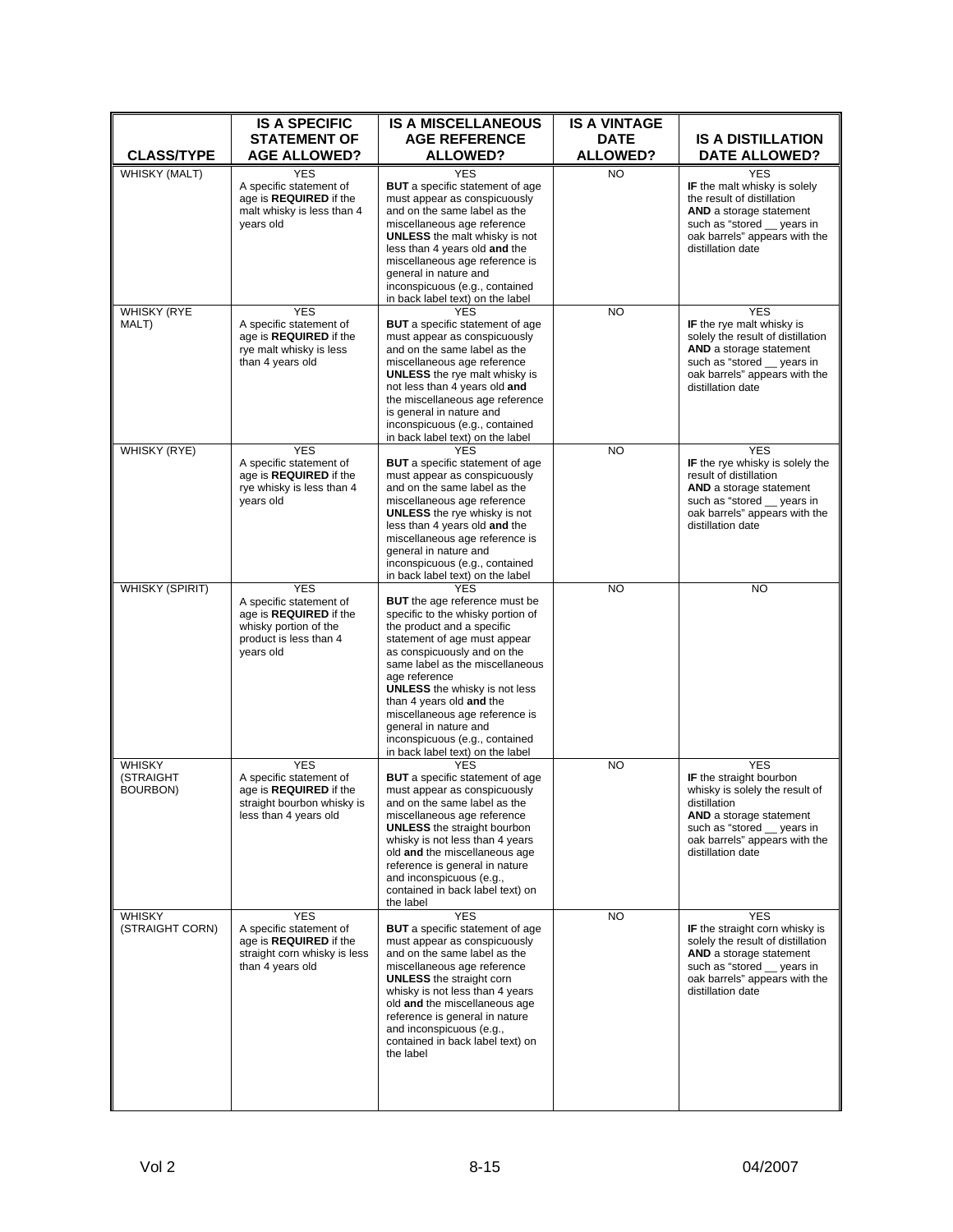| CLASS/TYPE | IS A SPECIFIC STATEMENT OF AGE ALLOWED? | IS A MISCELLANEOUS AGE REFERENCE ALLOWED? | IS A VINTAGE DATE ALLOWED? | IS A DISTILLATION DATE ALLOWED? |
|---|---|---|---|---|
| WHISKY (MALT) | YES<br>A specific statement of age is **REQUIRED** if the malt whisky is less than 4 years old | YES<br>**BUT** a specific statement of age must appear as conspicuously and on the same label as the miscellaneous age reference **UNLESS** the malt whisky is not less than 4 years old **and** the miscellaneous age reference is general in nature and inconspicuous (e.g., contained in back label text) on the label | NO | YES<br>**IF** the malt whisky is solely the result of distillation **AND** a storage statement such as "stored __ years in oak barrels" appears with the distillation date |
| WHISKY (RYE MALT) | YES<br>A specific statement of age is **REQUIRED** if the rye malt whisky is less than 4 years old | YES<br>**BUT** a specific statement of age must appear as conspicuously and on the same label as the miscellaneous age reference **UNLESS** the rye malt whisky is not less than 4 years old **and** the miscellaneous age reference is general in nature and inconspicuous (e.g., contained in back label text) on the label | NO | YES<br>**IF** the rye malt whisky is solely the result of distillation **AND** a storage statement such as "stored __ years in oak barrels" appears with the distillation date |
| WHISKY (RYE) | YES<br>A specific statement of age is **REQUIRED** if the rye whisky is less than 4 years old | YES<br>**BUT** a specific statement of age must appear as conspicuously and on the same label as the miscellaneous age reference **UNLESS** the rye whisky is not less than 4 years old **and** the miscellaneous age reference is general in nature and inconspicuous (e.g., contained in back label text) on the label | NO | YES<br>**IF** the rye whisky is solely the result of distillation **AND** a storage statement such as "stored __ years in oak barrels" appears with the distillation date |
| WHISKY (SPIRIT) | YES<br>A specific statement of age is **REQUIRED** if the whisky portion of the product is less than 4 years old | YES<br>**BUT** the age reference must be specific to the whisky portion of the product and a specific statement of age must appear as conspicuously and on the same label as the miscellaneous age reference **UNLESS** the whisky is not less than 4 years old **and** the miscellaneous age reference is general in nature and inconspicuous (e.g., contained in back label text) on the label | NO | NO |
| WHISKY (STRAIGHT BOURBON) | YES<br>A specific statement of age is **REQUIRED** if the straight bourbon whisky is less than 4 years old | YES<br>**BUT** a specific statement of age must appear as conspicuously and on the same label as the miscellaneous age reference **UNLESS** the straight bourbon whisky is not less than 4 years old **and** the miscellaneous age reference is general in nature and inconspicuous (e.g., contained in back label text) on the label | NO | YES<br>**IF** the straight bourbon whisky is solely the result of distillation **AND** a storage statement such as "stored __ years in oak barrels" appears with the distillation date |
| WHISKY (STRAIGHT CORN) | YES<br>A specific statement of age is **REQUIRED** if the straight corn whisky is less than 4 years old | YES<br>**BUT** a specific statement of age must appear as conspicuously and on the same label as the miscellaneous age reference **UNLESS** the straight corn whisky is not less than 4 years old **and** the miscellaneous age reference is general in nature and inconspicuous (e.g., contained in back label text) on the label | NO | YES<br>**IF** the straight corn whisky is solely the result of distillation **AND** a storage statement such as "stored __ years in oak barrels" appears with the distillation date |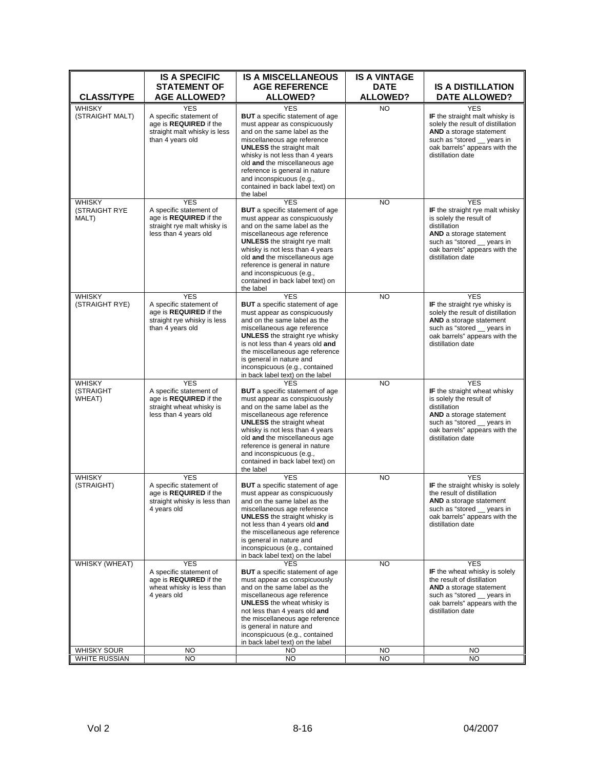| CLASS/TYPE | IS A SPECIFIC STATEMENT OF AGE ALLOWED? | IS A MISCELLANEOUS AGE REFERENCE ALLOWED? | IS A VINTAGE DATE ALLOWED? | IS A DISTILLATION DATE ALLOWED? |
|---|---|---|---|---|
| WHISKY (STRAIGHT MALT) | YES<br>A specific statement of age is **REQUIRED** if the straight malt whisky is less than 4 years old | YES<br>**BUT** a specific statement of age must appear as conspicuously and on the same label as the miscellaneous age reference **UNLESS** the straight malt whisky is not less than 4 years old **and** the miscellaneous age reference is general in nature and inconspicuous (e.g., contained in back label text) on the label | NO | YES<br>**IF** the straight malt whisky is solely the result of distillation **AND** a storage statement such as "stored __ years in oak barrels" appears with the distillation date |
| WHISKY (STRAIGHT RYE MALT) | YES<br>A specific statement of age is **REQUIRED** if the straight rye malt whisky is less than 4 years old | YES<br>**BUT** a specific statement of age must appear as conspicuously and on the same label as the miscellaneous age reference **UNLESS** the straight rye malt whisky is not less than 4 years old **and** the miscellaneous age reference is general in nature and inconspicuous (e.g., contained in back label text) on the label | NO | YES<br>**IF** the straight rye malt whisky is solely the result of distillation **AND** a storage statement such as "stored __ years in oak barrels" appears with the distillation date |
| WHISKY (STRAIGHT RYE) | YES<br>A specific statement of age is **REQUIRED** if the straight rye whisky is less than 4 years old | YES<br>**BUT** a specific statement of age must appear as conspicuously and on the same label as the miscellaneous age reference **UNLESS** the straight rye whisky is not less than 4 years old **and** the miscellaneous age reference is general in nature and inconspicuous (e.g., contained in back label text) on the label | NO | YES<br>**IF** the straight rye whisky is solely the result of distillation **AND** a storage statement such as "stored __ years in oak barrels" appears with the distillation date |
| WHISKY (STRAIGHT WHEAT) | YES<br>A specific statement of age is **REQUIRED** if the straight wheat whisky is less than 4 years old | YES<br>**BUT** a specific statement of age must appear as conspicuously and on the same label as the miscellaneous age reference **UNLESS** the straight wheat whisky is not less than 4 years old **and** the miscellaneous age reference is general in nature and inconspicuous (e.g., contained in back label text) on the label | NO | YES<br>**IF** the straight wheat whisky is solely the result of distillation **AND** a storage statement such as "stored __ years in oak barrels" appears with the distillation date |
| WHISKY (STRAIGHT) | YES<br>A specific statement of age is **REQUIRED** if the straight whisky is less than 4 years old | YES<br>**BUT** a specific statement of age must appear as conspicuously and on the same label as the miscellaneous age reference **UNLESS** the straight whisky is not less than 4 years old **and** the miscellaneous age reference is general in nature and inconspicuous (e.g., contained in back label text) on the label | NO | YES<br>**IF** the straight whisky is solely the result of distillation **AND** a storage statement such as "stored __ years in oak barrels" appears with the distillation date |
| WHISKY (WHEAT) | YES<br>A specific statement of age is **REQUIRED** if the wheat whisky is less than 4 years old | YES<br>**BUT** a specific statement of age must appear as conspicuously and on the same label as the miscellaneous age reference **UNLESS** the wheat whisky is not less than 4 years old **and** the miscellaneous age reference is general in nature and inconspicuous (e.g., contained in back label text) on the label | NO | YES<br>**IF** the wheat whisky is solely the result of distillation **AND** a storage statement such as "stored __ years in oak barrels" appears with the distillation date |
| WHISKY SOUR | NO | NO | NO | NO |
| WHITE RUSSIAN | NO | NO | NO | NO |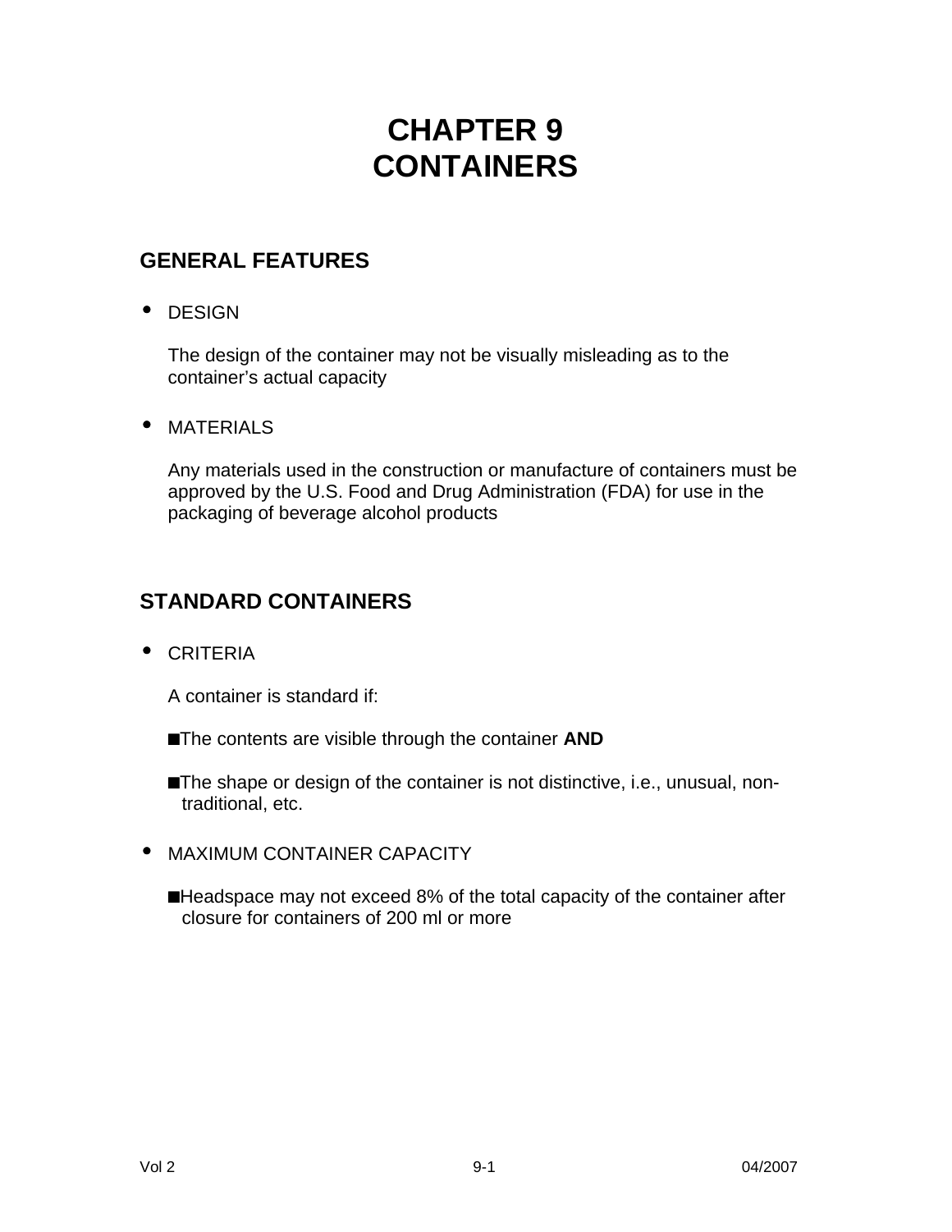# CHAPTER 9
# CONTAINERS

## GENERAL FEATURES

- DESIGN

  The design of the container may not be visually misleading as to the container's actual capacity

- MATERIALS

  Any materials used in the construction or manufacture of containers must be approved by the U.S. Food and Drug Administration (FDA) for use in the packaging of beverage alcohol products

## STANDARD CONTAINERS

- CRITERIA

  A container is standard if:

  ■ The contents are visible through the container **AND**

  ■ The shape or design of the container is not distinctive, i.e., unusual, non-traditional, etc.

- MAXIMUM CONTAINER CAPACITY

  ■ Headspace may not exceed 8% of the total capacity of the container after closure for containers of 200 ml or more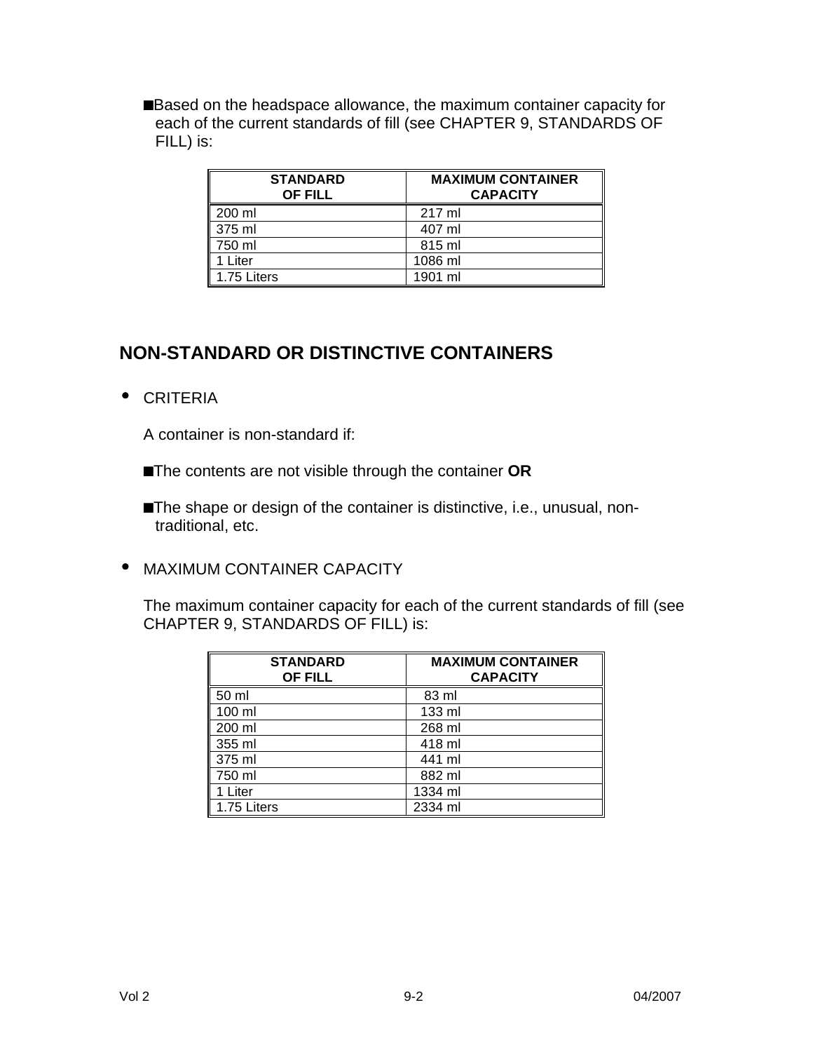- Based on the headspace allowance, the maximum container capacity for each of the current standards of fill (see CHAPTER 9, STANDARDS OF FILL) is:

| STANDARD OF FILL | MAXIMUM CONTAINER CAPACITY |
|---|---|
| 200 ml | 217 ml |
| 375 ml | 407 ml |
| 750 ml | 815 ml |
| 1 Liter | 1086 ml |
| 1.75 Liters | 1901 ml |

## NON-STANDARD OR DISTINCTIVE CONTAINERS

- CRITERIA

  A container is non-standard if:

  - The contents are not visible through the container **OR**
  - The shape or design of the container is distinctive, i.e., unusual, non-traditional, etc.

- MAXIMUM CONTAINER CAPACITY

  The maximum container capacity for each of the current standards of fill (see CHAPTER 9, STANDARDS OF FILL) is:

| STANDARD OF FILL | MAXIMUM CONTAINER CAPACITY |
|---|---|
| 50 ml | 83 ml |
| 100 ml | 133 ml |
| 200 ml | 268 ml |
| 355 ml | 418 ml |
| 375 ml | 441 ml |
| 750 ml | 882 ml |
| 1 Liter | 1334 ml |
| 1.75 Liters | 2334 ml |